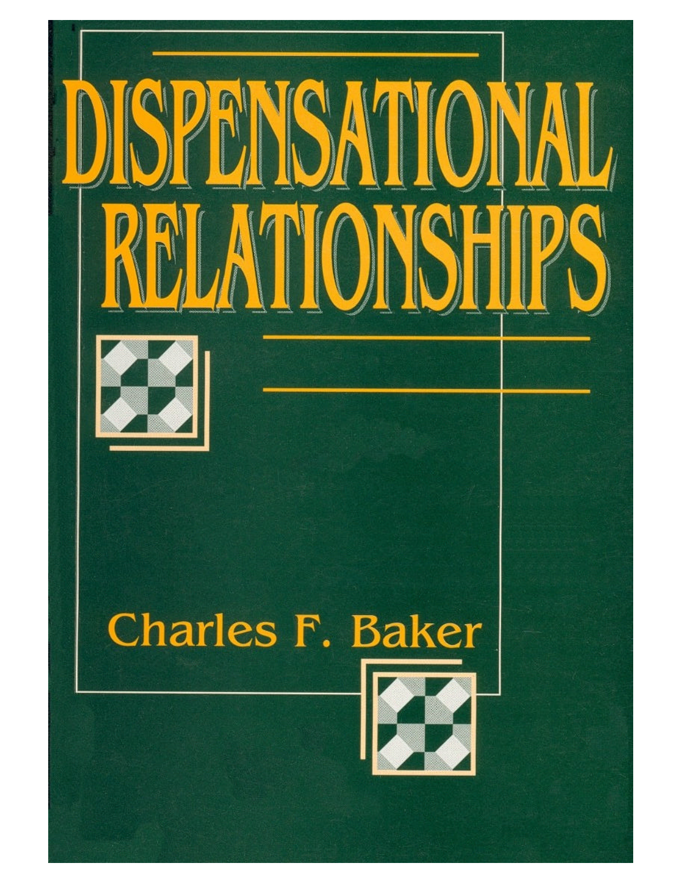# DISPENSATIONAL RELATIONSHIPS

Charles F. Baker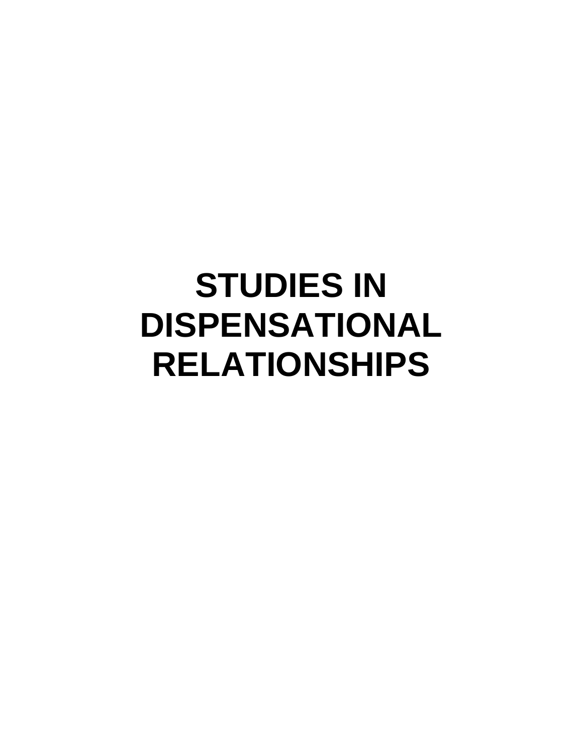# STUDIES IN DISPENSATIONAL RELATIONSHIPS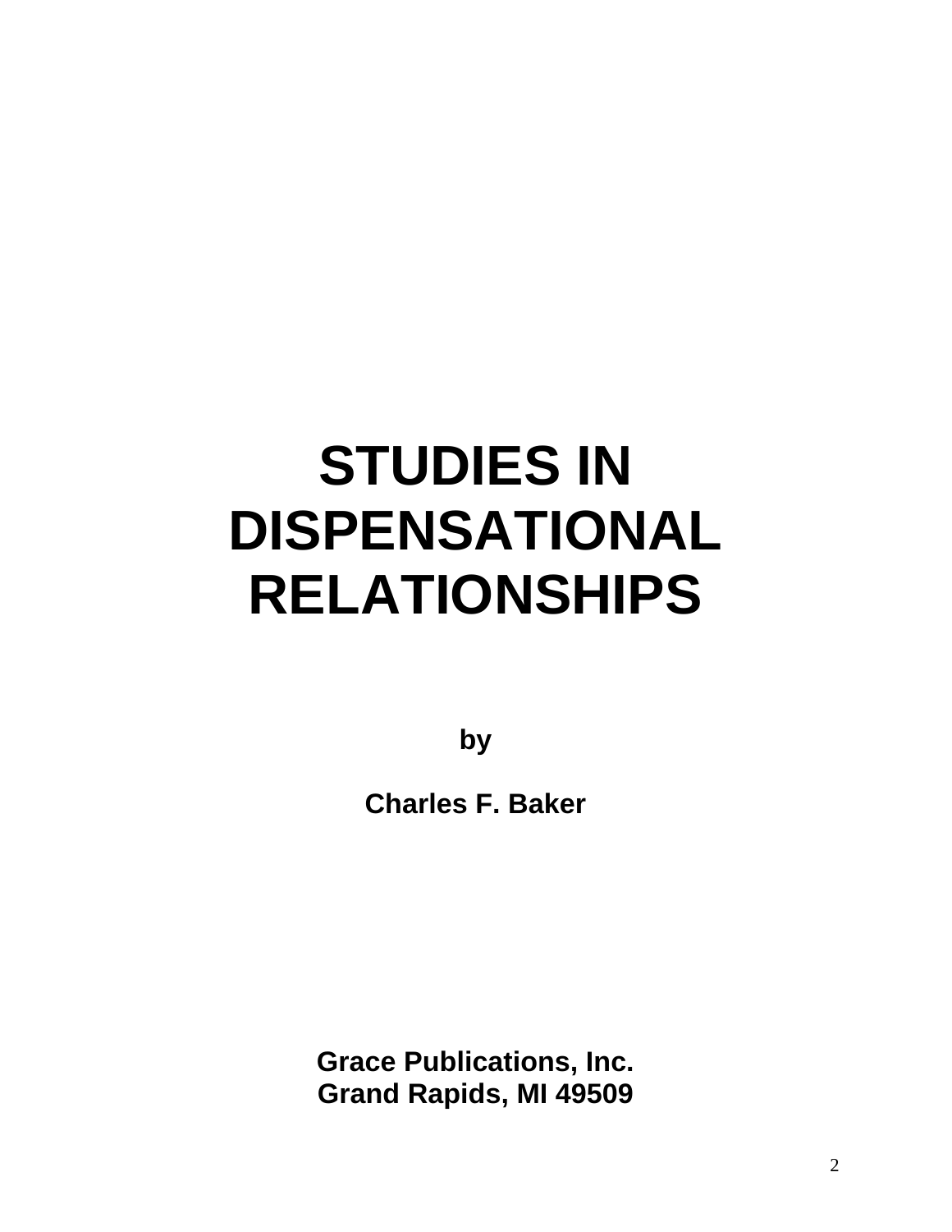# STUDIES IN DISPENSATIONAL RELATIONSHIPS

**by**

**Charles F. Baker**

**Grace Publications, Inc.**
**Grand Rapids, MI 49509**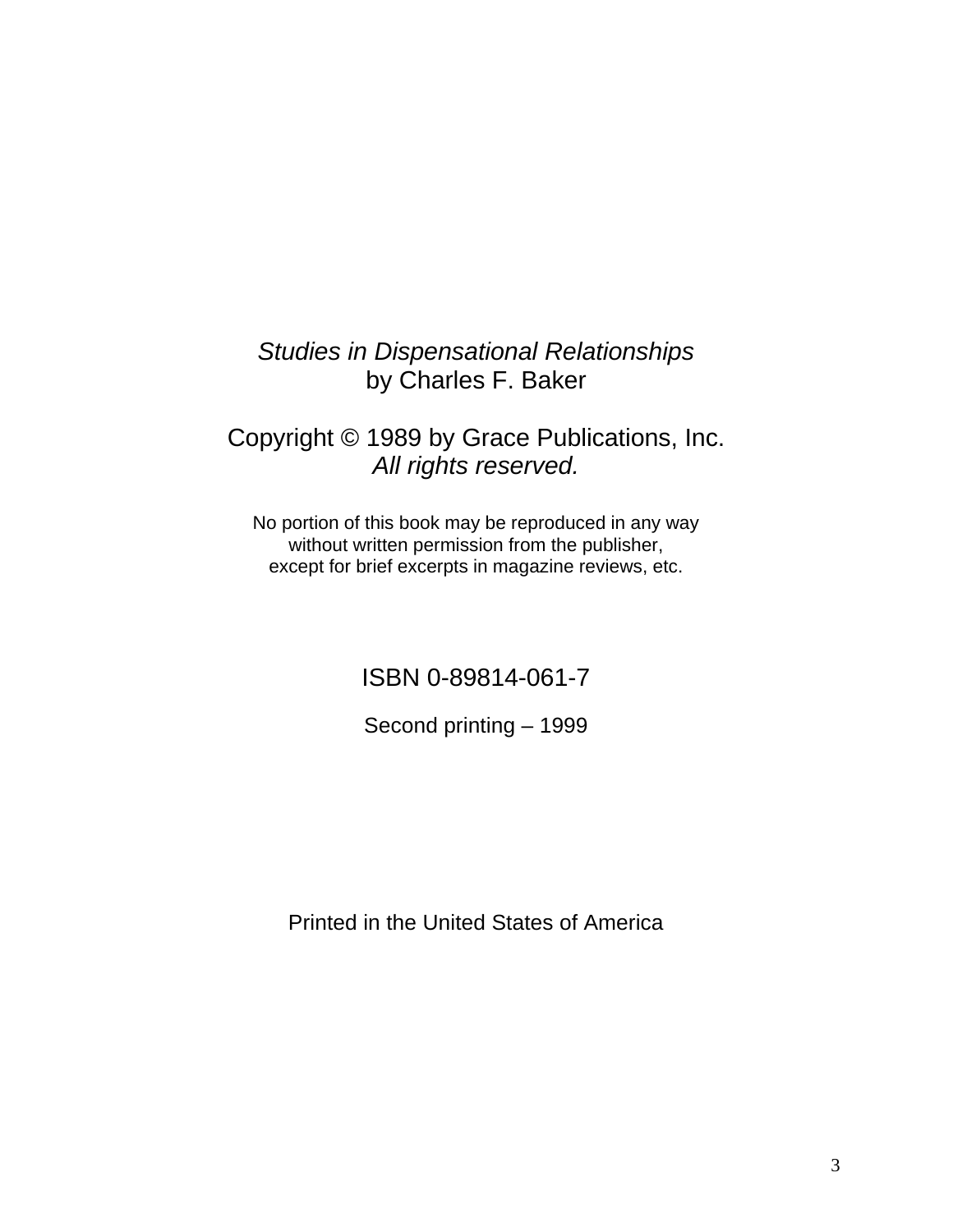*Studies in Dispensational Relationships*
by Charles F. Baker

Copyright © 1989 by Grace Publications, Inc.
*All rights reserved.*

No portion of this book may be reproduced in any way
without written permission from the publisher,
except for brief excerpts in magazine reviews, etc.

ISBN 0-89814-061-7

Second printing – 1999

Printed in the United States of America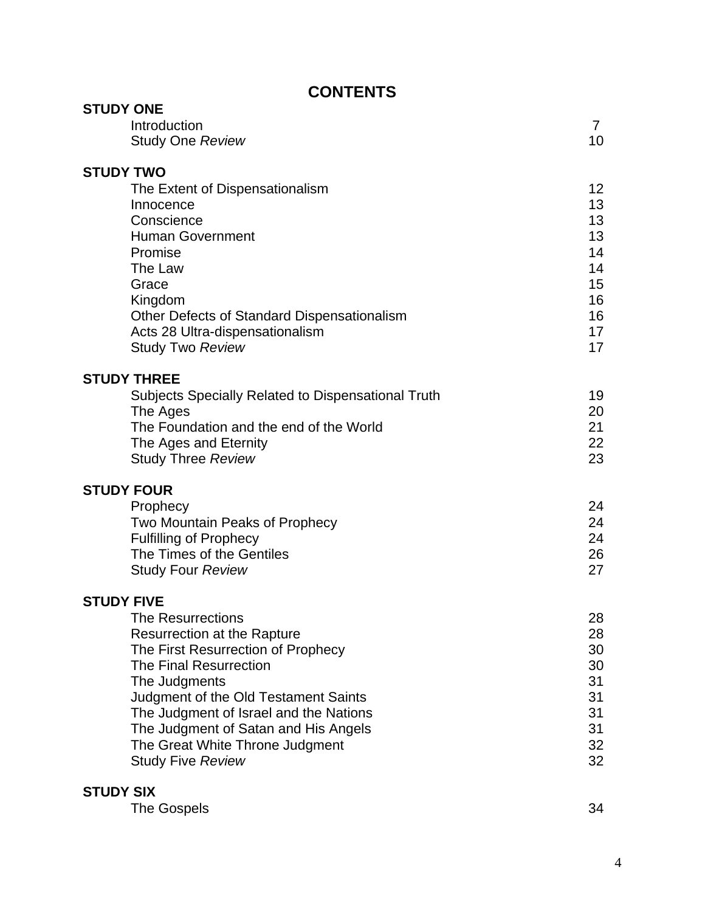# CONTENTS

**STUDY ONE**

| | |
|---|---|
| Introduction | 7 |
| Study One *Review* | 10 |

**STUDY TWO**

| | |
|---|---|
| The Extent of Dispensationalism | 12 |
| Innocence | 13 |
| Conscience | 13 |
| Human Government | 13 |
| Promise | 14 |
| The Law | 14 |
| Grace | 15 |
| Kingdom | 16 |
| Other Defects of Standard Dispensationalism | 16 |
| Acts 28 Ultra-dispensationalism | 17 |
| Study Two *Review* | 17 |

**STUDY THREE**

| | |
|---|---|
| Subjects Specially Related to Dispensational Truth | 19 |
| The Ages | 20 |
| The Foundation and the end of the World | 21 |
| The Ages and Eternity | 22 |
| Study Three *Review* | 23 |

**STUDY FOUR**

| | |
|---|---|
| Prophecy | 24 |
| Two Mountain Peaks of Prophecy | 24 |
| Fulfilling of Prophecy | 24 |
| The Times of the Gentiles | 26 |
| Study Four *Review* | 27 |

**STUDY FIVE**

| | |
|---|---|
| The Resurrections | 28 |
| Resurrection at the Rapture | 28 |
| The First Resurrection of Prophecy | 30 |
| The Final Resurrection | 30 |
| The Judgments | 31 |
| Judgment of the Old Testament Saints | 31 |
| The Judgment of Israel and the Nations | 31 |
| The Judgment of Satan and His Angels | 31 |
| The Great White Throne Judgment | 32 |
| Study Five *Review* | 32 |

**STUDY SIX**

| | |
|---|---|
| The Gospels | 34 |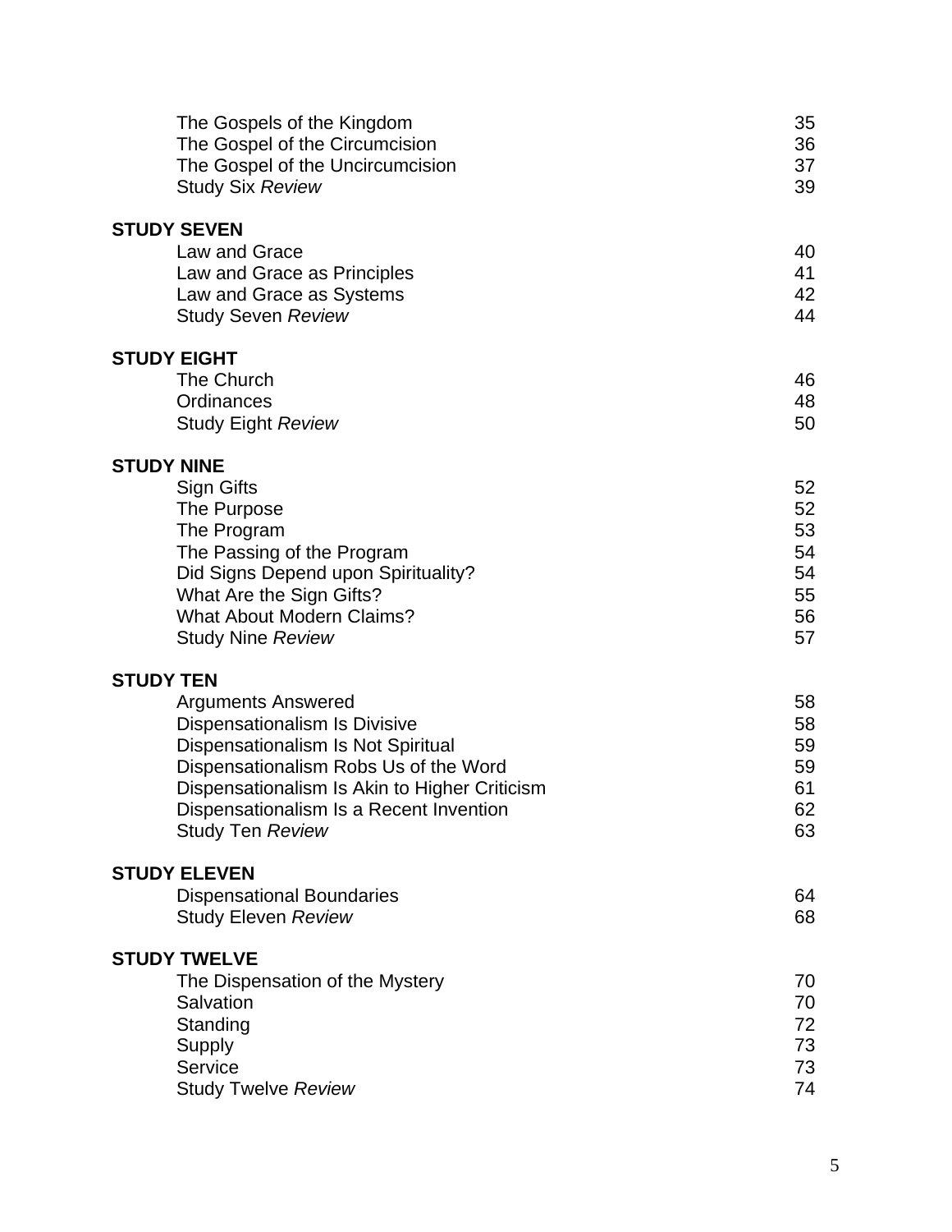| | |
|---|---|
| The Gospels of the Kingdom | 35 |
| The Gospel of the Circumcision | 36 |
| The Gospel of the Uncircumcision | 37 |
| Study Six *Review* | 39 |

**STUDY SEVEN**

| | |
|---|---|
| Law and Grace | 40 |
| Law and Grace as Principles | 41 |
| Law and Grace as Systems | 42 |
| Study Seven *Review* | 44 |

**STUDY EIGHT**

| | |
|---|---|
| The Church | 46 |
| Ordinances | 48 |
| Study Eight *Review* | 50 |

**STUDY NINE**

| | |
|---|---|
| Sign Gifts | 52 |
| The Purpose | 52 |
| The Program | 53 |
| The Passing of the Program | 54 |
| Did Signs Depend upon Spirituality? | 54 |
| What Are the Sign Gifts? | 55 |
| What About Modern Claims? | 56 |
| Study Nine *Review* | 57 |

**STUDY TEN**

| | |
|---|---|
| Arguments Answered | 58 |
| Dispensationalism Is Divisive | 58 |
| Dispensationalism Is Not Spiritual | 59 |
| Dispensationalism Robs Us of the Word | 59 |
| Dispensationalism Is Akin to Higher Criticism | 61 |
| Dispensationalism Is a Recent Invention | 62 |
| Study Ten *Review* | 63 |

**STUDY ELEVEN**

| | |
|---|---|
| Dispensational Boundaries | 64 |
| Study Eleven *Review* | 68 |

**STUDY TWELVE**

| | |
|---|---|
| The Dispensation of the Mystery | 70 |
| Salvation | 70 |
| Standing | 72 |
| Supply | 73 |
| Service | 73 |
| Study Twelve *Review* | 74 |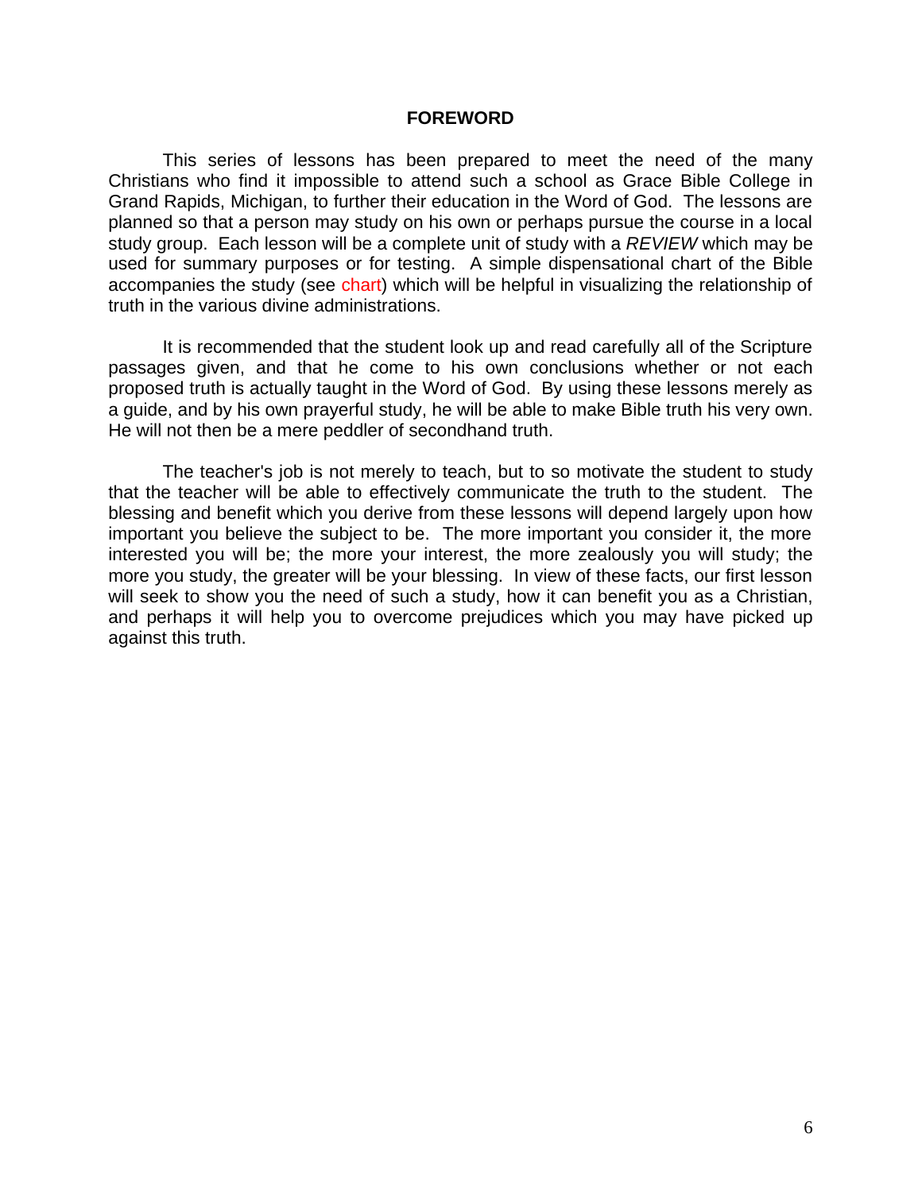## FOREWORD

This series of lessons has been prepared to meet the need of the many Christians who find it impossible to attend such a school as Grace Bible College in Grand Rapids, Michigan, to further their education in the Word of God. The lessons are planned so that a person may study on his own or perhaps pursue the course in a local study group. Each lesson will be a complete unit of study with a *REVIEW* which may be used for summary purposes or for testing. A simple dispensational chart of the Bible accompanies the study (see chart) which will be helpful in visualizing the relationship of truth in the various divine administrations.

It is recommended that the student look up and read carefully all of the Scripture passages given, and that he come to his own conclusions whether or not each proposed truth is actually taught in the Word of God. By using these lessons merely as a guide, and by his own prayerful study, he will be able to make Bible truth his very own. He will not then be a mere peddler of secondhand truth.

The teacher's job is not merely to teach, but to so motivate the student to study that the teacher will be able to effectively communicate the truth to the student. The blessing and benefit which you derive from these lessons will depend largely upon how important you believe the subject to be. The more important you consider it, the more interested you will be; the more your interest, the more zealously you will study; the more you study, the greater will be your blessing. In view of these facts, our first lesson will seek to show you the need of such a study, how it can benefit you as a Christian, and perhaps it will help you to overcome prejudices which you may have picked up against this truth.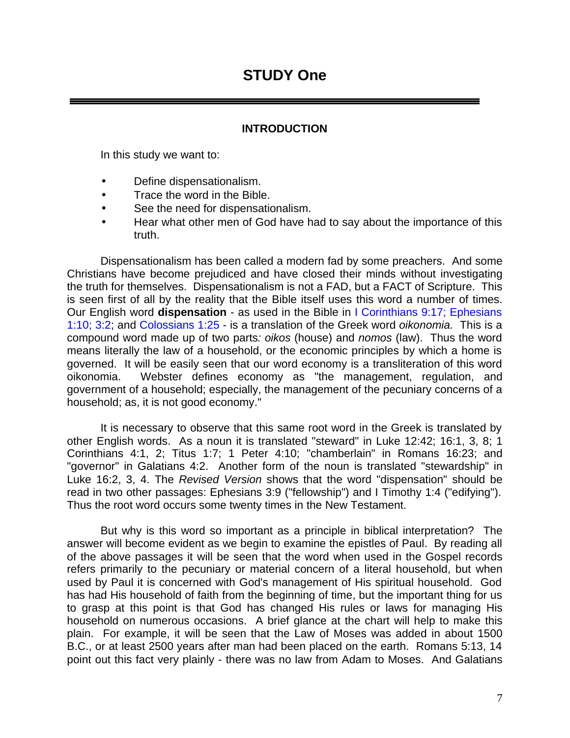# STUDY One

### INTRODUCTION

In this study we want to:

- Define dispensationalism.
- Trace the word in the Bible.
- See the need for dispensationalism.
- Hear what other men of God have had to say about the importance of this truth.

Dispensationalism has been called a modern fad by some preachers. And some Christians have become prejudiced and have closed their minds without investigating the truth for themselves. Dispensationalism is not a FAD, but a FACT of Scripture. This is seen first of all by the reality that the Bible itself uses this word a number of times. Our English word **dispensation** - as used in the Bible in I Corinthians 9:17; Ephesians 1:10; 3:2; and Colossians 1:25 - is a translation of the Greek word *oikonomia.* This is a compound word made up of two parts*: oikos* (house) and *nomos* (law). Thus the word means literally the law of a household, or the economic principles by which a home is governed. It will be easily seen that our word economy is a transliteration of this word oikonomia. Webster defines economy as "the management, regulation, and government of a household; especially, the management of the pecuniary concerns of a household; as, it is not good economy."

It is necessary to observe that this same root word in the Greek is translated by other English words. As a noun it is translated "steward" in Luke 12:42; 16:1, 3, 8; 1 Corinthians 4:1, 2; Titus 1:7; 1 Peter 4:10; "chamberlain" in Romans 16:23; and "governor" in Galatians 4:2. Another form of the noun is translated "stewardship" in Luke 16:2, 3, 4. The *Revised Version* shows that the word "dispensation" should be read in two other passages: Ephesians 3:9 ("fellowship") and I Timothy 1:4 ("edifying"). Thus the root word occurs some twenty times in the New Testament.

But why is this word so important as a principle in biblical interpretation? The answer will become evident as we begin to examine the epistles of Paul. By reading all of the above passages it will be seen that the word when used in the Gospel records refers primarily to the pecuniary or material concern of a literal household, but when used by Paul it is concerned with God's management of His spiritual household. God has had His household of faith from the beginning of time, but the important thing for us to grasp at this point is that God has changed His rules or laws for managing His household on numerous occasions. A brief glance at the chart will help to make this plain. For example, it will be seen that the Law of Moses was added in about 1500 B.C., or at least 2500 years after man had been placed on the earth. Romans 5:13, 14 point out this fact very plainly - there was no law from Adam to Moses. And Galatians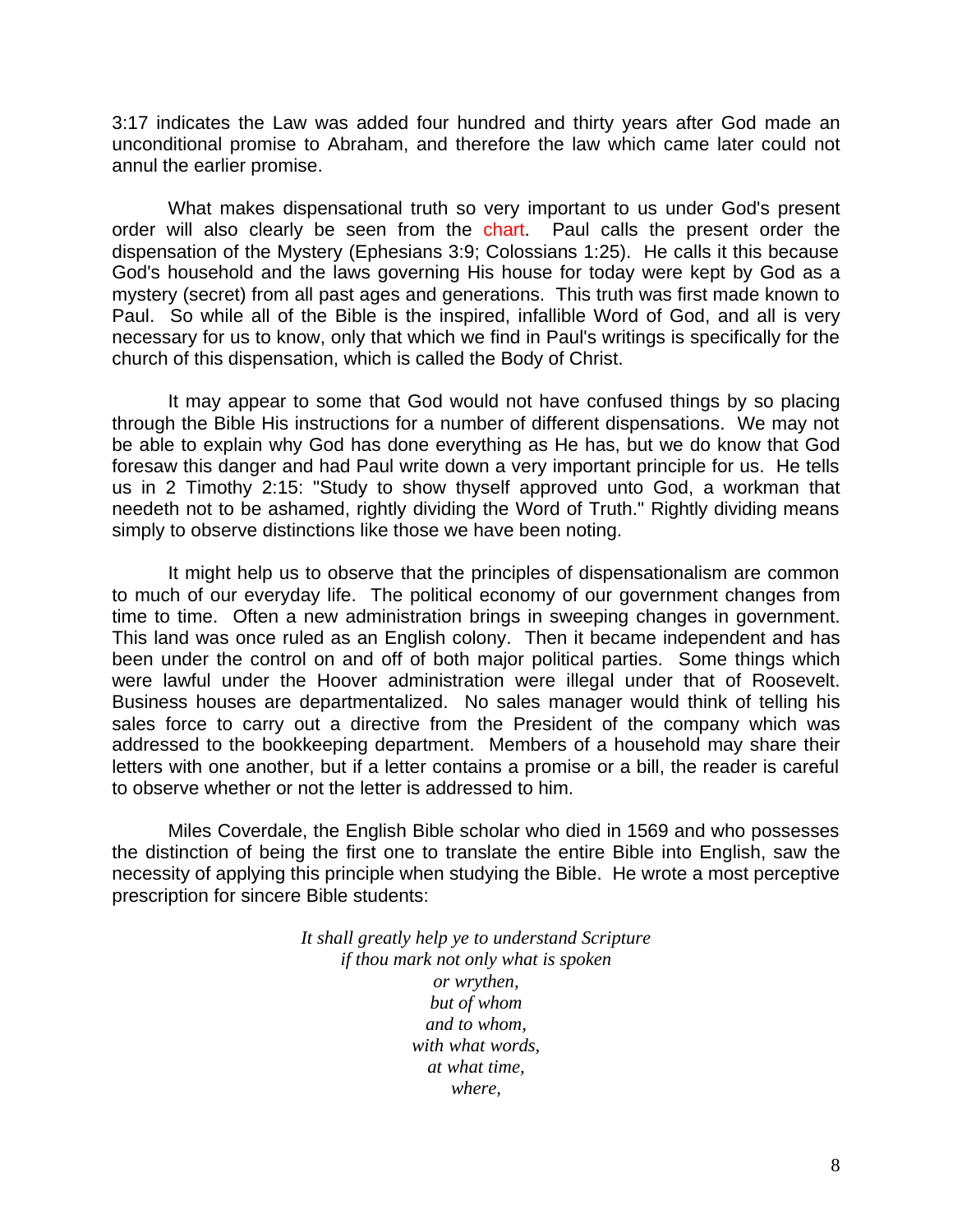3:17 indicates the Law was added four hundred and thirty years after God made an unconditional promise to Abraham, and therefore the law which came later could not annul the earlier promise.

What makes dispensational truth so very important to us under God's present order will also clearly be seen from the chart. Paul calls the present order the dispensation of the Mystery (Ephesians 3:9; Colossians 1:25). He calls it this because God's household and the laws governing His house for today were kept by God as a mystery (secret) from all past ages and generations. This truth was first made known to Paul. So while all of the Bible is the inspired, infallible Word of God, and all is very necessary for us to know, only that which we find in Paul's writings is specifically for the church of this dispensation, which is called the Body of Christ.

It may appear to some that God would not have confused things by so placing through the Bible His instructions for a number of different dispensations. We may not be able to explain why God has done everything as He has, but we do know that God foresaw this danger and had Paul write down a very important principle for us. He tells us in 2 Timothy 2:15: "Study to show thyself approved unto God, a workman that needeth not to be ashamed, rightly dividing the Word of Truth." Rightly dividing means simply to observe distinctions like those we have been noting.

It might help us to observe that the principles of dispensationalism are common to much of our everyday life. The political economy of our government changes from time to time. Often a new administration brings in sweeping changes in government. This land was once ruled as an English colony. Then it became independent and has been under the control on and off of both major political parties. Some things which were lawful under the Hoover administration were illegal under that of Roosevelt. Business houses are departmentalized. No sales manager would think of telling his sales force to carry out a directive from the President of the company which was addressed to the bookkeeping department. Members of a household may share their letters with one another, but if a letter contains a promise or a bill, the reader is careful to observe whether or not the letter is addressed to him.

Miles Coverdale, the English Bible scholar who died in 1569 and who possesses the distinction of being the first one to translate the entire Bible into English, saw the necessity of applying this principle when studying the Bible. He wrote a most perceptive prescription for sincere Bible students:

*It shall greatly help ye to understand Scripture*
*if thou mark not only what is spoken*
*or wrythen,*
*but of whom*
*and to whom,*
*with what words,*
*at what time,*
*where,*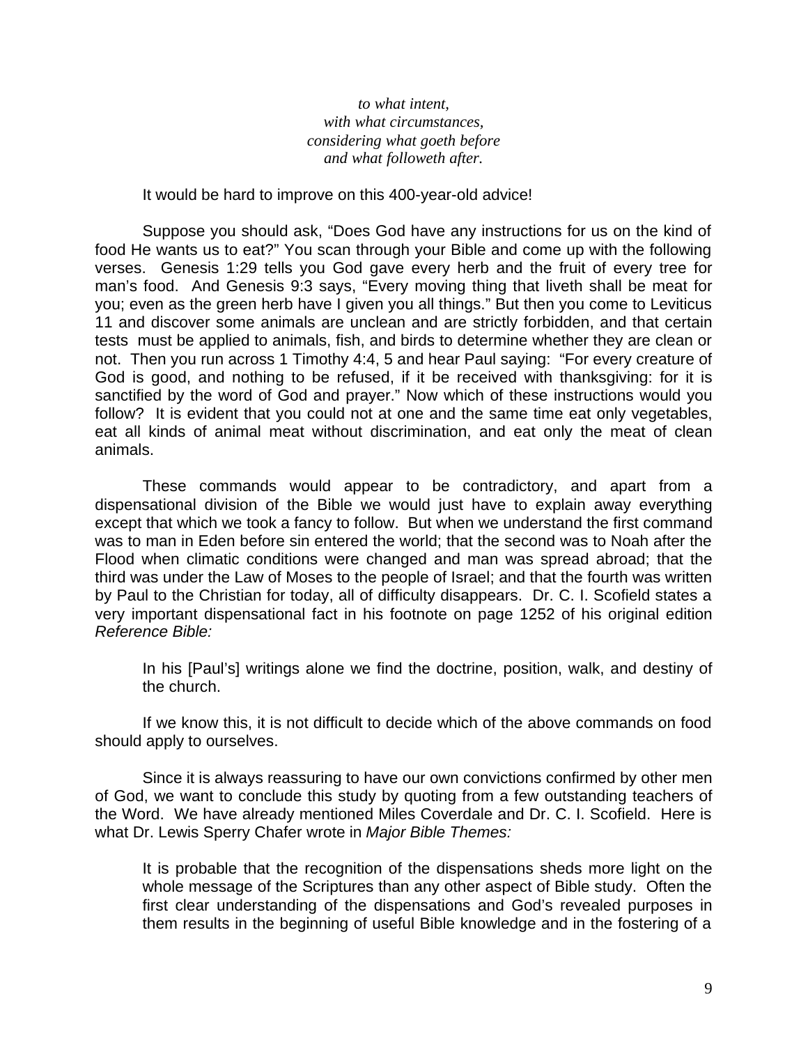*to what intent,*
*with what circumstances,*
*considering what goeth before*
*and what followeth after.*

It would be hard to improve on this 400-year-old advice!

Suppose you should ask, "Does God have any instructions for us on the kind of food He wants us to eat?" You scan through your Bible and come up with the following verses. Genesis 1:29 tells you God gave every herb and the fruit of every tree for man's food. And Genesis 9:3 says, "Every moving thing that liveth shall be meat for you; even as the green herb have I given you all things." But then you come to Leviticus 11 and discover some animals are unclean and are strictly forbidden, and that certain tests must be applied to animals, fish, and birds to determine whether they are clean or not. Then you run across 1 Timothy 4:4, 5 and hear Paul saying: "For every creature of God is good, and nothing to be refused, if it be received with thanksgiving: for it is sanctified by the word of God and prayer." Now which of these instructions would you follow? It is evident that you could not at one and the same time eat only vegetables, eat all kinds of animal meat without discrimination, and eat only the meat of clean animals.

These commands would appear to be contradictory, and apart from a dispensational division of the Bible we would just have to explain away everything except that which we took a fancy to follow. But when we understand the first command was to man in Eden before sin entered the world; that the second was to Noah after the Flood when climatic conditions were changed and man was spread abroad; that the third was under the Law of Moses to the people of Israel; and that the fourth was written by Paul to the Christian for today, all of difficulty disappears. Dr. C. I. Scofield states a very important dispensational fact in his footnote on page 1252 of his original edition *Reference Bible:*

> In his [Paul's] writings alone we find the doctrine, position, walk, and destiny of the church.

If we know this, it is not difficult to decide which of the above commands on food should apply to ourselves.

Since it is always reassuring to have our own convictions confirmed by other men of God, we want to conclude this study by quoting from a few outstanding teachers of the Word. We have already mentioned Miles Coverdale and Dr. C. I. Scofield. Here is what Dr. Lewis Sperry Chafer wrote in *Major Bible Themes:*

> It is probable that the recognition of the dispensations sheds more light on the whole message of the Scriptures than any other aspect of Bible study. Often the first clear understanding of the dispensations and God's revealed purposes in them results in the beginning of useful Bible knowledge and in the fostering of a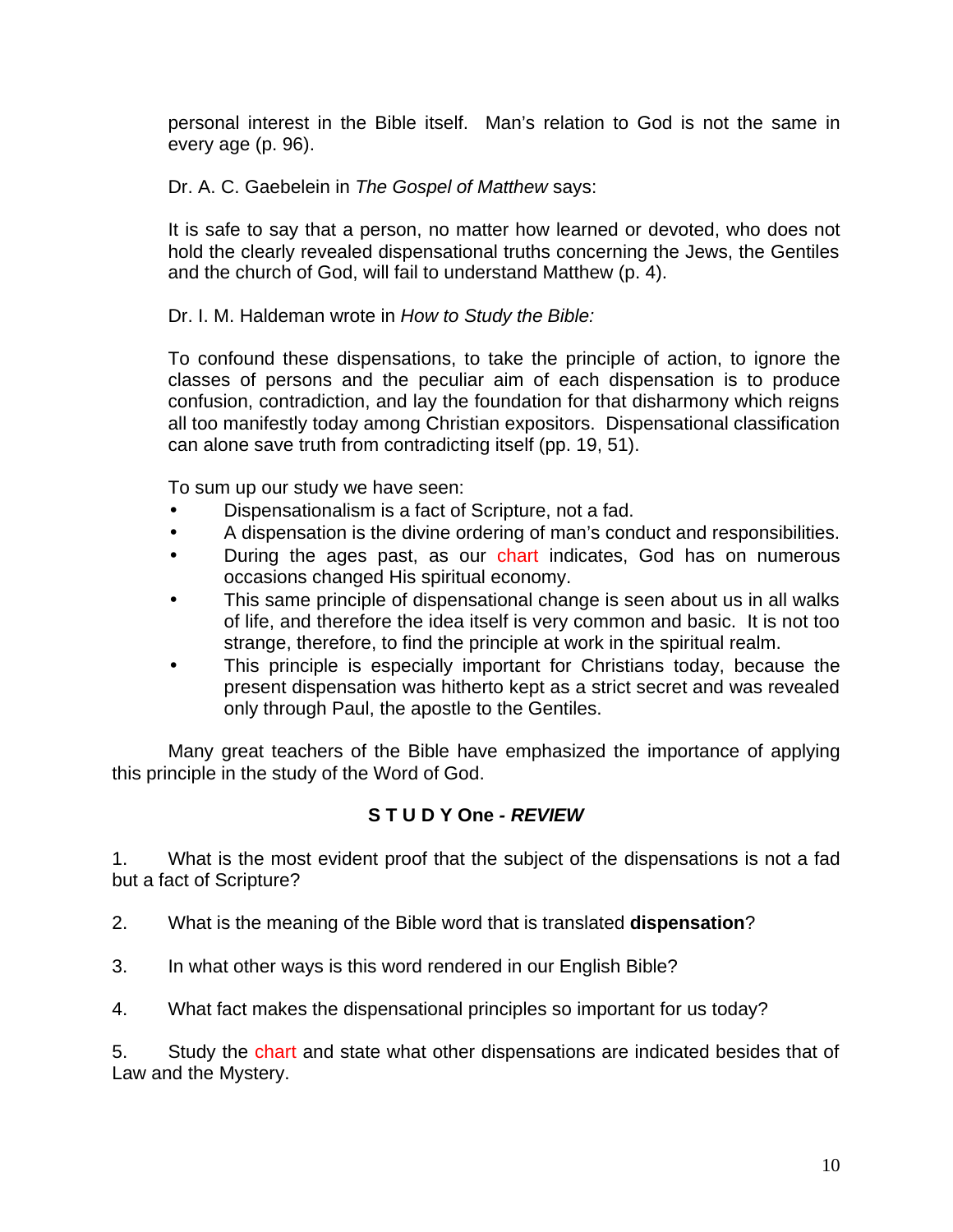personal interest in the Bible itself. Man's relation to God is not the same in every age (p. 96).

Dr. A. C. Gaebelein in *The Gospel of Matthew* says:

It is safe to say that a person, no matter how learned or devoted, who does not hold the clearly revealed dispensational truths concerning the Jews, the Gentiles and the church of God, will fail to understand Matthew (p. 4).

Dr. I. M. Haldeman wrote in *How to Study the Bible:*

To confound these dispensations, to take the principle of action, to ignore the classes of persons and the peculiar aim of each dispensation is to produce confusion, contradiction, and lay the foundation for that disharmony which reigns all too manifestly today among Christian expositors. Dispensational classification can alone save truth from contradicting itself (pp. 19, 51).

To sum up our study we have seen:

- Dispensationalism is a fact of Scripture, not a fad.
- A dispensation is the divine ordering of man's conduct and responsibilities.
- During the ages past, as our chart indicates, God has on numerous occasions changed His spiritual economy.
- This same principle of dispensational change is seen about us in all walks of life, and therefore the idea itself is very common and basic. It is not too strange, therefore, to find the principle at work in the spiritual realm.
- This principle is especially important for Christians today, because the present dispensation was hitherto kept as a strict secret and was revealed only through Paul, the apostle to the Gentiles.

Many great teachers of the Bible have emphasized the importance of applying this principle in the study of the Word of God.

### S T U D Y One - *REVIEW*

1. What is the most evident proof that the subject of the dispensations is not a fad but a fact of Scripture?

2. What is the meaning of the Bible word that is translated **dispensation**?

3. In what other ways is this word rendered in our English Bible?

4. What fact makes the dispensational principles so important for us today?

5. Study the chart and state what other dispensations are indicated besides that of Law and the Mystery.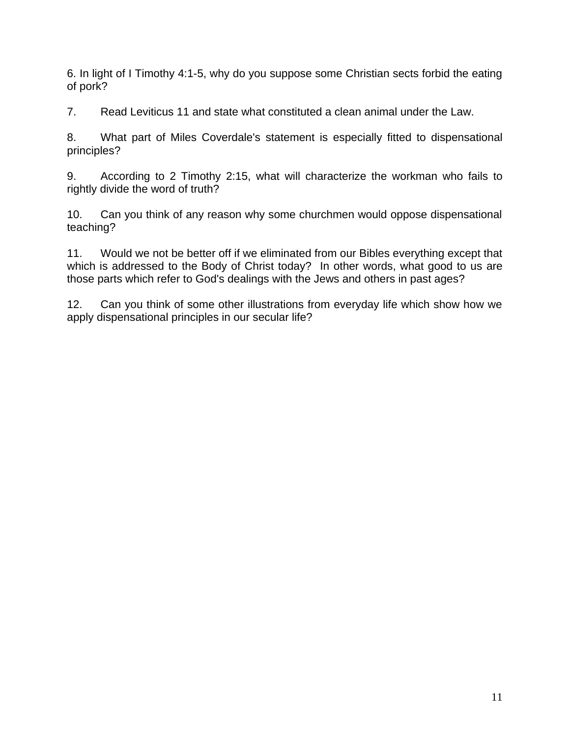6. In light of I Timothy 4:1-5, why do you suppose some Christian sects forbid the eating of pork?

7. Read Leviticus 11 and state what constituted a clean animal under the Law.

8. What part of Miles Coverdale's statement is especially fitted to dispensational principles?

9. According to 2 Timothy 2:15, what will characterize the workman who fails to rightly divide the word of truth?

10. Can you think of any reason why some churchmen would oppose dispensational teaching?

11. Would we not be better off if we eliminated from our Bibles everything except that which is addressed to the Body of Christ today? In other words, what good to us are those parts which refer to God's dealings with the Jews and others in past ages?

12. Can you think of some other illustrations from everyday life which show how we apply dispensational principles in our secular life?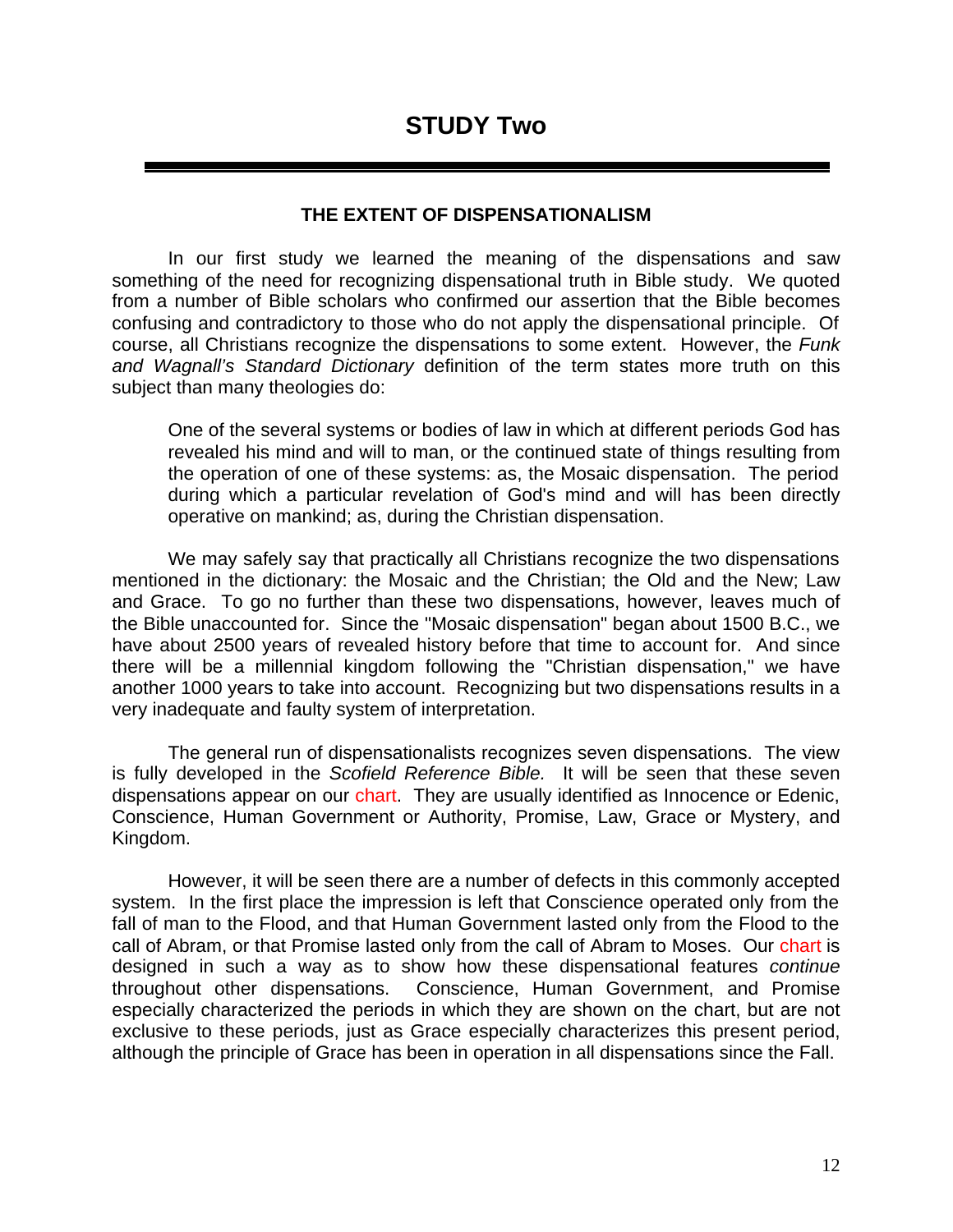# STUDY Two

### THE EXTENT OF DISPENSATIONALISM

In our first study we learned the meaning of the dispensations and saw something of the need for recognizing dispensational truth in Bible study. We quoted from a number of Bible scholars who confirmed our assertion that the Bible becomes confusing and contradictory to those who do not apply the dispensational principle. Of course, all Christians recognize the dispensations to some extent. However, the *Funk and Wagnall's Standard Dictionary* definition of the term states more truth on this subject than many theologies do:

> One of the several systems or bodies of law in which at different periods God has revealed his mind and will to man, or the continued state of things resulting from the operation of one of these systems: as, the Mosaic dispensation. The period during which a particular revelation of God's mind and will has been directly operative on mankind; as, during the Christian dispensation.

We may safely say that practically all Christians recognize the two dispensations mentioned in the dictionary: the Mosaic and the Christian; the Old and the New; Law and Grace. To go no further than these two dispensations, however, leaves much of the Bible unaccounted for. Since the "Mosaic dispensation" began about 1500 B.C., we have about 2500 years of revealed history before that time to account for. And since there will be a millennial kingdom following the "Christian dispensation," we have another 1000 years to take into account. Recognizing but two dispensations results in a very inadequate and faulty system of interpretation.

The general run of dispensationalists recognizes seven dispensations. The view is fully developed in the *Scofield Reference Bible.* It will be seen that these seven dispensations appear on our chart. They are usually identified as Innocence or Edenic, Conscience, Human Government or Authority, Promise, Law, Grace or Mystery, and Kingdom.

However, it will be seen there are a number of defects in this commonly accepted system. In the first place the impression is left that Conscience operated only from the fall of man to the Flood, and that Human Government lasted only from the Flood to the call of Abram, or that Promise lasted only from the call of Abram to Moses. Our chart is designed in such a way as to show how these dispensational features *continue* throughout other dispensations. Conscience, Human Government, and Promise especially characterized the periods in which they are shown on the chart, but are not exclusive to these periods, just as Grace especially characterizes this present period, although the principle of Grace has been in operation in all dispensations since the Fall.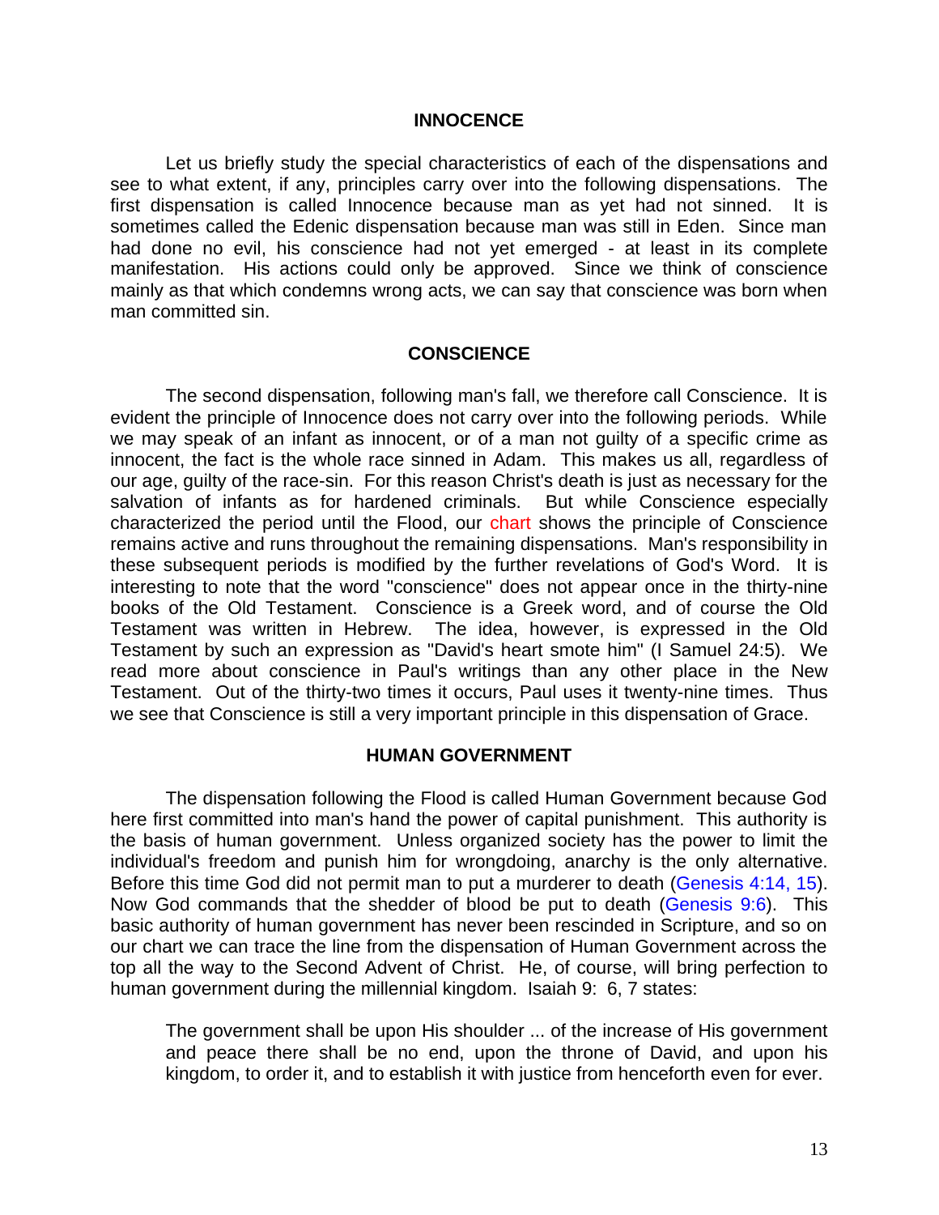## INNOCENCE

Let us briefly study the special characteristics of each of the dispensations and see to what extent, if any, principles carry over into the following dispensations. The first dispensation is called Innocence because man as yet had not sinned. It is sometimes called the Edenic dispensation because man was still in Eden. Since man had done no evil, his conscience had not yet emerged - at least in its complete manifestation. His actions could only be approved. Since we think of conscience mainly as that which condemns wrong acts, we can say that conscience was born when man committed sin.

## CONSCIENCE

The second dispensation, following man's fall, we therefore call Conscience. It is evident the principle of Innocence does not carry over into the following periods. While we may speak of an infant as innocent, or of a man not guilty of a specific crime as innocent, the fact is the whole race sinned in Adam. This makes us all, regardless of our age, guilty of the race-sin. For this reason Christ's death is just as necessary for the salvation of infants as for hardened criminals. But while Conscience especially characterized the period until the Flood, our chart shows the principle of Conscience remains active and runs throughout the remaining dispensations. Man's responsibility in these subsequent periods is modified by the further revelations of God's Word. It is interesting to note that the word "conscience" does not appear once in the thirty-nine books of the Old Testament. Conscience is a Greek word, and of course the Old Testament was written in Hebrew. The idea, however, is expressed in the Old Testament by such an expression as "David's heart smote him" (I Samuel 24:5). We read more about conscience in Paul's writings than any other place in the New Testament. Out of the thirty-two times it occurs, Paul uses it twenty-nine times. Thus we see that Conscience is still a very important principle in this dispensation of Grace.

## HUMAN GOVERNMENT

The dispensation following the Flood is called Human Government because God here first committed into man's hand the power of capital punishment. This authority is the basis of human government. Unless organized society has the power to limit the individual's freedom and punish him for wrongdoing, anarchy is the only alternative. Before this time God did not permit man to put a murderer to death (Genesis 4:14, 15). Now God commands that the shedder of blood be put to death (Genesis 9:6). This basic authority of human government has never been rescinded in Scripture, and so on our chart we can trace the line from the dispensation of Human Government across the top all the way to the Second Advent of Christ. He, of course, will bring perfection to human government during the millennial kingdom. Isaiah 9: 6, 7 states:

> The government shall be upon His shoulder ... of the increase of His government and peace there shall be no end, upon the throne of David, and upon his kingdom, to order it, and to establish it with justice from henceforth even for ever.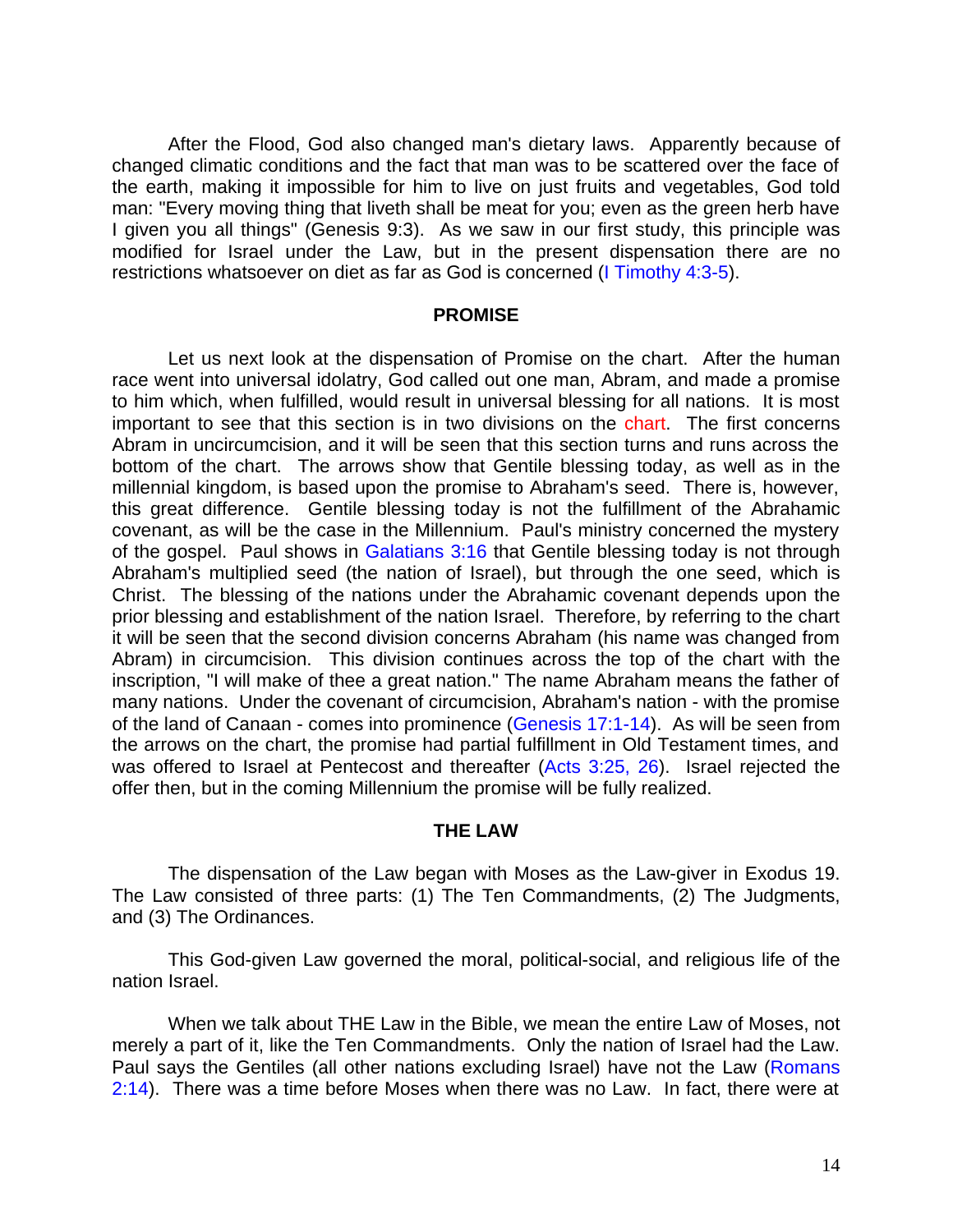After the Flood, God also changed man's dietary laws. Apparently because of changed climatic conditions and the fact that man was to be scattered over the face of the earth, making it impossible for him to live on just fruits and vegetables, God told man: "Every moving thing that liveth shall be meat for you; even as the green herb have I given you all things" (Genesis 9:3). As we saw in our first study, this principle was modified for Israel under the Law, but in the present dispensation there are no restrictions whatsoever on diet as far as God is concerned (I Timothy 4:3-5).

## PROMISE

Let us next look at the dispensation of Promise on the chart. After the human race went into universal idolatry, God called out one man, Abram, and made a promise to him which, when fulfilled, would result in universal blessing for all nations. It is most important to see that this section is in two divisions on the chart. The first concerns Abram in uncircumcision, and it will be seen that this section turns and runs across the bottom of the chart. The arrows show that Gentile blessing today, as well as in the millennial kingdom, is based upon the promise to Abraham's seed. There is, however, this great difference. Gentile blessing today is not the fulfillment of the Abrahamic covenant, as will be the case in the Millennium. Paul's ministry concerned the mystery of the gospel. Paul shows in Galatians 3:16 that Gentile blessing today is not through Abraham's multiplied seed (the nation of Israel), but through the one seed, which is Christ. The blessing of the nations under the Abrahamic covenant depends upon the prior blessing and establishment of the nation Israel. Therefore, by referring to the chart it will be seen that the second division concerns Abraham (his name was changed from Abram) in circumcision. This division continues across the top of the chart with the inscription, "I will make of thee a great nation." The name Abraham means the father of many nations. Under the covenant of circumcision, Abraham's nation - with the promise of the land of Canaan - comes into prominence (Genesis 17:1-14). As will be seen from the arrows on the chart, the promise had partial fulfillment in Old Testament times, and was offered to Israel at Pentecost and thereafter (Acts 3:25, 26). Israel rejected the offer then, but in the coming Millennium the promise will be fully realized.

## THE LAW

The dispensation of the Law began with Moses as the Law-giver in Exodus 19. The Law consisted of three parts: (1) The Ten Commandments, (2) The Judgments, and (3) The Ordinances.

This God-given Law governed the moral, political-social, and religious life of the nation Israel.

When we talk about THE Law in the Bible, we mean the entire Law of Moses, not merely a part of it, like the Ten Commandments. Only the nation of Israel had the Law. Paul says the Gentiles (all other nations excluding Israel) have not the Law (Romans 2:14). There was a time before Moses when there was no Law. In fact, there were at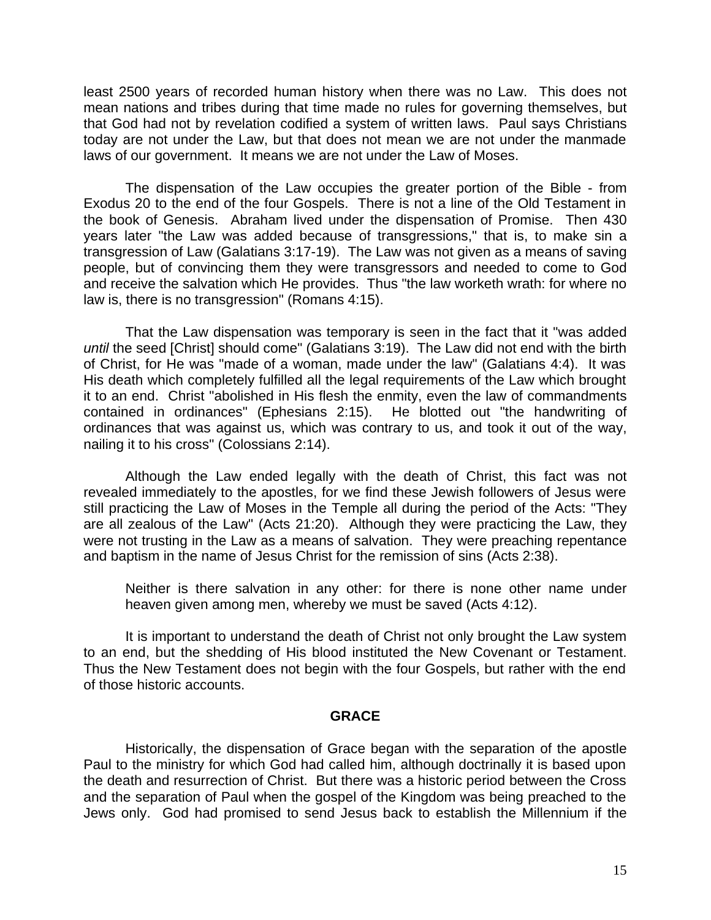least 2500 years of recorded human history when there was no Law. This does not mean nations and tribes during that time made no rules for governing themselves, but that God had not by revelation codified a system of written laws. Paul says Christians today are not under the Law, but that does not mean we are not under the manmade laws of our government. It means we are not under the Law of Moses.

The dispensation of the Law occupies the greater portion of the Bible - from Exodus 20 to the end of the four Gospels. There is not a line of the Old Testament in the book of Genesis. Abraham lived under the dispensation of Promise. Then 430 years later "the Law was added because of transgressions," that is, to make sin a transgression of Law (Galatians 3:17-19). The Law was not given as a means of saving people, but of convincing them they were transgressors and needed to come to God and receive the salvation which He provides. Thus "the law worketh wrath: for where no law is, there is no transgression" (Romans 4:15).

That the Law dispensation was temporary is seen in the fact that it "was added *until* the seed [Christ] should come" (Galatians 3:19). The Law did not end with the birth of Christ, for He was "made of a woman, made under the law" (Galatians 4:4). It was His death which completely fulfilled all the legal requirements of the Law which brought it to an end. Christ "abolished in His flesh the enmity, even the law of commandments contained in ordinances" (Ephesians 2:15). He blotted out "the handwriting of ordinances that was against us, which was contrary to us, and took it out of the way, nailing it to his cross" (Colossians 2:14).

Although the Law ended legally with the death of Christ, this fact was not revealed immediately to the apostles, for we find these Jewish followers of Jesus were still practicing the Law of Moses in the Temple all during the period of the Acts: "They are all zealous of the Law" (Acts 21:20). Although they were practicing the Law, they were not trusting in the Law as a means of salvation. They were preaching repentance and baptism in the name of Jesus Christ for the remission of sins (Acts 2:38).

> Neither is there salvation in any other: for there is none other name under heaven given among men, whereby we must be saved (Acts 4:12).

It is important to understand the death of Christ not only brought the Law system to an end, but the shedding of His blood instituted the New Covenant or Testament. Thus the New Testament does not begin with the four Gospels, but rather with the end of those historic accounts.

## GRACE

Historically, the dispensation of Grace began with the separation of the apostle Paul to the ministry for which God had called him, although doctrinally it is based upon the death and resurrection of Christ. But there was a historic period between the Cross and the separation of Paul when the gospel of the Kingdom was being preached to the Jews only. God had promised to send Jesus back to establish the Millennium if the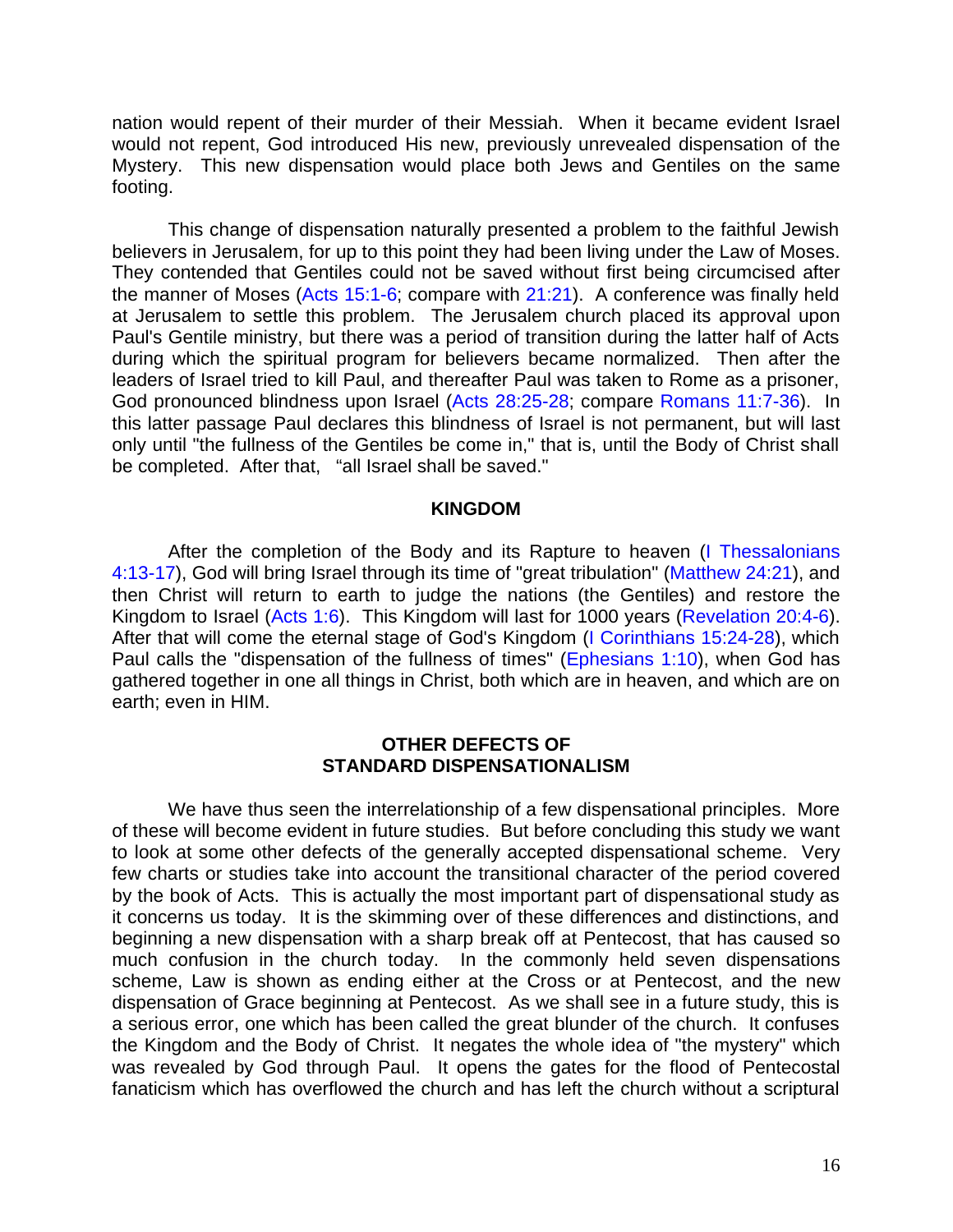nation would repent of their murder of their Messiah. When it became evident Israel would not repent, God introduced His new, previously unrevealed dispensation of the Mystery. This new dispensation would place both Jews and Gentiles on the same footing.

This change of dispensation naturally presented a problem to the faithful Jewish believers in Jerusalem, for up to this point they had been living under the Law of Moses. They contended that Gentiles could not be saved without first being circumcised after the manner of Moses (Acts 15:1-6; compare with 21:21). A conference was finally held at Jerusalem to settle this problem. The Jerusalem church placed its approval upon Paul's Gentile ministry, but there was a period of transition during the latter half of Acts during which the spiritual program for believers became normalized. Then after the leaders of Israel tried to kill Paul, and thereafter Paul was taken to Rome as a prisoner, God pronounced blindness upon Israel (Acts 28:25-28; compare Romans 11:7-36). In this latter passage Paul declares this blindness of Israel is not permanent, but will last only until "the fullness of the Gentiles be come in," that is, until the Body of Christ shall be completed. After that, "all Israel shall be saved."

## KINGDOM

After the completion of the Body and its Rapture to heaven (I Thessalonians 4:13-17), God will bring Israel through its time of "great tribulation" (Matthew 24:21), and then Christ will return to earth to judge the nations (the Gentiles) and restore the Kingdom to Israel (Acts 1:6). This Kingdom will last for 1000 years (Revelation 20:4-6). After that will come the eternal stage of God's Kingdom (I Corinthians 15:24-28), which Paul calls the "dispensation of the fullness of times" (Ephesians 1:10), when God has gathered together in one all things in Christ, both which are in heaven, and which are on earth; even in HIM.

## OTHER DEFECTS OF STANDARD DISPENSATIONALISM

We have thus seen the interrelationship of a few dispensational principles. More of these will become evident in future studies. But before concluding this study we want to look at some other defects of the generally accepted dispensational scheme. Very few charts or studies take into account the transitional character of the period covered by the book of Acts. This is actually the most important part of dispensational study as it concerns us today. It is the skimming over of these differences and distinctions, and beginning a new dispensation with a sharp break off at Pentecost, that has caused so much confusion in the church today. In the commonly held seven dispensations scheme, Law is shown as ending either at the Cross or at Pentecost, and the new dispensation of Grace beginning at Pentecost. As we shall see in a future study, this is a serious error, one which has been called the great blunder of the church. It confuses the Kingdom and the Body of Christ. It negates the whole idea of "the mystery" which was revealed by God through Paul. It opens the gates for the flood of Pentecostal fanaticism which has overflowed the church and has left the church without a scriptural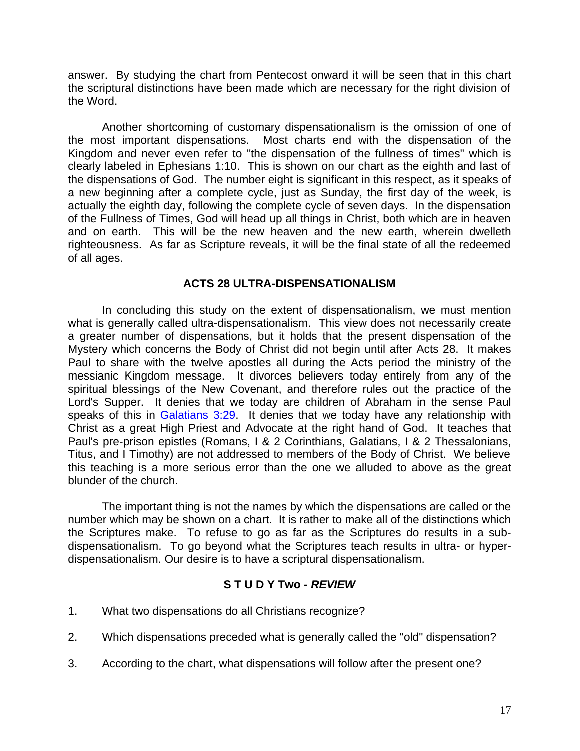answer. By studying the chart from Pentecost onward it will be seen that in this chart the scriptural distinctions have been made which are necessary for the right division of the Word.

Another shortcoming of customary dispensationalism is the omission of one of the most important dispensations. Most charts end with the dispensation of the Kingdom and never even refer to "the dispensation of the fullness of times" which is clearly labeled in Ephesians 1:10. This is shown on our chart as the eighth and last of the dispensations of God. The number eight is significant in this respect, as it speaks of a new beginning after a complete cycle, just as Sunday, the first day of the week, is actually the eighth day, following the complete cycle of seven days. In the dispensation of the Fullness of Times, God will head up all things in Christ, both which are in heaven and on earth. This will be the new heaven and the new earth, wherein dwelleth righteousness. As far as Scripture reveals, it will be the final state of all the redeemed of all ages.

### ACTS 28 ULTRA-DISPENSATIONALISM

In concluding this study on the extent of dispensationalism, we must mention what is generally called ultra-dispensationalism. This view does not necessarily create a greater number of dispensations, but it holds that the present dispensation of the Mystery which concerns the Body of Christ did not begin until after Acts 28. It makes Paul to share with the twelve apostles all during the Acts period the ministry of the messianic Kingdom message. It divorces believers today entirely from any of the spiritual blessings of the New Covenant, and therefore rules out the practice of the Lord's Supper. It denies that we today are children of Abraham in the sense Paul speaks of this in Galatians 3:29. It denies that we today have any relationship with Christ as a great High Priest and Advocate at the right hand of God. It teaches that Paul's pre-prison epistles (Romans, I & 2 Corinthians, Galatians, I & 2 Thessalonians, Titus, and I Timothy) are not addressed to members of the Body of Christ. We believe this teaching is a more serious error than the one we alluded to above as the great blunder of the church.

The important thing is not the names by which the dispensations are called or the number which may be shown on a chart. It is rather to make all of the distinctions which the Scriptures make. To refuse to go as far as the Scriptures do results in a sub-dispensationalism. To go beyond what the Scriptures teach results in ultra- or hyper-dispensationalism. Our desire is to have a scriptural dispensationalism.

### S T U D Y Two - *REVIEW*

1. What two dispensations do all Christians recognize?
2. Which dispensations preceded what is generally called the "old" dispensation?
3. According to the chart, what dispensations will follow after the present one?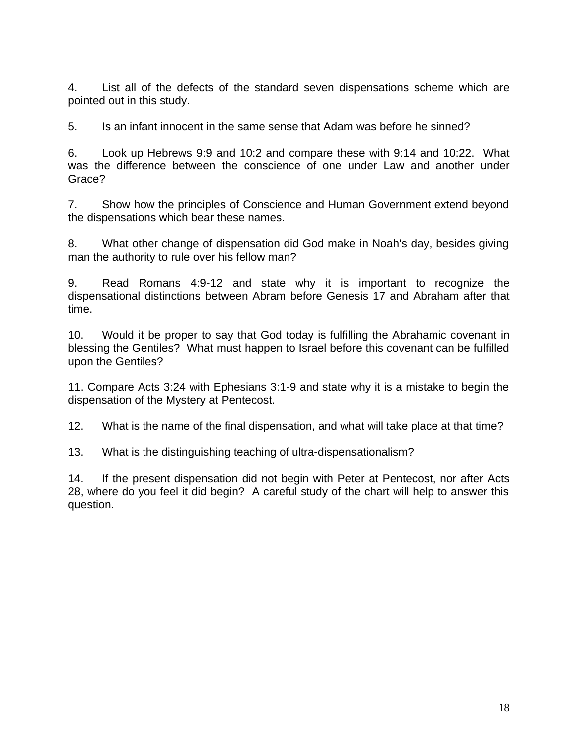4. List all of the defects of the standard seven dispensations scheme which are pointed out in this study.

5. Is an infant innocent in the same sense that Adam was before he sinned?

6. Look up Hebrews 9:9 and 10:2 and compare these with 9:14 and 10:22. What was the difference between the conscience of one under Law and another under Grace?

7. Show how the principles of Conscience and Human Government extend beyond the dispensations which bear these names.

8. What other change of dispensation did God make in Noah's day, besides giving man the authority to rule over his fellow man?

9. Read Romans 4:9-12 and state why it is important to recognize the dispensational distinctions between Abram before Genesis 17 and Abraham after that time.

10. Would it be proper to say that God today is fulfilling the Abrahamic covenant in blessing the Gentiles? What must happen to Israel before this covenant can be fulfilled upon the Gentiles?

11. Compare Acts 3:24 with Ephesians 3:1-9 and state why it is a mistake to begin the dispensation of the Mystery at Pentecost.

12. What is the name of the final dispensation, and what will take place at that time?

13. What is the distinguishing teaching of ultra-dispensationalism?

14. If the present dispensation did not begin with Peter at Pentecost, nor after Acts 28, where do you feel it did begin? A careful study of the chart will help to answer this question.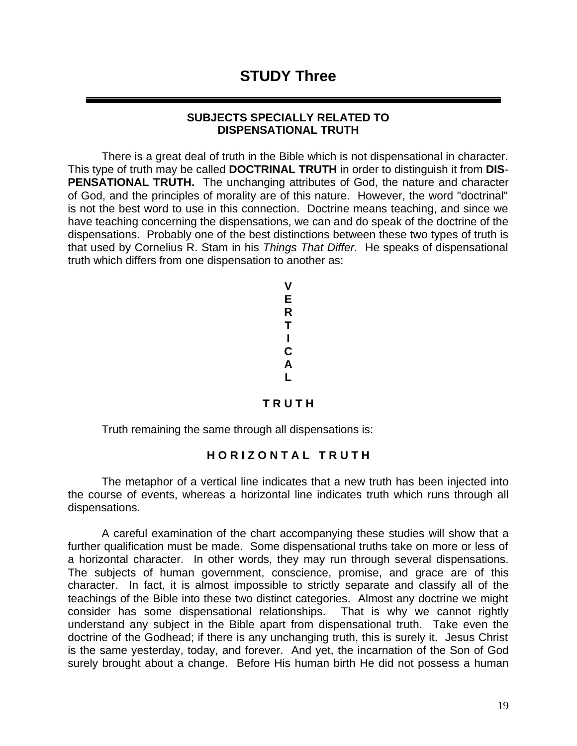# STUDY Three

---

### SUBJECTS SPECIALLY RELATED TO DISPENSATIONAL TRUTH

There is a great deal of truth in the Bible which is not dispensational in character. This type of truth may be called **DOCTRINAL TRUTH** in order to distinguish it from **DISPENSATIONAL TRUTH.** The unchanging attributes of God, the nature and character of God, and the principles of morality are of this nature. However, the word "doctrinal" is not the best word to use in this connection. Doctrine means teaching, and since we have teaching concerning the dispensations, we can and do speak of the doctrine of the dispensations. Probably one of the best distinctions between these two types of truth is that used by Cornelius R. Stam in his *Things That Differ.* He speaks of dispensational truth which differs from one dispensation to another as:

**V**
**E**
**R**
**T**
**I**
**C**
**A**
**L**

**T R U T H**

Truth remaining the same through all dispensations is:

**H O R I Z O N T A L  T R U T H**

The metaphor of a vertical line indicates that a new truth has been injected into the course of events, whereas a horizontal line indicates truth which runs through all dispensations.

A careful examination of the chart accompanying these studies will show that a further qualification must be made. Some dispensational truths take on more or less of a horizontal character. In other words, they may run through several dispensations. The subjects of human government, conscience, promise, and grace are of this character. In fact, it is almost impossible to strictly separate and classify all of the teachings of the Bible into these two distinct categories. Almost any doctrine we might consider has some dispensational relationships. That is why we cannot rightly understand any subject in the Bible apart from dispensational truth. Take even the doctrine of the Godhead; if there is any unchanging truth, this is surely it. Jesus Christ is the same yesterday, today, and forever. And yet, the incarnation of the Son of God surely brought about a change. Before His human birth He did not possess a human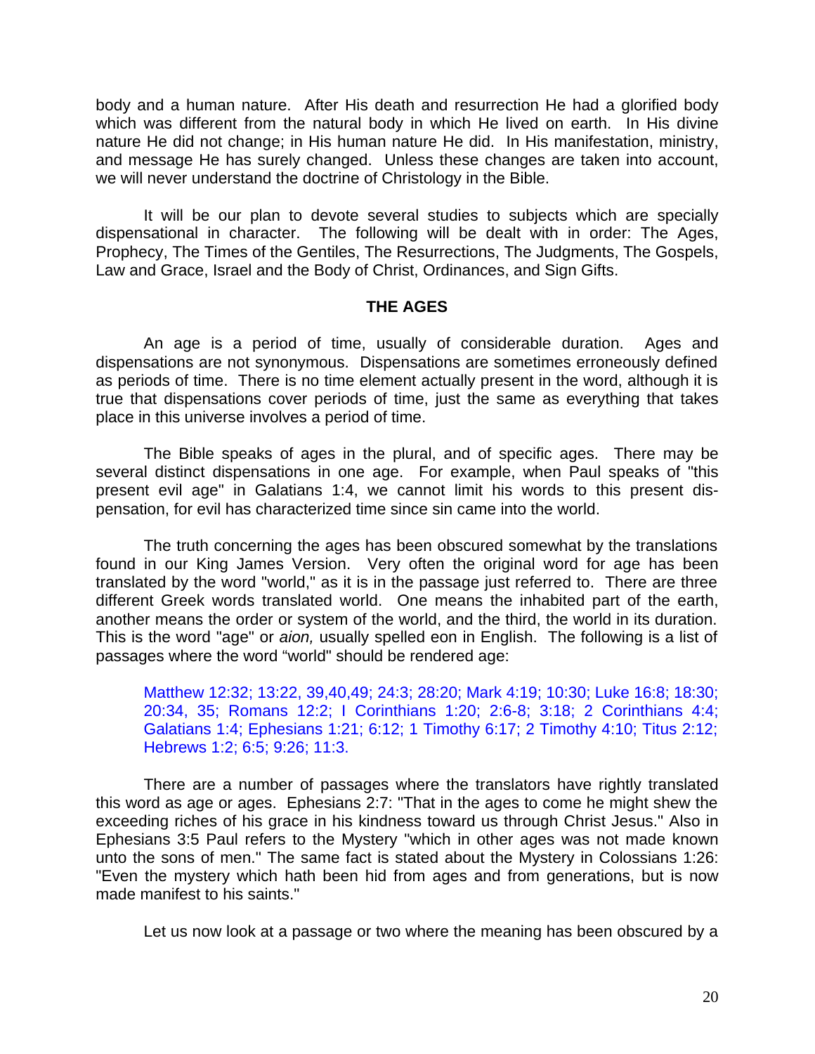body and a human nature. After His death and resurrection He had a glorified body which was different from the natural body in which He lived on earth. In His divine nature He did not change; in His human nature He did. In His manifestation, ministry, and message He has surely changed. Unless these changes are taken into account, we will never understand the doctrine of Christology in the Bible.

It will be our plan to devote several studies to subjects which are specially dispensational in character. The following will be dealt with in order: The Ages, Prophecy, The Times of the Gentiles, The Resurrections, The Judgments, The Gospels, Law and Grace, Israel and the Body of Christ, Ordinances, and Sign Gifts.

## THE AGES

An age is a period of time, usually of considerable duration. Ages and dispensations are not synonymous. Dispensations are sometimes erroneously defined as periods of time. There is no time element actually present in the word, although it is true that dispensations cover periods of time, just the same as everything that takes place in this universe involves a period of time.

The Bible speaks of ages in the plural, and of specific ages. There may be several distinct dispensations in one age. For example, when Paul speaks of "this present evil age" in Galatians 1:4, we cannot limit his words to this present dispensation, for evil has characterized time since sin came into the world.

The truth concerning the ages has been obscured somewhat by the translations found in our King James Version. Very often the original word for age has been translated by the word "world," as it is in the passage just referred to. There are three different Greek words translated world. One means the inhabited part of the earth, another means the order or system of the world, and the third, the world in its duration. This is the word "age" or *aion,* usually spelled eon in English. The following is a list of passages where the word "world" should be rendered age:

> Matthew 12:32; 13:22, 39,40,49; 24:3; 28:20; Mark 4:19; 10:30; Luke 16:8; 18:30; 20:34, 35; Romans 12:2; I Corinthians 1:20; 2:6-8; 3:18; 2 Corinthians 4:4; Galatians 1:4; Ephesians 1:21; 6:12; 1 Timothy 6:17; 2 Timothy 4:10; Titus 2:12; Hebrews 1:2; 6:5; 9:26; 11:3.

There are a number of passages where the translators have rightly translated this word as age or ages. Ephesians 2:7: "That in the ages to come he might shew the exceeding riches of his grace in his kindness toward us through Christ Jesus." Also in Ephesians 3:5 Paul refers to the Mystery "which in other ages was not made known unto the sons of men." The same fact is stated about the Mystery in Colossians 1:26: "Even the mystery which hath been hid from ages and from generations, but is now made manifest to his saints."

Let us now look at a passage or two where the meaning has been obscured by a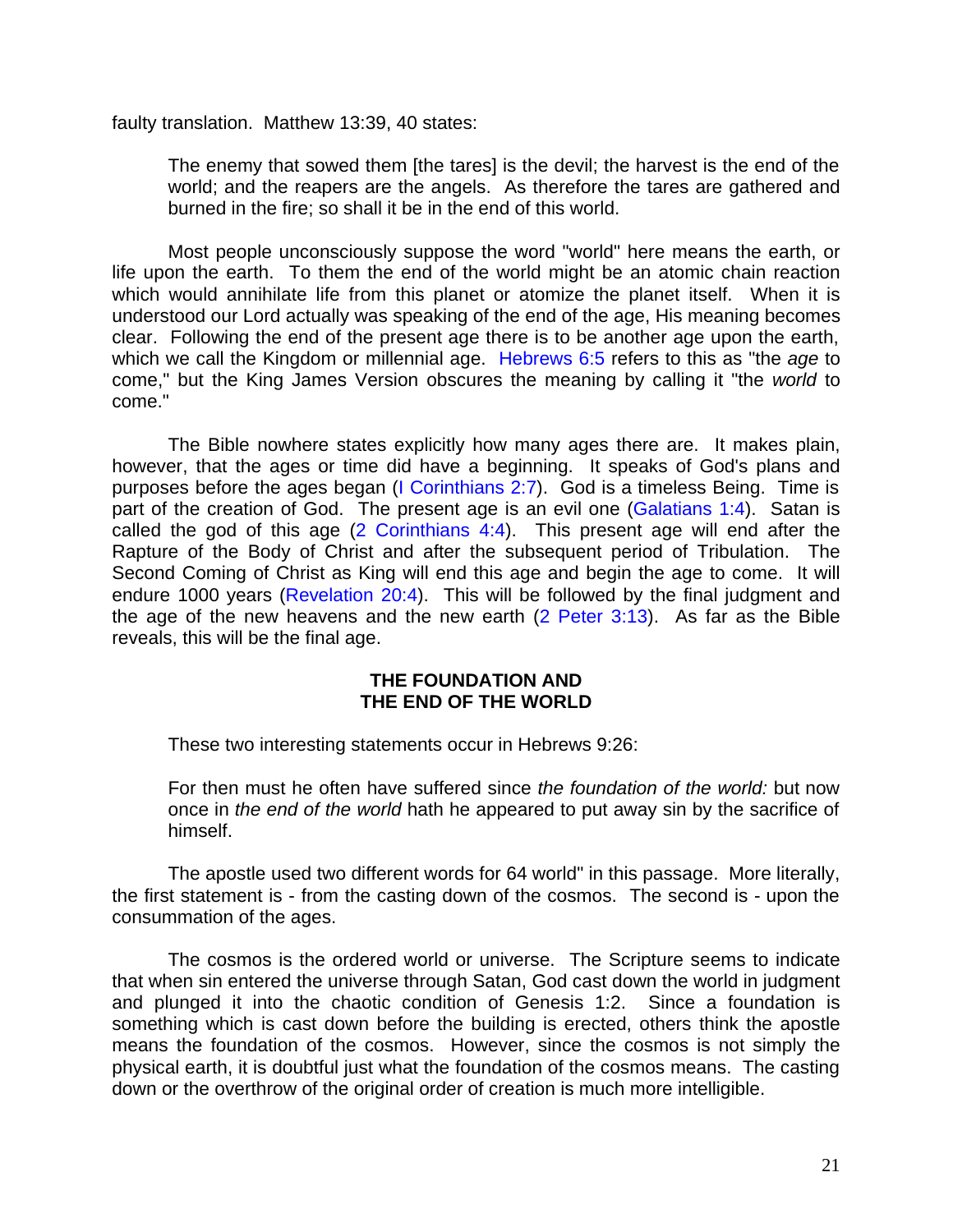faulty translation. Matthew 13:39, 40 states:

> The enemy that sowed them [the tares] is the devil; the harvest is the end of the world; and the reapers are the angels. As therefore the tares are gathered and burned in the fire; so shall it be in the end of this world.

Most people unconsciously suppose the word "world" here means the earth, or life upon the earth. To them the end of the world might be an atomic chain reaction which would annihilate life from this planet or atomize the planet itself. When it is understood our Lord actually was speaking of the end of the age, His meaning becomes clear. Following the end of the present age there is to be another age upon the earth, which we call the Kingdom or millennial age. Hebrews 6:5 refers to this as "the *age* to come," but the King James Version obscures the meaning by calling it "the *world* to come."

The Bible nowhere states explicitly how many ages there are. It makes plain, however, that the ages or time did have a beginning. It speaks of God's plans and purposes before the ages began (I Corinthians 2:7). God is a timeless Being. Time is part of the creation of God. The present age is an evil one (Galatians 1:4). Satan is called the god of this age (2 Corinthians 4:4). This present age will end after the Rapture of the Body of Christ and after the subsequent period of Tribulation. The Second Coming of Christ as King will end this age and begin the age to come. It will endure 1000 years (Revelation 20:4). This will be followed by the final judgment and the age of the new heavens and the new earth (2 Peter 3:13). As far as the Bible reveals, this will be the final age.

## THE FOUNDATION AND THE END OF THE WORLD

These two interesting statements occur in Hebrews 9:26:

> For then must he often have suffered since *the foundation of the world:* but now once in *the end of the world* hath he appeared to put away sin by the sacrifice of himself.

The apostle used two different words for 64 world" in this passage. More literally, the first statement is - from the casting down of the cosmos. The second is - upon the consummation of the ages.

The cosmos is the ordered world or universe. The Scripture seems to indicate that when sin entered the universe through Satan, God cast down the world in judgment and plunged it into the chaotic condition of Genesis 1:2. Since a foundation is something which is cast down before the building is erected, others think the apostle means the foundation of the cosmos. However, since the cosmos is not simply the physical earth, it is doubtful just what the foundation of the cosmos means. The casting down or the overthrow of the original order of creation is much more intelligible.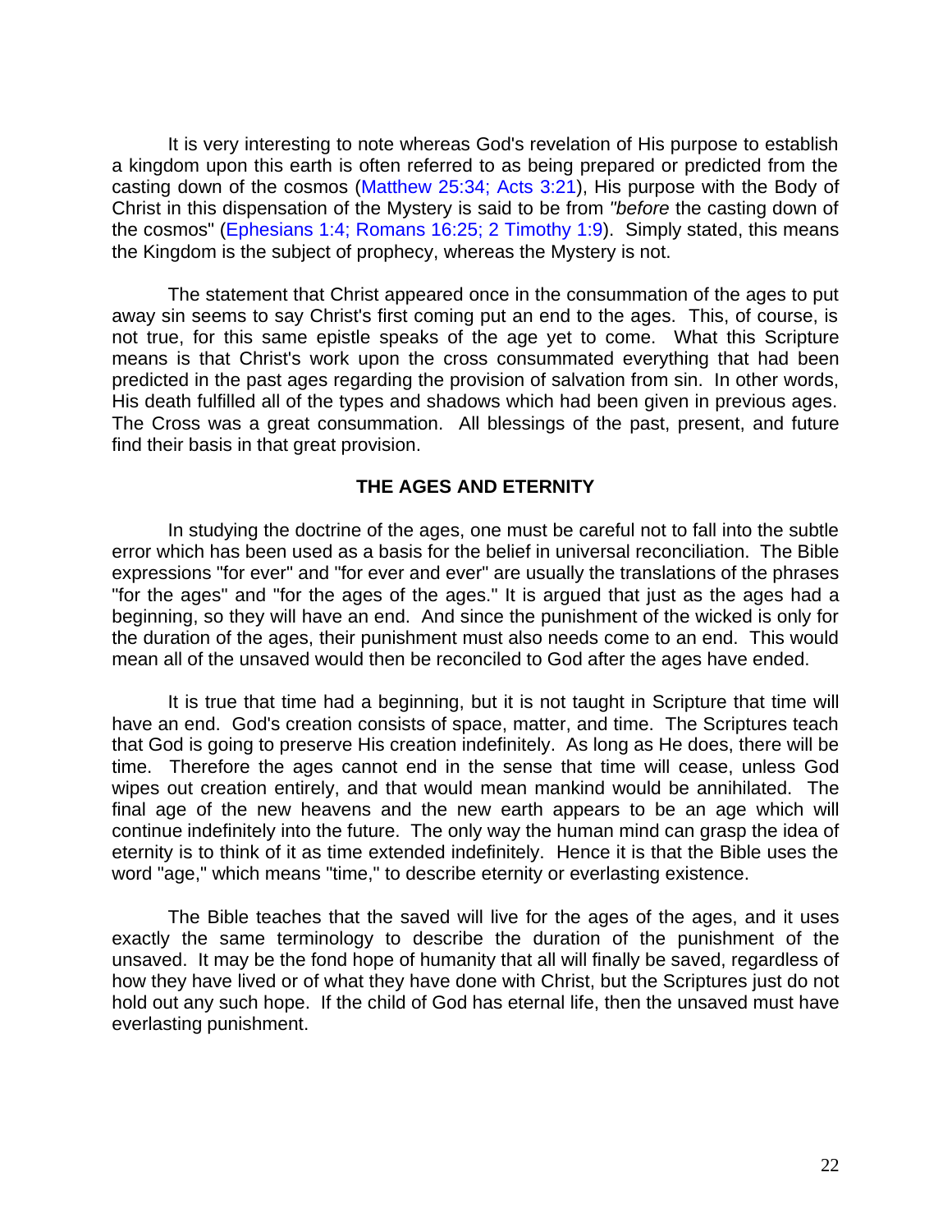It is very interesting to note whereas God's revelation of His purpose to establish a kingdom upon this earth is often referred to as being prepared or predicted from the casting down of the cosmos (Matthew 25:34; Acts 3:21), His purpose with the Body of Christ in this dispensation of the Mystery is said to be from *"before* the casting down of the cosmos" (Ephesians 1:4; Romans 16:25; 2 Timothy 1:9). Simply stated, this means the Kingdom is the subject of prophecy, whereas the Mystery is not.

The statement that Christ appeared once in the consummation of the ages to put away sin seems to say Christ's first coming put an end to the ages. This, of course, is not true, for this same epistle speaks of the age yet to come. What this Scripture means is that Christ's work upon the cross consummated everything that had been predicted in the past ages regarding the provision of salvation from sin. In other words, His death fulfilled all of the types and shadows which had been given in previous ages. The Cross was a great consummation. All blessings of the past, present, and future find their basis in that great provision.

## THE AGES AND ETERNITY

In studying the doctrine of the ages, one must be careful not to fall into the subtle error which has been used as a basis for the belief in universal reconciliation. The Bible expressions "for ever" and "for ever and ever" are usually the translations of the phrases "for the ages" and "for the ages of the ages." It is argued that just as the ages had a beginning, so they will have an end. And since the punishment of the wicked is only for the duration of the ages, their punishment must also needs come to an end. This would mean all of the unsaved would then be reconciled to God after the ages have ended.

It is true that time had a beginning, but it is not taught in Scripture that time will have an end. God's creation consists of space, matter, and time. The Scriptures teach that God is going to preserve His creation indefinitely. As long as He does, there will be time. Therefore the ages cannot end in the sense that time will cease, unless God wipes out creation entirely, and that would mean mankind would be annihilated. The final age of the new heavens and the new earth appears to be an age which will continue indefinitely into the future. The only way the human mind can grasp the idea of eternity is to think of it as time extended indefinitely. Hence it is that the Bible uses the word "age," which means "time," to describe eternity or everlasting existence.

The Bible teaches that the saved will live for the ages of the ages, and it uses exactly the same terminology to describe the duration of the punishment of the unsaved. It may be the fond hope of humanity that all will finally be saved, regardless of how they have lived or of what they have done with Christ, but the Scriptures just do not hold out any such hope. If the child of God has eternal life, then the unsaved must have everlasting punishment.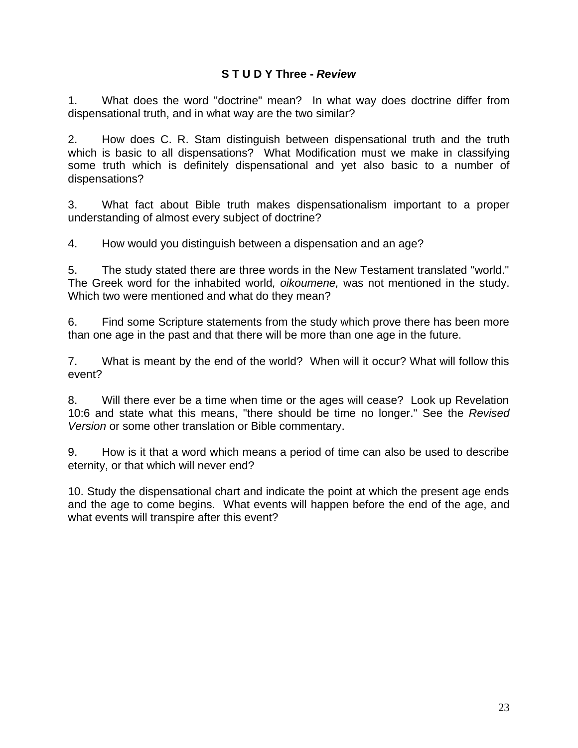## S T U D Y Three - *Review*

1. What does the word "doctrine" mean? In what way does doctrine differ from dispensational truth, and in what way are the two similar?

2. How does C. R. Stam distinguish between dispensational truth and the truth which is basic to all dispensations? What Modification must we make in classifying some truth which is definitely dispensational and yet also basic to a number of dispensations?

3. What fact about Bible truth makes dispensationalism important to a proper understanding of almost every subject of doctrine?

4. How would you distinguish between a dispensation and an age?

5. The study stated there are three words in the New Testament translated "world." The Greek word for the inhabited world, *oikoumene,* was not mentioned in the study. Which two were mentioned and what do they mean?

6. Find some Scripture statements from the study which prove there has been more than one age in the past and that there will be more than one age in the future.

7. What is meant by the end of the world? When will it occur? What will follow this event?

8. Will there ever be a time when time or the ages will cease? Look up Revelation 10:6 and state what this means, "there should be time no longer." See the *Revised Version* or some other translation or Bible commentary.

9. How is it that a word which means a period of time can also be used to describe eternity, or that which will never end?

10. Study the dispensational chart and indicate the point at which the present age ends and the age to come begins. What events will happen before the end of the age, and what events will transpire after this event?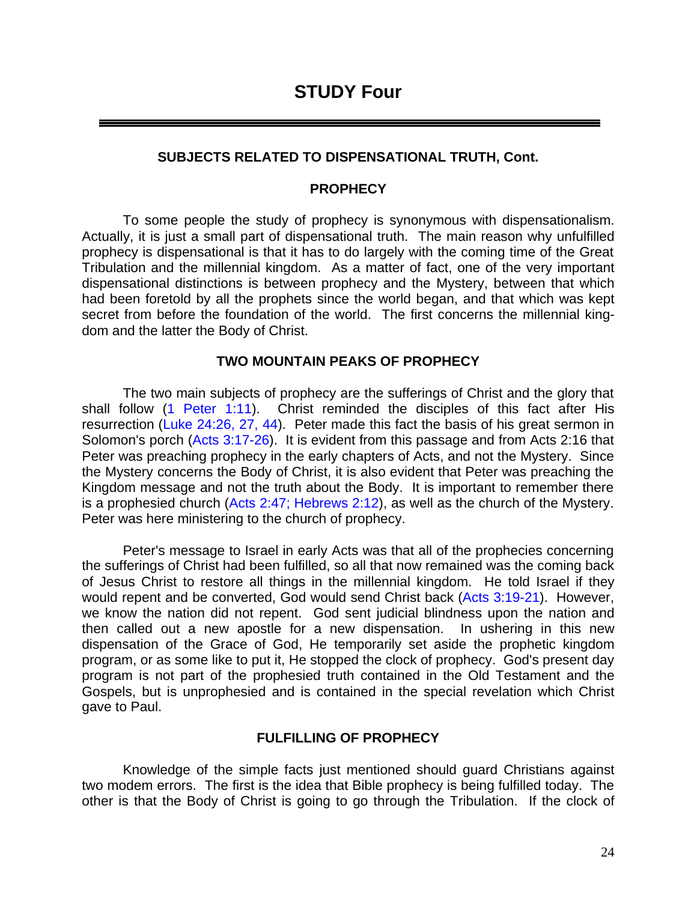# STUDY Four

---

## SUBJECTS RELATED TO DISPENSATIONAL TRUTH, Cont.

### PROPHECY

To some people the study of prophecy is synonymous with dispensationalism. Actually, it is just a small part of dispensational truth. The main reason why unfulfilled prophecy is dispensational is that it has to do largely with the coming time of the Great Tribulation and the millennial kingdom. As a matter of fact, one of the very important dispensational distinctions is between prophecy and the Mystery, between that which had been foretold by all the prophets since the world began, and that which was kept secret from before the foundation of the world. The first concerns the millennial kingdom and the latter the Body of Christ.

### TWO MOUNTAIN PEAKS OF PROPHECY

The two main subjects of prophecy are the sufferings of Christ and the glory that shall follow (1 Peter 1:11). Christ reminded the disciples of this fact after His resurrection (Luke 24:26, 27, 44). Peter made this fact the basis of his great sermon in Solomon's porch (Acts 3:17-26). It is evident from this passage and from Acts 2:16 that Peter was preaching prophecy in the early chapters of Acts, and not the Mystery. Since the Mystery concerns the Body of Christ, it is also evident that Peter was preaching the Kingdom message and not the truth about the Body. It is important to remember there is a prophesied church (Acts 2:47; Hebrews 2:12), as well as the church of the Mystery. Peter was here ministering to the church of prophecy.

Peter's message to Israel in early Acts was that all of the prophecies concerning the sufferings of Christ had been fulfilled, so all that now remained was the coming back of Jesus Christ to restore all things in the millennial kingdom. He told Israel if they would repent and be converted, God would send Christ back (Acts 3:19-21). However, we know the nation did not repent. God sent judicial blindness upon the nation and then called out a new apostle for a new dispensation. In ushering in this new dispensation of the Grace of God, He temporarily set aside the prophetic kingdom program, or as some like to put it, He stopped the clock of prophecy. God's present day program is not part of the prophesied truth contained in the Old Testament and the Gospels, but is unprophesied and is contained in the special revelation which Christ gave to Paul.

### FULFILLING OF PROPHECY

Knowledge of the simple facts just mentioned should guard Christians against two modem errors. The first is the idea that Bible prophecy is being fulfilled today. The other is that the Body of Christ is going to go through the Tribulation. If the clock of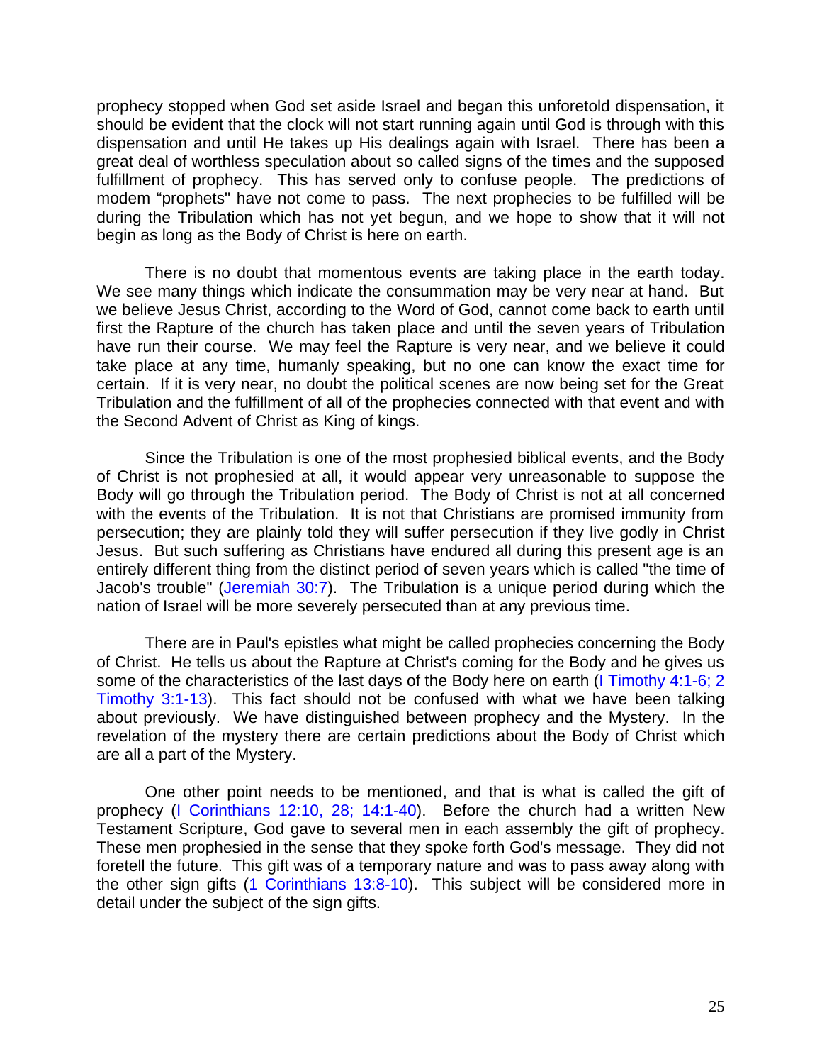prophecy stopped when God set aside Israel and began this unforetold dispensation, it should be evident that the clock will not start running again until God is through with this dispensation and until He takes up His dealings again with Israel. There has been a great deal of worthless speculation about so called signs of the times and the supposed fulfillment of prophecy. This has served only to confuse people. The predictions of modem "prophets" have not come to pass. The next prophecies to be fulfilled will be during the Tribulation which has not yet begun, and we hope to show that it will not begin as long as the Body of Christ is here on earth.

There is no doubt that momentous events are taking place in the earth today. We see many things which indicate the consummation may be very near at hand. But we believe Jesus Christ, according to the Word of God, cannot come back to earth until first the Rapture of the church has taken place and until the seven years of Tribulation have run their course. We may feel the Rapture is very near, and we believe it could take place at any time, humanly speaking, but no one can know the exact time for certain. If it is very near, no doubt the political scenes are now being set for the Great Tribulation and the fulfillment of all of the prophecies connected with that event and with the Second Advent of Christ as King of kings.

Since the Tribulation is one of the most prophesied biblical events, and the Body of Christ is not prophesied at all, it would appear very unreasonable to suppose the Body will go through the Tribulation period. The Body of Christ is not at all concerned with the events of the Tribulation. It is not that Christians are promised immunity from persecution; they are plainly told they will suffer persecution if they live godly in Christ Jesus. But such suffering as Christians have endured all during this present age is an entirely different thing from the distinct period of seven years which is called "the time of Jacob's trouble" (Jeremiah 30:7). The Tribulation is a unique period during which the nation of Israel will be more severely persecuted than at any previous time.

There are in Paul's epistles what might be called prophecies concerning the Body of Christ. He tells us about the Rapture at Christ's coming for the Body and he gives us some of the characteristics of the last days of the Body here on earth (I Timothy 4:1-6; 2 Timothy 3:1-13). This fact should not be confused with what we have been talking about previously. We have distinguished between prophecy and the Mystery. In the revelation of the mystery there are certain predictions about the Body of Christ which are all a part of the Mystery.

One other point needs to be mentioned, and that is what is called the gift of prophecy (I Corinthians 12:10, 28; 14:1-40). Before the church had a written New Testament Scripture, God gave to several men in each assembly the gift of prophecy. These men prophesied in the sense that they spoke forth God's message. They did not foretell the future. This gift was of a temporary nature and was to pass away along with the other sign gifts (1 Corinthians 13:8-10). This subject will be considered more in detail under the subject of the sign gifts.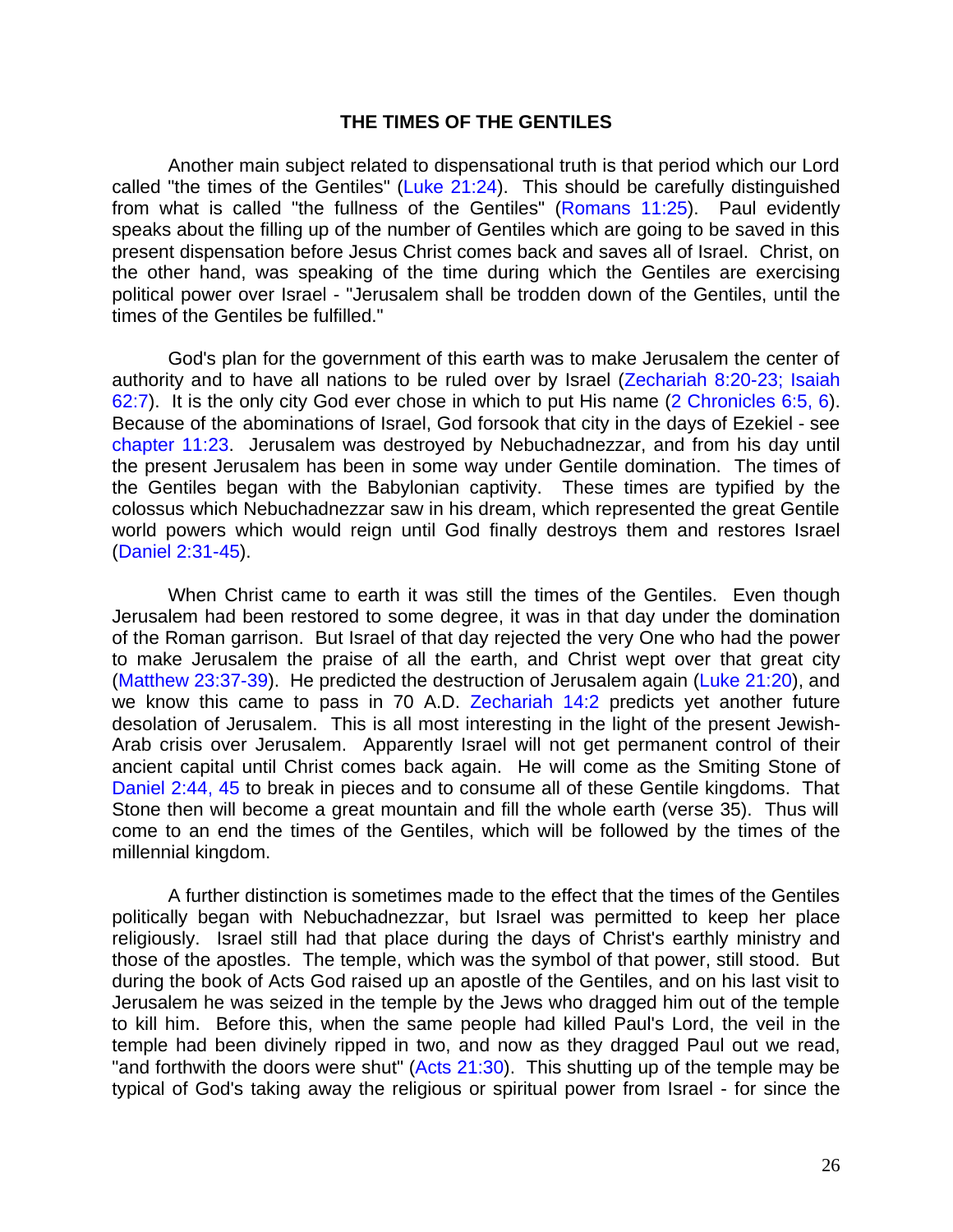### THE TIMES OF THE GENTILES

Another main subject related to dispensational truth is that period which our Lord called "the times of the Gentiles" (Luke 21:24). This should be carefully distinguished from what is called "the fullness of the Gentiles" (Romans 11:25). Paul evidently speaks about the filling up of the number of Gentiles which are going to be saved in this present dispensation before Jesus Christ comes back and saves all of Israel. Christ, on the other hand, was speaking of the time during which the Gentiles are exercising political power over Israel - "Jerusalem shall be trodden down of the Gentiles, until the times of the Gentiles be fulfilled."

God's plan for the government of this earth was to make Jerusalem the center of authority and to have all nations to be ruled over by Israel (Zechariah 8:20-23; Isaiah 62:7). It is the only city God ever chose in which to put His name (2 Chronicles 6:5, 6). Because of the abominations of Israel, God forsook that city in the days of Ezekiel - see chapter 11:23. Jerusalem was destroyed by Nebuchadnezzar, and from his day until the present Jerusalem has been in some way under Gentile domination. The times of the Gentiles began with the Babylonian captivity. These times are typified by the colossus which Nebuchadnezzar saw in his dream, which represented the great Gentile world powers which would reign until God finally destroys them and restores Israel (Daniel 2:31-45).

When Christ came to earth it was still the times of the Gentiles. Even though Jerusalem had been restored to some degree, it was in that day under the domination of the Roman garrison. But Israel of that day rejected the very One who had the power to make Jerusalem the praise of all the earth, and Christ wept over that great city (Matthew 23:37-39). He predicted the destruction of Jerusalem again (Luke 21:20), and we know this came to pass in 70 A.D. Zechariah 14:2 predicts yet another future desolation of Jerusalem. This is all most interesting in the light of the present Jewish-Arab crisis over Jerusalem. Apparently Israel will not get permanent control of their ancient capital until Christ comes back again. He will come as the Smiting Stone of Daniel 2:44, 45 to break in pieces and to consume all of these Gentile kingdoms. That Stone then will become a great mountain and fill the whole earth (verse 35). Thus will come to an end the times of the Gentiles, which will be followed by the times of the millennial kingdom.

A further distinction is sometimes made to the effect that the times of the Gentiles politically began with Nebuchadnezzar, but Israel was permitted to keep her place religiously. Israel still had that place during the days of Christ's earthly ministry and those of the apostles. The temple, which was the symbol of that power, still stood. But during the book of Acts God raised up an apostle of the Gentiles, and on his last visit to Jerusalem he was seized in the temple by the Jews who dragged him out of the temple to kill him. Before this, when the same people had killed Paul's Lord, the veil in the temple had been divinely ripped in two, and now as they dragged Paul out we read, "and forthwith the doors were shut" (Acts 21:30). This shutting up of the temple may be typical of God's taking away the religious or spiritual power from Israel - for since the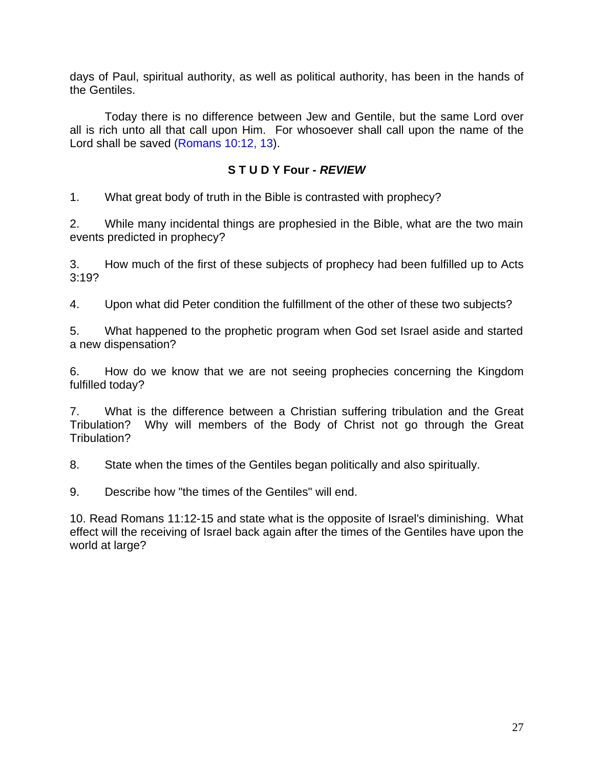days of Paul, spiritual authority, as well as political authority, has been in the hands of the Gentiles.

Today there is no difference between Jew and Gentile, but the same Lord over all is rich unto all that call upon Him. For whosoever shall call upon the name of the Lord shall be saved (Romans 10:12, 13).

### S T U D Y Four - *REVIEW*

1. What great body of truth in the Bible is contrasted with prophecy?

2. While many incidental things are prophesied in the Bible, what are the two main events predicted in prophecy?

3. How much of the first of these subjects of prophecy had been fulfilled up to Acts 3:19?

4. Upon what did Peter condition the fulfillment of the other of these two subjects?

5. What happened to the prophetic program when God set Israel aside and started a new dispensation?

6. How do we know that we are not seeing prophecies concerning the Kingdom fulfilled today?

7. What is the difference between a Christian suffering tribulation and the Great Tribulation? Why will members of the Body of Christ not go through the Great Tribulation?

8. State when the times of the Gentiles began politically and also spiritually.

9. Describe how "the times of the Gentiles" will end.

10. Read Romans 11:12-15 and state what is the opposite of Israel's diminishing. What effect will the receiving of Israel back again after the times of the Gentiles have upon the world at large?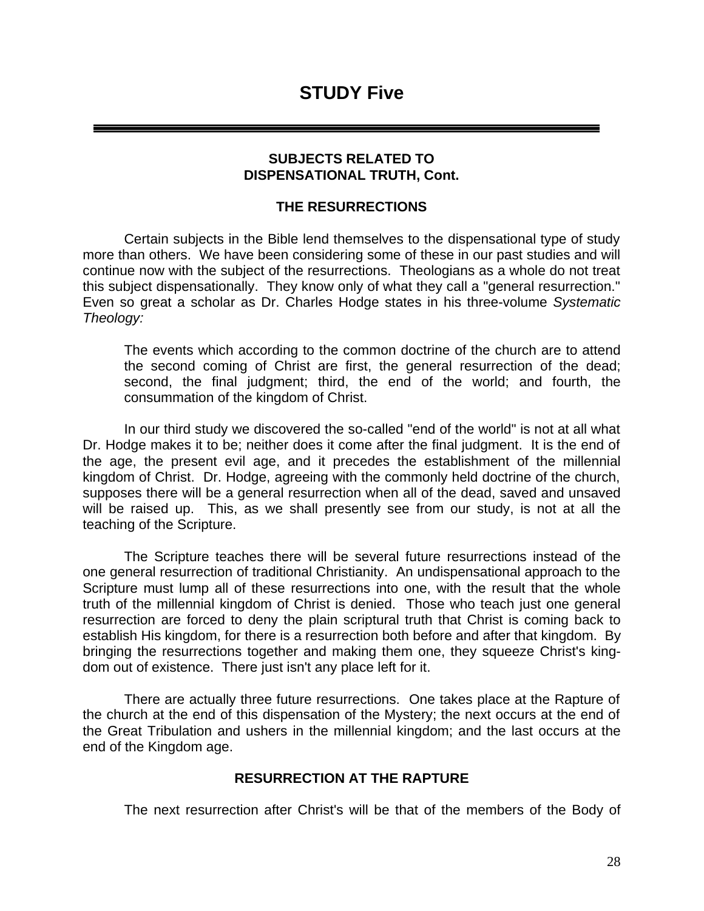# STUDY Five

### SUBJECTS RELATED TO DISPENSATIONAL TRUTH, Cont.

### THE RESURRECTIONS

Certain subjects in the Bible lend themselves to the dispensational type of study more than others. We have been considering some of these in our past studies and will continue now with the subject of the resurrections. Theologians as a whole do not treat this subject dispensationally. They know only of what they call a "general resurrection." Even so great a scholar as Dr. Charles Hodge states in his three-volume *Systematic Theology:*

> The events which according to the common doctrine of the church are to attend the second coming of Christ are first, the general resurrection of the dead; second, the final judgment; third, the end of the world; and fourth, the consummation of the kingdom of Christ.

In our third study we discovered the so-called "end of the world" is not at all what Dr. Hodge makes it to be; neither does it come after the final judgment. It is the end of the age, the present evil age, and it precedes the establishment of the millennial kingdom of Christ. Dr. Hodge, agreeing with the commonly held doctrine of the church, supposes there will be a general resurrection when all of the dead, saved and unsaved will be raised up. This, as we shall presently see from our study, is not at all the teaching of the Scripture.

The Scripture teaches there will be several future resurrections instead of the one general resurrection of traditional Christianity. An undispensational approach to the Scripture must lump all of these resurrections into one, with the result that the whole truth of the millennial kingdom of Christ is denied. Those who teach just one general resurrection are forced to deny the plain scriptural truth that Christ is coming back to establish His kingdom, for there is a resurrection both before and after that kingdom. By bringing the resurrections together and making them one, they squeeze Christ's kingdom out of existence. There just isn't any place left for it.

There are actually three future resurrections. One takes place at the Rapture of the church at the end of this dispensation of the Mystery; the next occurs at the end of the Great Tribulation and ushers in the millennial kingdom; and the last occurs at the end of the Kingdom age.

### RESURRECTION AT THE RAPTURE

The next resurrection after Christ's will be that of the members of the Body of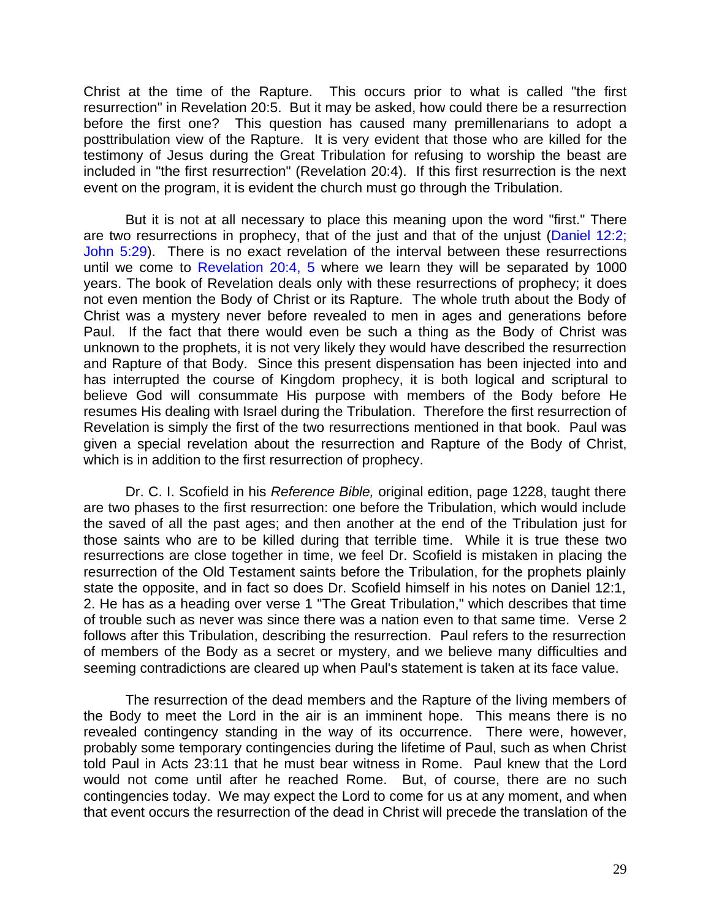Christ at the time of the Rapture. This occurs prior to what is called "the first resurrection" in Revelation 20:5. But it may be asked, how could there be a resurrection before the first one? This question has caused many premillenarians to adopt a posttribulation view of the Rapture. It is very evident that those who are killed for the testimony of Jesus during the Great Tribulation for refusing to worship the beast are included in "the first resurrection" (Revelation 20:4). If this first resurrection is the next event on the program, it is evident the church must go through the Tribulation.

But it is not at all necessary to place this meaning upon the word "first." There are two resurrections in prophecy, that of the just and that of the unjust (Daniel 12:2; John 5:29). There is no exact revelation of the interval between these resurrections until we come to Revelation 20:4, 5 where we learn they will be separated by 1000 years. The book of Revelation deals only with these resurrections of prophecy; it does not even mention the Body of Christ or its Rapture. The whole truth about the Body of Christ was a mystery never before revealed to men in ages and generations before Paul. If the fact that there would even be such a thing as the Body of Christ was unknown to the prophets, it is not very likely they would have described the resurrection and Rapture of that Body. Since this present dispensation has been injected into and has interrupted the course of Kingdom prophecy, it is both logical and scriptural to believe God will consummate His purpose with members of the Body before He resumes His dealing with Israel during the Tribulation. Therefore the first resurrection of Revelation is simply the first of the two resurrections mentioned in that book. Paul was given a special revelation about the resurrection and Rapture of the Body of Christ, which is in addition to the first resurrection of prophecy.

Dr. C. I. Scofield in his *Reference Bible,* original edition, page 1228, taught there are two phases to the first resurrection: one before the Tribulation, which would include the saved of all the past ages; and then another at the end of the Tribulation just for those saints who are to be killed during that terrible time. While it is true these two resurrections are close together in time, we feel Dr. Scofield is mistaken in placing the resurrection of the Old Testament saints before the Tribulation, for the prophets plainly state the opposite, and in fact so does Dr. Scofield himself in his notes on Daniel 12:1, 2. He has as a heading over verse 1 "The Great Tribulation," which describes that time of trouble such as never was since there was a nation even to that same time. Verse 2 follows after this Tribulation, describing the resurrection. Paul refers to the resurrection of members of the Body as a secret or mystery, and we believe many difficulties and seeming contradictions are cleared up when Paul's statement is taken at its face value.

The resurrection of the dead members and the Rapture of the living members of the Body to meet the Lord in the air is an imminent hope. This means there is no revealed contingency standing in the way of its occurrence. There were, however, probably some temporary contingencies during the lifetime of Paul, such as when Christ told Paul in Acts 23:11 that he must bear witness in Rome. Paul knew that the Lord would not come until after he reached Rome. But, of course, there are no such contingencies today. We may expect the Lord to come for us at any moment, and when that event occurs the resurrection of the dead in Christ will precede the translation of the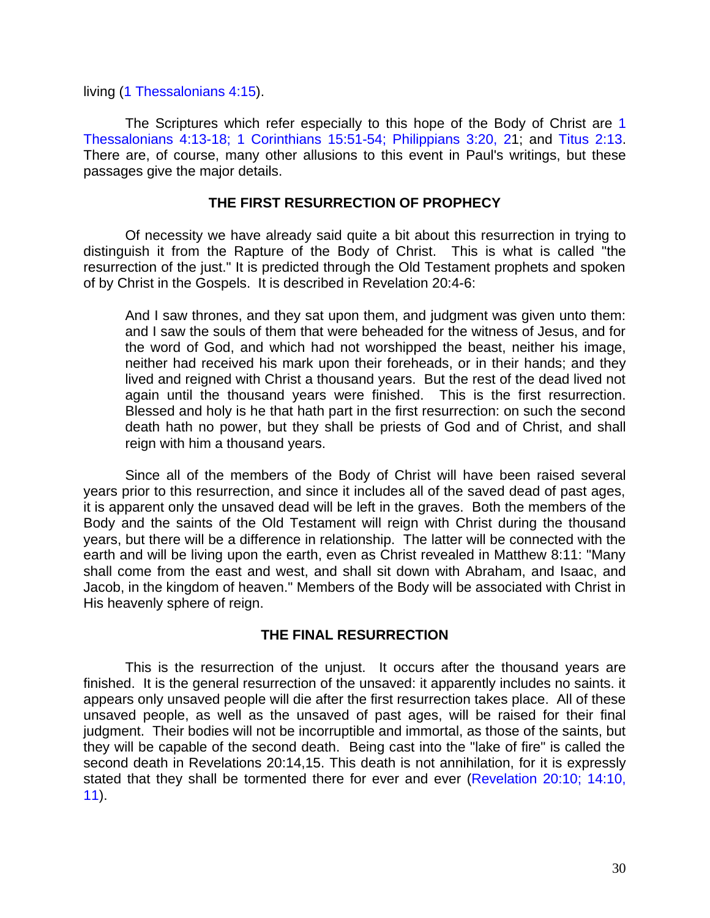living (1 Thessalonians 4:15).

The Scriptures which refer especially to this hope of the Body of Christ are 1 Thessalonians 4:13-18; 1 Corinthians 15:51-54; Philippians 3:20, 21; and Titus 2:13. There are, of course, many other allusions to this event in Paul's writings, but these passages give the major details.

## THE FIRST RESURRECTION OF PROPHECY

Of necessity we have already said quite a bit about this resurrection in trying to distinguish it from the Rapture of the Body of Christ. This is what is called "the resurrection of the just." It is predicted through the Old Testament prophets and spoken of by Christ in the Gospels. It is described in Revelation 20:4-6:

> And I saw thrones, and they sat upon them, and judgment was given unto them: and I saw the souls of them that were beheaded for the witness of Jesus, and for the word of God, and which had not worshipped the beast, neither his image, neither had received his mark upon their foreheads, or in their hands; and they lived and reigned with Christ a thousand years. But the rest of the dead lived not again until the thousand years were finished. This is the first resurrection. Blessed and holy is he that hath part in the first resurrection: on such the second death hath no power, but they shall be priests of God and of Christ, and shall reign with him a thousand years.

Since all of the members of the Body of Christ will have been raised several years prior to this resurrection, and since it includes all of the saved dead of past ages, it is apparent only the unsaved dead will be left in the graves. Both the members of the Body and the saints of the Old Testament will reign with Christ during the thousand years, but there will be a difference in relationship. The latter will be connected with the earth and will be living upon the earth, even as Christ revealed in Matthew 8:11: "Many shall come from the east and west, and shall sit down with Abraham, and Isaac, and Jacob, in the kingdom of heaven." Members of the Body will be associated with Christ in His heavenly sphere of reign.

## THE FINAL RESURRECTION

This is the resurrection of the unjust. It occurs after the thousand years are finished. It is the general resurrection of the unsaved: it apparently includes no saints. it appears only unsaved people will die after the first resurrection takes place. All of these unsaved people, as well as the unsaved of past ages, will be raised for their final judgment. Their bodies will not be incorruptible and immortal, as those of the saints, but they will be capable of the second death. Being cast into the "lake of fire" is called the second death in Revelations 20:14,15. This death is not annihilation, for it is expressly stated that they shall be tormented there for ever and ever (Revelation 20:10; 14:10, 11).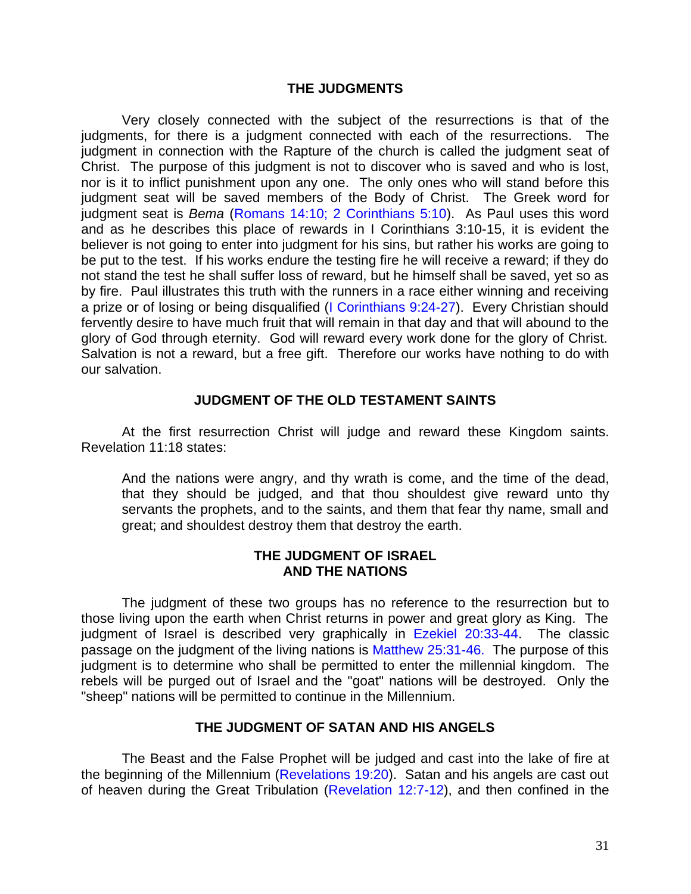## THE JUDGMENTS

Very closely connected with the subject of the resurrections is that of the judgments, for there is a judgment connected with each of the resurrections. The judgment in connection with the Rapture of the church is called the judgment seat of Christ. The purpose of this judgment is not to discover who is saved and who is lost, nor is it to inflict punishment upon any one. The only ones who will stand before this judgment seat will be saved members of the Body of Christ. The Greek word for judgment seat is *Bema* (Romans 14:10; 2 Corinthians 5:10). As Paul uses this word and as he describes this place of rewards in I Corinthians 3:10-15, it is evident the believer is not going to enter into judgment for his sins, but rather his works are going to be put to the test. If his works endure the testing fire he will receive a reward; if they do not stand the test he shall suffer loss of reward, but he himself shall be saved, yet so as by fire. Paul illustrates this truth with the runners in a race either winning and receiving a prize or of losing or being disqualified (I Corinthians 9:24-27). Every Christian should fervently desire to have much fruit that will remain in that day and that will abound to the glory of God through eternity. God will reward every work done for the glory of Christ. Salvation is not a reward, but a free gift. Therefore our works have nothing to do with our salvation.

## JUDGMENT OF THE OLD TESTAMENT SAINTS

At the first resurrection Christ will judge and reward these Kingdom saints. Revelation 11:18 states:

> And the nations were angry, and thy wrath is come, and the time of the dead, that they should be judged, and that thou shouldest give reward unto thy servants the prophets, and to the saints, and them that fear thy name, small and great; and shouldest destroy them that destroy the earth.

## THE JUDGMENT OF ISRAEL AND THE NATIONS

The judgment of these two groups has no reference to the resurrection but to those living upon the earth when Christ returns in power and great glory as King. The judgment of Israel is described very graphically in Ezekiel 20:33-44. The classic passage on the judgment of the living nations is Matthew 25:31-46. The purpose of this judgment is to determine who shall be permitted to enter the millennial kingdom. The rebels will be purged out of Israel and the "goat" nations will be destroyed. Only the "sheep" nations will be permitted to continue in the Millennium.

## THE JUDGMENT OF SATAN AND HIS ANGELS

The Beast and the False Prophet will be judged and cast into the lake of fire at the beginning of the Millennium (Revelations 19:20). Satan and his angels are cast out of heaven during the Great Tribulation (Revelation 12:7-12), and then confined in the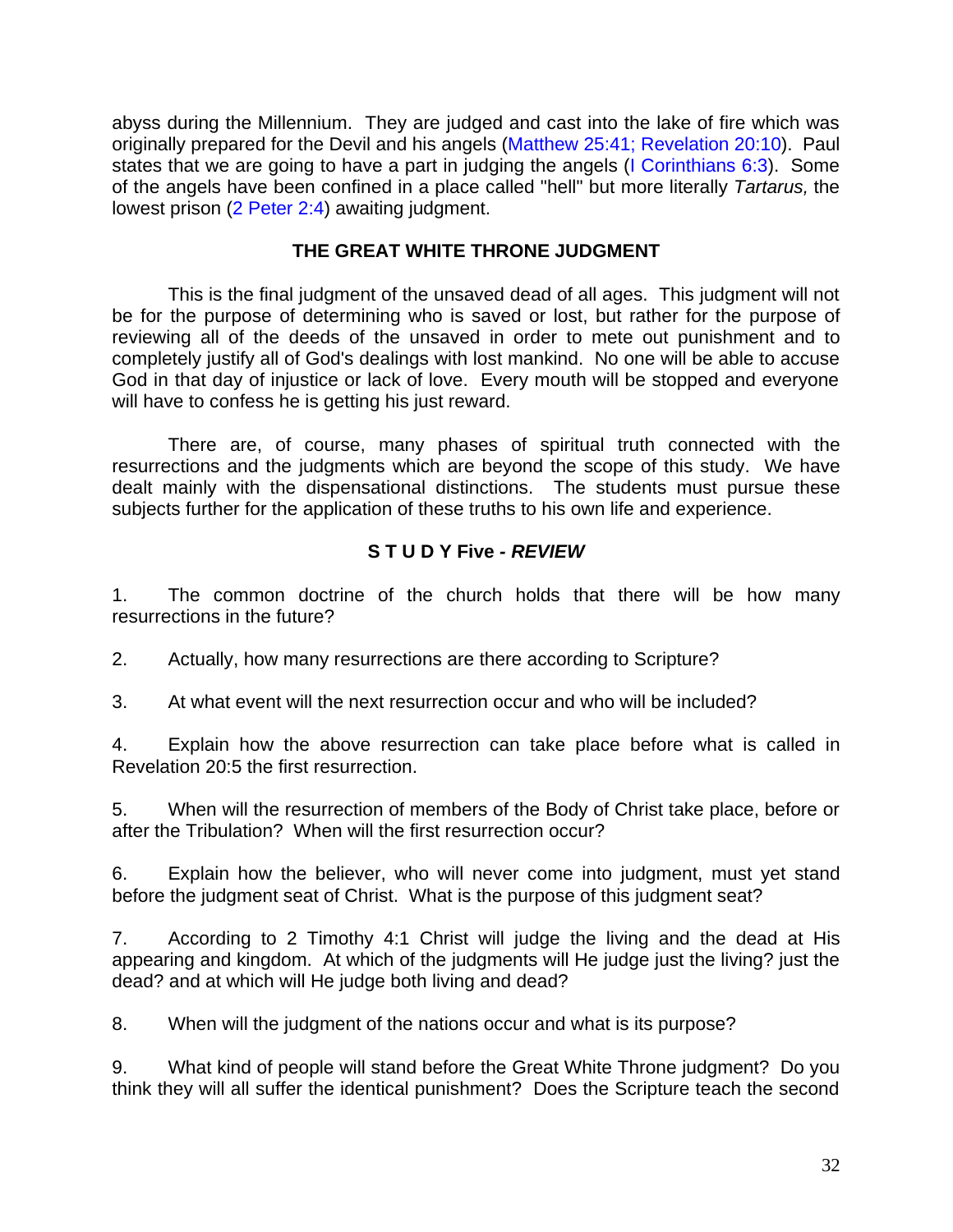abyss during the Millennium. They are judged and cast into the lake of fire which was originally prepared for the Devil and his angels (Matthew 25:41; Revelation 20:10). Paul states that we are going to have a part in judging the angels (I Corinthians 6:3). Some of the angels have been confined in a place called "hell" but more literally *Tartarus,* the lowest prison (2 Peter 2:4) awaiting judgment.

### THE GREAT WHITE THRONE JUDGMENT

This is the final judgment of the unsaved dead of all ages. This judgment will not be for the purpose of determining who is saved or lost, but rather for the purpose of reviewing all of the deeds of the unsaved in order to mete out punishment and to completely justify all of God's dealings with lost mankind. No one will be able to accuse God in that day of injustice or lack of love. Every mouth will be stopped and everyone will have to confess he is getting his just reward.

There are, of course, many phases of spiritual truth connected with the resurrections and the judgments which are beyond the scope of this study. We have dealt mainly with the dispensational distinctions. The students must pursue these subjects further for the application of these truths to his own life and experience.

### S T U D Y Five - *REVIEW*

1. The common doctrine of the church holds that there will be how many resurrections in the future?

2. Actually, how many resurrections are there according to Scripture?

3. At what event will the next resurrection occur and who will be included?

4. Explain how the above resurrection can take place before what is called in Revelation 20:5 the first resurrection.

5. When will the resurrection of members of the Body of Christ take place, before or after the Tribulation? When will the first resurrection occur?

6. Explain how the believer, who will never come into judgment, must yet stand before the judgment seat of Christ. What is the purpose of this judgment seat?

7. According to 2 Timothy 4:1 Christ will judge the living and the dead at His appearing and kingdom. At which of the judgments will He judge just the living? just the dead? and at which will He judge both living and dead?

8. When will the judgment of the nations occur and what is its purpose?

9. What kind of people will stand before the Great White Throne judgment? Do you think they will all suffer the identical punishment? Does the Scripture teach the second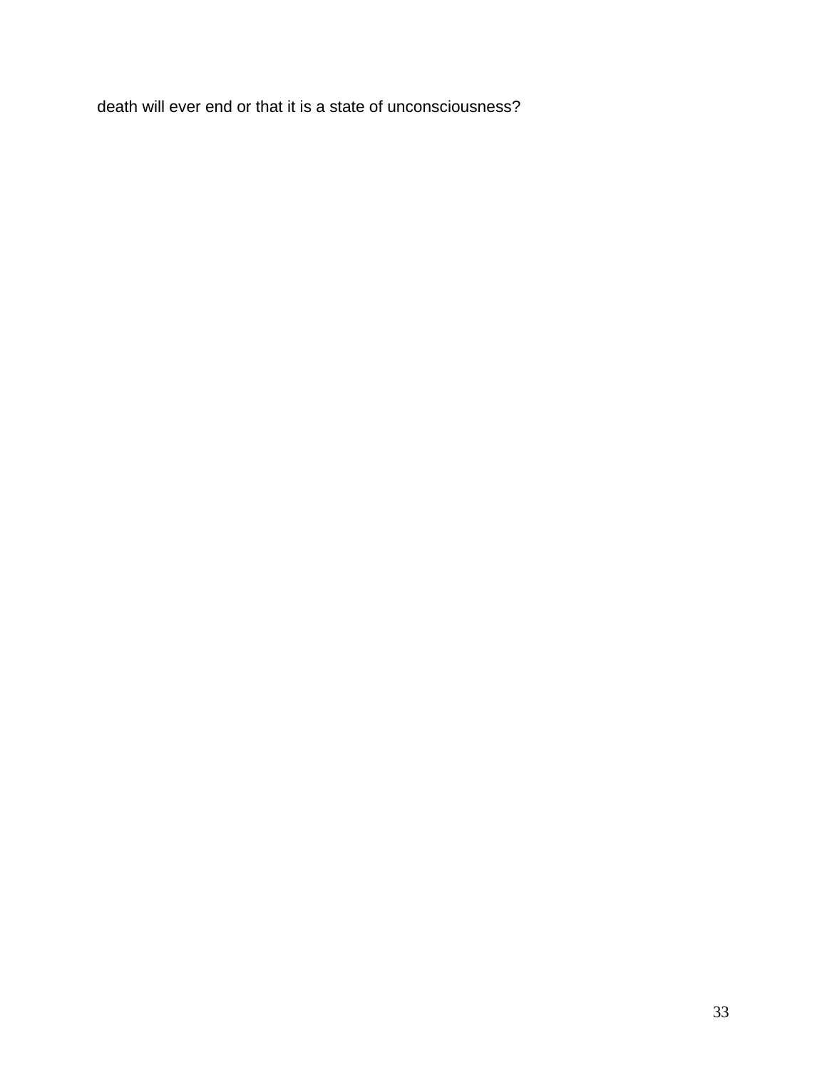death will ever end or that it is a state of unconsciousness?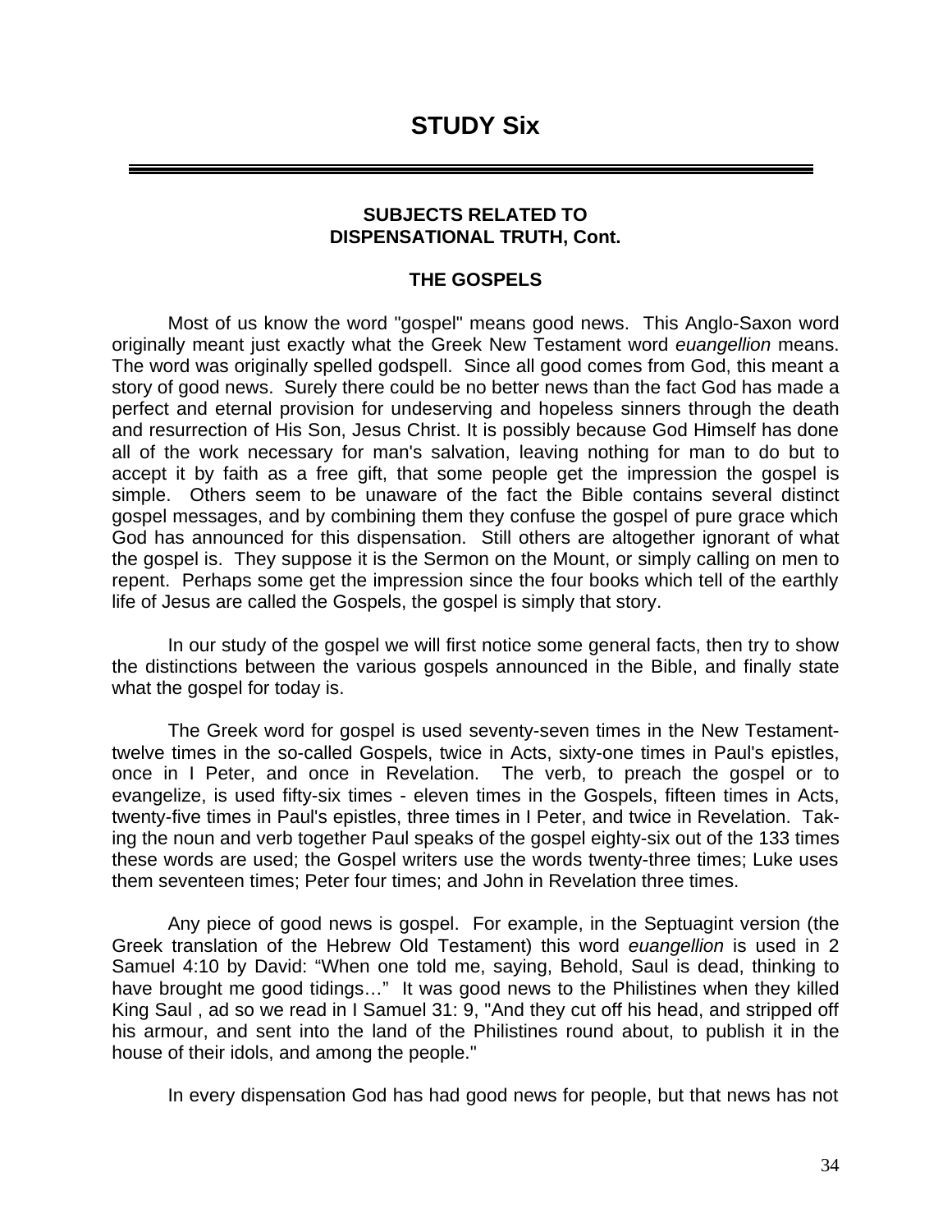# STUDY Six

---

## SUBJECTS RELATED TO DISPENSATIONAL TRUTH, Cont.

### THE GOSPELS

Most of us know the word "gospel" means good news. This Anglo-Saxon word originally meant just exactly what the Greek New Testament word *euangellion* means. The word was originally spelled godspell. Since all good comes from God, this meant a story of good news. Surely there could be no better news than the fact God has made a perfect and eternal provision for undeserving and hopeless sinners through the death and resurrection of His Son, Jesus Christ. It is possibly because God Himself has done all of the work necessary for man's salvation, leaving nothing for man to do but to accept it by faith as a free gift, that some people get the impression the gospel is simple. Others seem to be unaware of the fact the Bible contains several distinct gospel messages, and by combining them they confuse the gospel of pure grace which God has announced for this dispensation. Still others are altogether ignorant of what the gospel is. They suppose it is the Sermon on the Mount, or simply calling on men to repent. Perhaps some get the impression since the four books which tell of the earthly life of Jesus are called the Gospels, the gospel is simply that story.

In our study of the gospel we will first notice some general facts, then try to show the distinctions between the various gospels announced in the Bible, and finally state what the gospel for today is.

The Greek word for gospel is used seventy-seven times in the New Testament- twelve times in the so-called Gospels, twice in Acts, sixty-one times in Paul's epistles, once in I Peter, and once in Revelation. The verb, to preach the gospel or to evangelize, is used fifty-six times - eleven times in the Gospels, fifteen times in Acts, twenty-five times in Paul's epistles, three times in I Peter, and twice in Revelation. Taking the noun and verb together Paul speaks of the gospel eighty-six out of the 133 times these words are used; the Gospel writers use the words twenty-three times; Luke uses them seventeen times; Peter four times; and John in Revelation three times.

Any piece of good news is gospel. For example, in the Septuagint version (the Greek translation of the Hebrew Old Testament) this word *euangellion* is used in 2 Samuel 4:10 by David: “When one told me, saying, Behold, Saul is dead, thinking to have brought me good tidings…” It was good news to the Philistines when they killed King Saul , ad so we read in I Samuel 31: 9, "And they cut off his head, and stripped off his armour, and sent into the land of the Philistines round about, to publish it in the house of their idols, and among the people."

In every dispensation God has had good news for people, but that news has not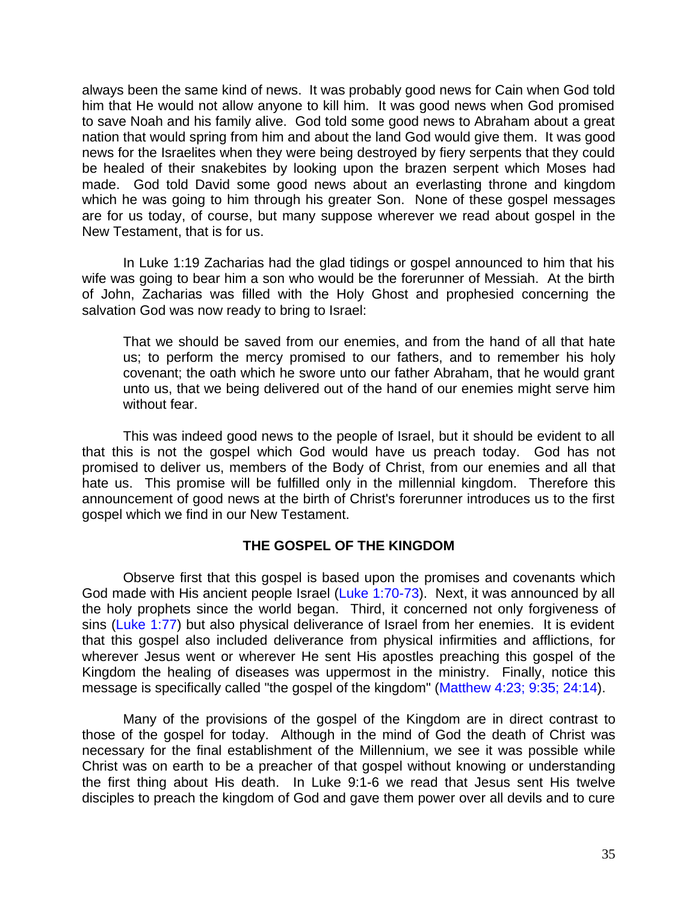always been the same kind of news. It was probably good news for Cain when God told him that He would not allow anyone to kill him. It was good news when God promised to save Noah and his family alive. God told some good news to Abraham about a great nation that would spring from him and about the land God would give them. It was good news for the Israelites when they were being destroyed by fiery serpents that they could be healed of their snakebites by looking upon the brazen serpent which Moses had made. God told David some good news about an everlasting throne and kingdom which he was going to him through his greater Son. None of these gospel messages are for us today, of course, but many suppose wherever we read about gospel in the New Testament, that is for us.

In Luke 1:19 Zacharias had the glad tidings or gospel announced to him that his wife was going to bear him a son who would be the forerunner of Messiah. At the birth of John, Zacharias was filled with the Holy Ghost and prophesied concerning the salvation God was now ready to bring to Israel:

> That we should be saved from our enemies, and from the hand of all that hate us; to perform the mercy promised to our fathers, and to remember his holy covenant; the oath which he swore unto our father Abraham, that he would grant unto us, that we being delivered out of the hand of our enemies might serve him without fear.

This was indeed good news to the people of Israel, but it should be evident to all that this is not the gospel which God would have us preach today. God has not promised to deliver us, members of the Body of Christ, from our enemies and all that hate us. This promise will be fulfilled only in the millennial kingdom. Therefore this announcement of good news at the birth of Christ's forerunner introduces us to the first gospel which we find in our New Testament.

## THE GOSPEL OF THE KINGDOM

Observe first that this gospel is based upon the promises and covenants which God made with His ancient people Israel (Luke 1:70-73). Next, it was announced by all the holy prophets since the world began. Third, it concerned not only forgiveness of sins (Luke 1:77) but also physical deliverance of Israel from her enemies. It is evident that this gospel also included deliverance from physical infirmities and afflictions, for wherever Jesus went or wherever He sent His apostles preaching this gospel of the Kingdom the healing of diseases was uppermost in the ministry. Finally, notice this message is specifically called "the gospel of the kingdom" (Matthew 4:23; 9:35; 24:14).

Many of the provisions of the gospel of the Kingdom are in direct contrast to those of the gospel for today. Although in the mind of God the death of Christ was necessary for the final establishment of the Millennium, we see it was possible while Christ was on earth to be a preacher of that gospel without knowing or understanding the first thing about His death. In Luke 9:1-6 we read that Jesus sent His twelve disciples to preach the kingdom of God and gave them power over all devils and to cure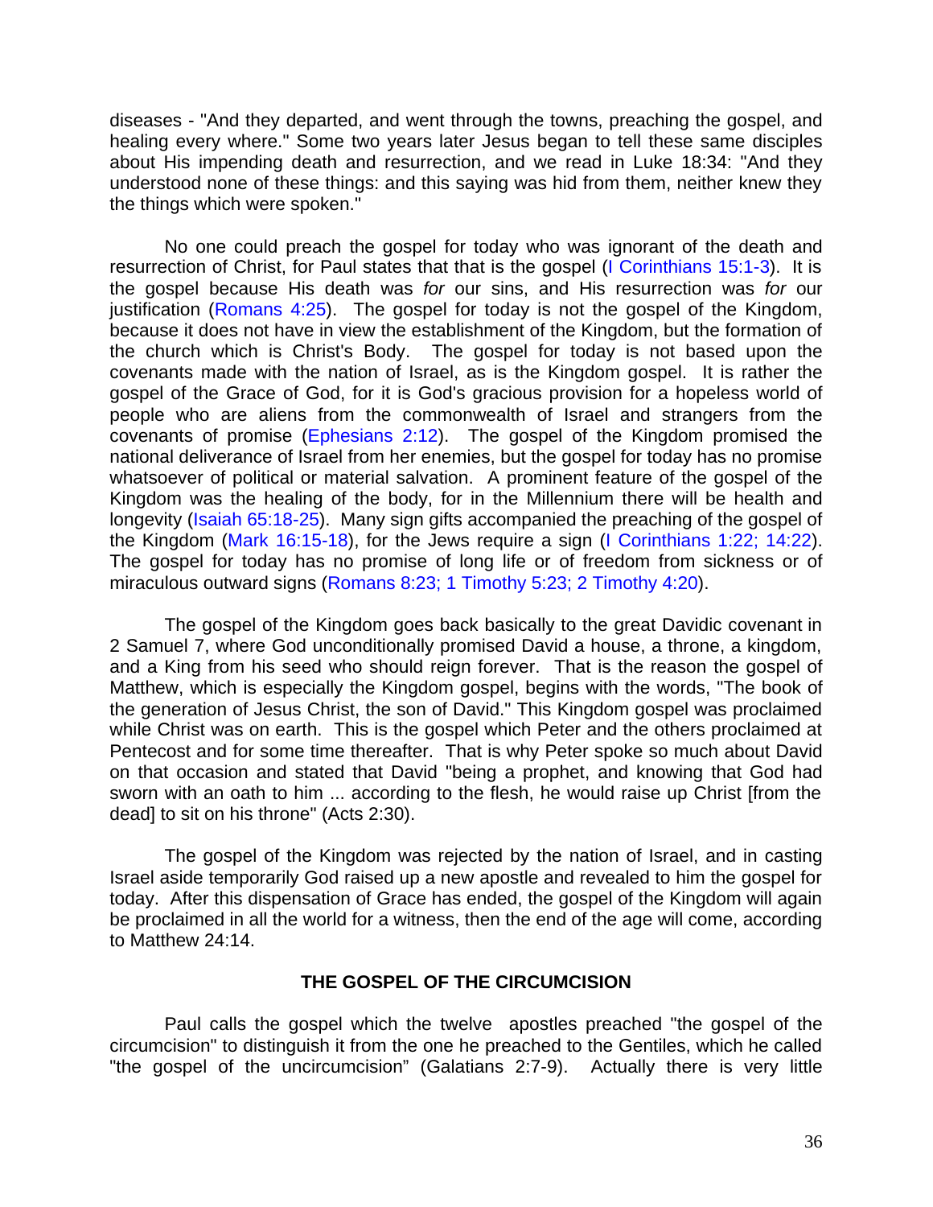diseases - "And they departed, and went through the towns, preaching the gospel, and healing every where." Some two years later Jesus began to tell these same disciples about His impending death and resurrection, and we read in Luke 18:34: "And they understood none of these things: and this saying was hid from them, neither knew they the things which were spoken."

No one could preach the gospel for today who was ignorant of the death and resurrection of Christ, for Paul states that that is the gospel (I Corinthians 15:1-3). It is the gospel because His death was *for* our sins, and His resurrection was *for* our justification (Romans 4:25). The gospel for today is not the gospel of the Kingdom, because it does not have in view the establishment of the Kingdom, but the formation of the church which is Christ's Body. The gospel for today is not based upon the covenants made with the nation of Israel, as is the Kingdom gospel. It is rather the gospel of the Grace of God, for it is God's gracious provision for a hopeless world of people who are aliens from the commonwealth of Israel and strangers from the covenants of promise (Ephesians 2:12). The gospel of the Kingdom promised the national deliverance of Israel from her enemies, but the gospel for today has no promise whatsoever of political or material salvation. A prominent feature of the gospel of the Kingdom was the healing of the body, for in the Millennium there will be health and longevity (Isaiah 65:18-25). Many sign gifts accompanied the preaching of the gospel of the Kingdom (Mark 16:15-18), for the Jews require a sign (I Corinthians 1:22; 14:22). The gospel for today has no promise of long life or of freedom from sickness or of miraculous outward signs (Romans 8:23; 1 Timothy 5:23; 2 Timothy 4:20).

The gospel of the Kingdom goes back basically to the great Davidic covenant in 2 Samuel 7, where God unconditionally promised David a house, a throne, a kingdom, and a King from his seed who should reign forever. That is the reason the gospel of Matthew, which is especially the Kingdom gospel, begins with the words, "The book of the generation of Jesus Christ, the son of David." This Kingdom gospel was proclaimed while Christ was on earth. This is the gospel which Peter and the others proclaimed at Pentecost and for some time thereafter. That is why Peter spoke so much about David on that occasion and stated that David "being a prophet, and knowing that God had sworn with an oath to him ... according to the flesh, he would raise up Christ [from the dead] to sit on his throne" (Acts 2:30).

The gospel of the Kingdom was rejected by the nation of Israel, and in casting Israel aside temporarily God raised up a new apostle and revealed to him the gospel for today. After this dispensation of Grace has ended, the gospel of the Kingdom will again be proclaimed in all the world for a witness, then the end of the age will come, according to Matthew 24:14.

## THE GOSPEL OF THE CIRCUMCISION

Paul calls the gospel which the twelve apostles preached "the gospel of the circumcision" to distinguish it from the one he preached to the Gentiles, which he called "the gospel of the uncircumcision" (Galatians 2:7-9). Actually there is very little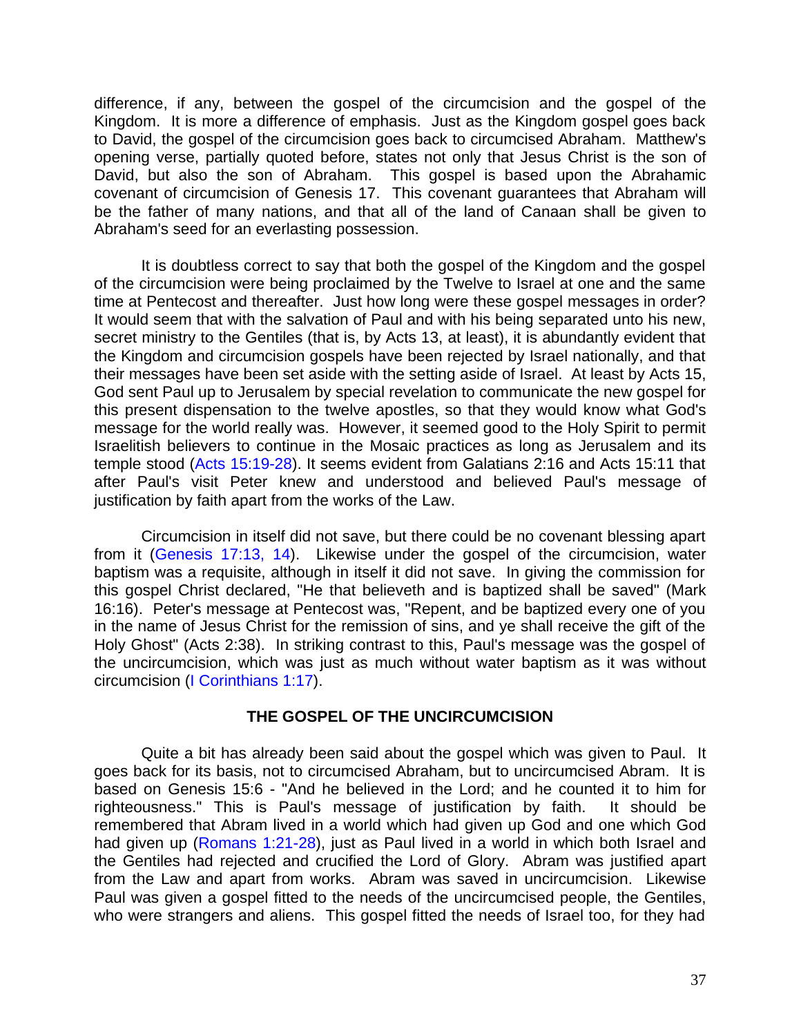difference, if any, between the gospel of the circumcision and the gospel of the Kingdom. It is more a difference of emphasis. Just as the Kingdom gospel goes back to David, the gospel of the circumcision goes back to circumcised Abraham. Matthew's opening verse, partially quoted before, states not only that Jesus Christ is the son of David, but also the son of Abraham. This gospel is based upon the Abrahamic covenant of circumcision of Genesis 17. This covenant guarantees that Abraham will be the father of many nations, and that all of the land of Canaan shall be given to Abraham's seed for an everlasting possession.

It is doubtless correct to say that both the gospel of the Kingdom and the gospel of the circumcision were being proclaimed by the Twelve to Israel at one and the same time at Pentecost and thereafter. Just how long were these gospel messages in order? It would seem that with the salvation of Paul and with his being separated unto his new, secret ministry to the Gentiles (that is, by Acts 13, at least), it is abundantly evident that the Kingdom and circumcision gospels have been rejected by Israel nationally, and that their messages have been set aside with the setting aside of Israel. At least by Acts 15, God sent Paul up to Jerusalem by special revelation to communicate the new gospel for this present dispensation to the twelve apostles, so that they would know what God's message for the world really was. However, it seemed good to the Holy Spirit to permit Israelitish believers to continue in the Mosaic practices as long as Jerusalem and its temple stood (Acts 15:19-28). It seems evident from Galatians 2:16 and Acts 15:11 that after Paul's visit Peter knew and understood and believed Paul's message of justification by faith apart from the works of the Law.

Circumcision in itself did not save, but there could be no covenant blessing apart from it (Genesis 17:13, 14). Likewise under the gospel of the circumcision, water baptism was a requisite, although in itself it did not save. In giving the commission for this gospel Christ declared, "He that believeth and is baptized shall be saved" (Mark 16:16). Peter's message at Pentecost was, "Repent, and be baptized every one of you in the name of Jesus Christ for the remission of sins, and ye shall receive the gift of the Holy Ghost" (Acts 2:38). In striking contrast to this, Paul's message was the gospel of the uncircumcision, which was just as much without water baptism as it was without circumcision (I Corinthians 1:17).

## THE GOSPEL OF THE UNCIRCUMCISION

Quite a bit has already been said about the gospel which was given to Paul. It goes back for its basis, not to circumcised Abraham, but to uncircumcised Abram. It is based on Genesis 15:6 - "And he believed in the Lord; and he counted it to him for righteousness." This is Paul's message of justification by faith. It should be remembered that Abram lived in a world which had given up God and one which God had given up (Romans 1:21-28), just as Paul lived in a world in which both Israel and the Gentiles had rejected and crucified the Lord of Glory. Abram was justified apart from the Law and apart from works. Abram was saved in uncircumcision. Likewise Paul was given a gospel fitted to the needs of the uncircumcised people, the Gentiles, who were strangers and aliens. This gospel fitted the needs of Israel too, for they had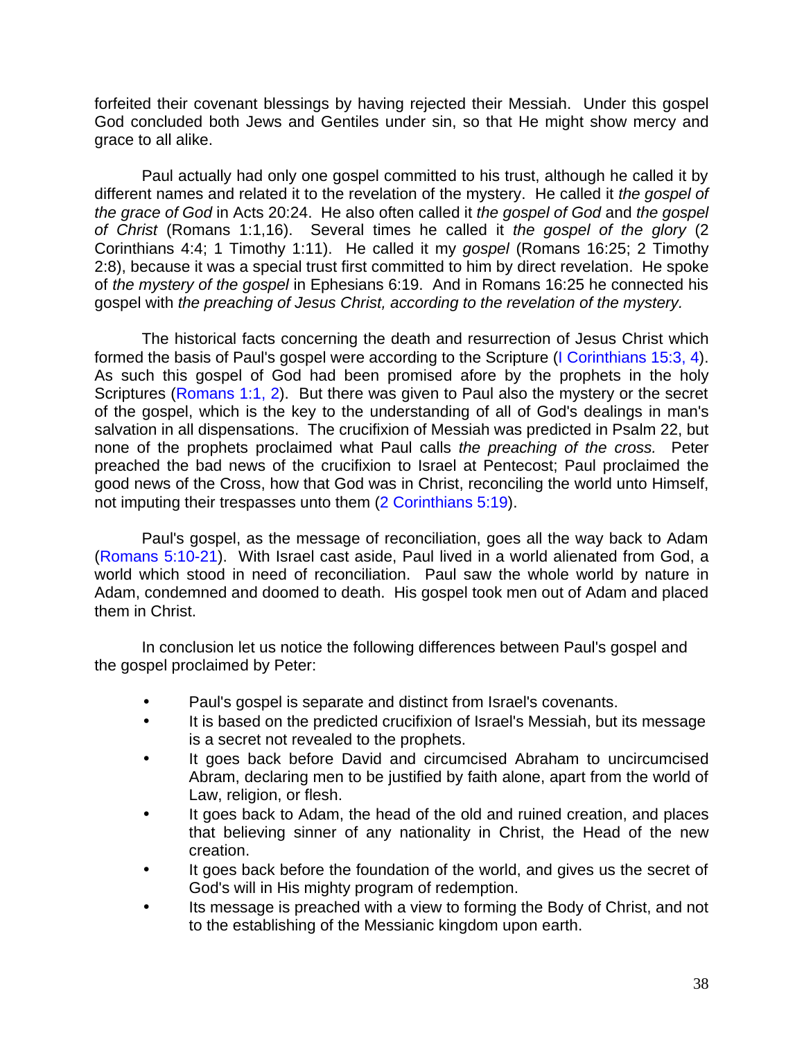forfeited their covenant blessings by having rejected their Messiah. Under this gospel God concluded both Jews and Gentiles under sin, so that He might show mercy and grace to all alike.

Paul actually had only one gospel committed to his trust, although he called it by different names and related it to the revelation of the mystery. He called it *the gospel of the grace of God* in Acts 20:24. He also often called it *the gospel of God* and *the gospel of Christ* (Romans 1:1,16). Several times he called it *the gospel of the glory* (2 Corinthians 4:4; 1 Timothy 1:11). He called it my *gospel* (Romans 16:25; 2 Timothy 2:8), because it was a special trust first committed to him by direct revelation. He spoke of *the mystery of the gospel* in Ephesians 6:19. And in Romans 16:25 he connected his gospel with *the preaching of Jesus Christ, according to the revelation of the mystery.*

The historical facts concerning the death and resurrection of Jesus Christ which formed the basis of Paul's gospel were according to the Scripture (I Corinthians 15:3, 4). As such this gospel of God had been promised afore by the prophets in the holy Scriptures (Romans 1:1, 2). But there was given to Paul also the mystery or the secret of the gospel, which is the key to the understanding of all of God's dealings in man's salvation in all dispensations. The crucifixion of Messiah was predicted in Psalm 22, but none of the prophets proclaimed what Paul calls *the preaching of the cross.* Peter preached the bad news of the crucifixion to Israel at Pentecost; Paul proclaimed the good news of the Cross, how that God was in Christ, reconciling the world unto Himself, not imputing their trespasses unto them (2 Corinthians 5:19).

Paul's gospel, as the message of reconciliation, goes all the way back to Adam (Romans 5:10-21). With Israel cast aside, Paul lived in a world alienated from God, a world which stood in need of reconciliation. Paul saw the whole world by nature in Adam, condemned and doomed to death. His gospel took men out of Adam and placed them in Christ.

In conclusion let us notice the following differences between Paul's gospel and the gospel proclaimed by Peter:

- Paul's gospel is separate and distinct from Israel's covenants.
- It is based on the predicted crucifixion of Israel's Messiah, but its message is a secret not revealed to the prophets.
- It goes back before David and circumcised Abraham to uncircumcised Abram, declaring men to be justified by faith alone, apart from the world of Law, religion, or flesh.
- It goes back to Adam, the head of the old and ruined creation, and places that believing sinner of any nationality in Christ, the Head of the new creation.
- It goes back before the foundation of the world, and gives us the secret of God's will in His mighty program of redemption.
- Its message is preached with a view to forming the Body of Christ, and not to the establishing of the Messianic kingdom upon earth.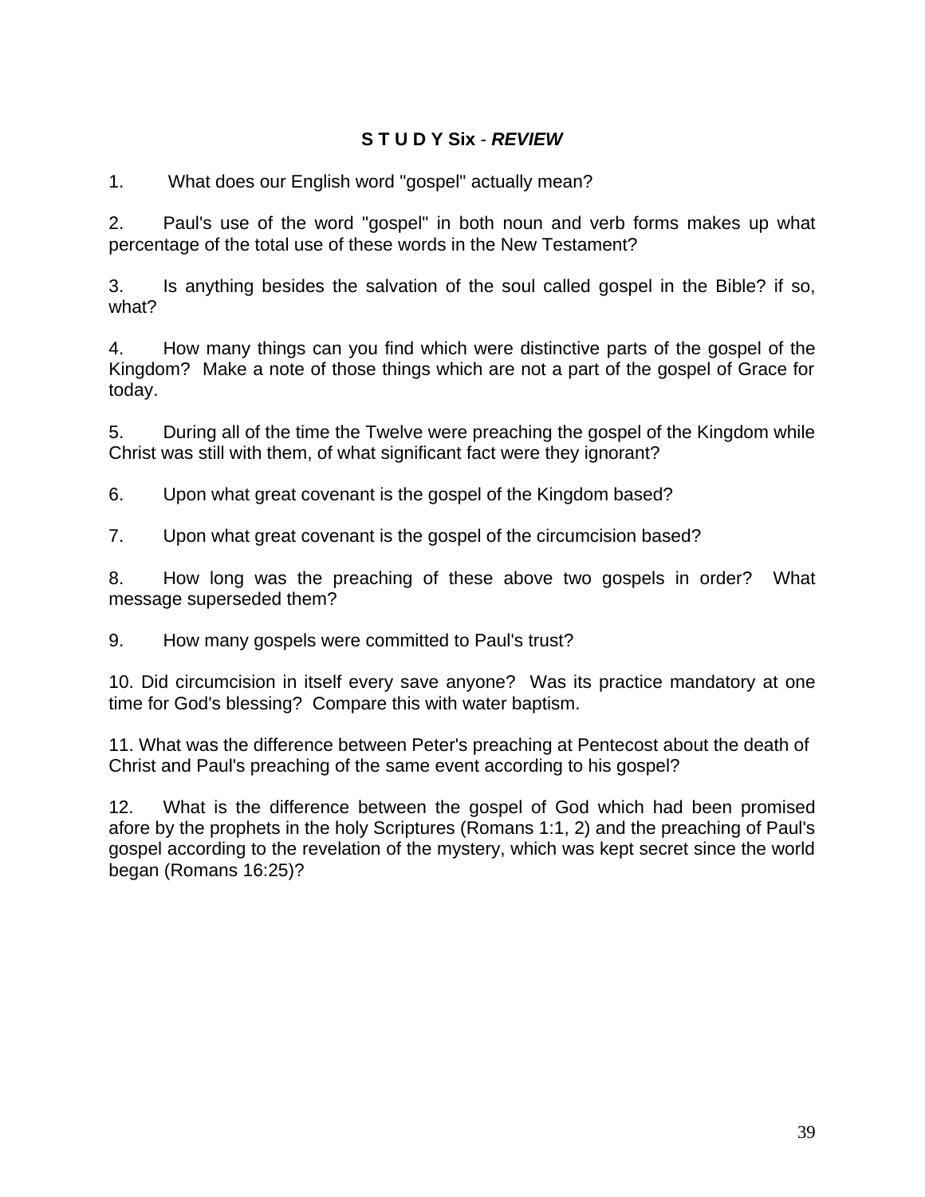## S T U D Y Six - ***REVIEW***

1. What does our English word "gospel" actually mean?

2. Paul's use of the word "gospel" in both noun and verb forms makes up what percentage of the total use of these words in the New Testament?

3. Is anything besides the salvation of the soul called gospel in the Bible? if so, what?

4. How many things can you find which were distinctive parts of the gospel of the Kingdom? Make a note of those things which are not a part of the gospel of Grace for today.

5. During all of the time the Twelve were preaching the gospel of the Kingdom while Christ was still with them, of what significant fact were they ignorant?

6. Upon what great covenant is the gospel of the Kingdom based?

7. Upon what great covenant is the gospel of the circumcision based?

8. How long was the preaching of these above two gospels in order? What message superseded them?

9. How many gospels were committed to Paul's trust?

10. Did circumcision in itself every save anyone? Was its practice mandatory at one time for God's blessing? Compare this with water baptism.

11. What was the difference between Peter's preaching at Pentecost about the death of Christ and Paul's preaching of the same event according to his gospel?

12. What is the difference between the gospel of God which had been promised afore by the prophets in the holy Scriptures (Romans 1:1, 2) and the preaching of Paul's gospel according to the revelation of the mystery, which was kept secret since the world began (Romans 16:25)?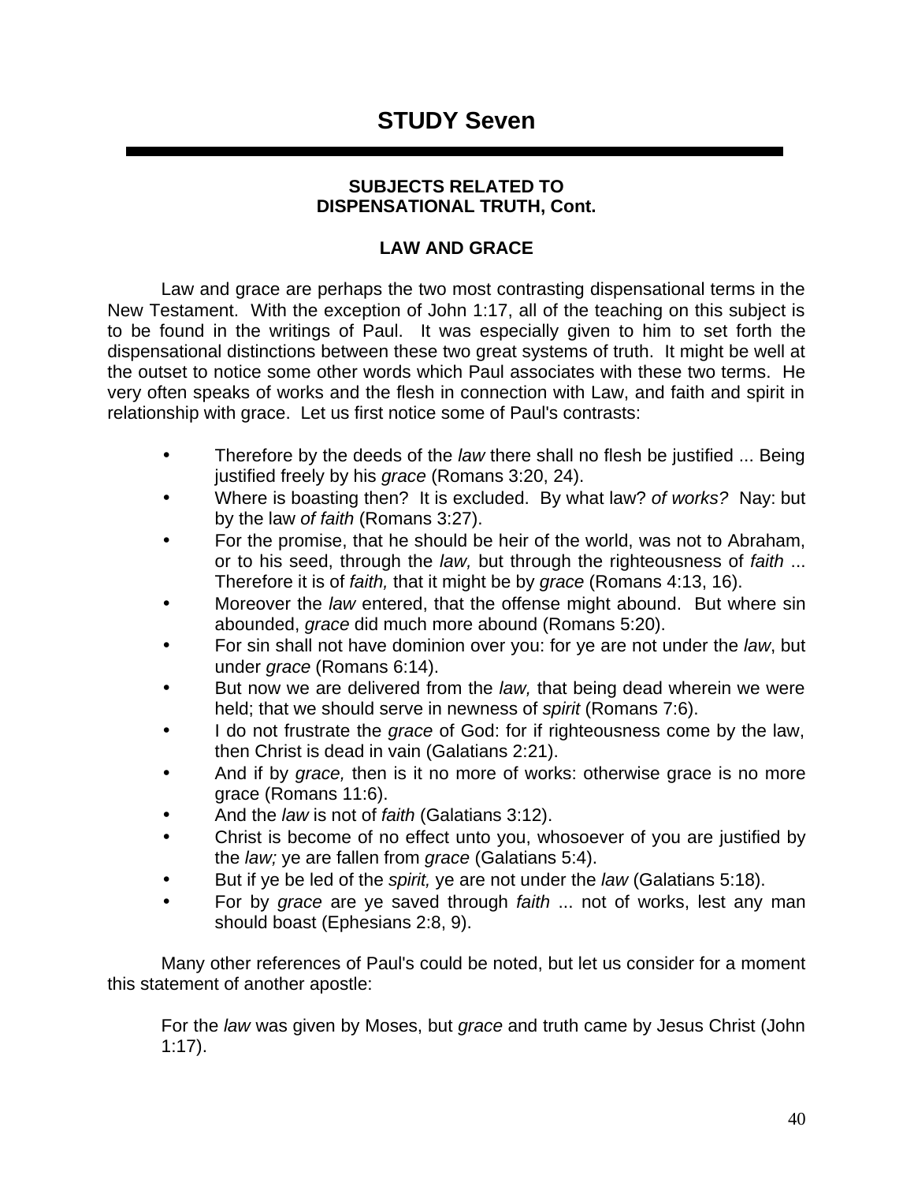# STUDY Seven

---

### SUBJECTS RELATED TO DISPENSATIONAL TRUTH, Cont.

### LAW AND GRACE

Law and grace are perhaps the two most contrasting dispensational terms in the New Testament. With the exception of John 1:17, all of the teaching on this subject is to be found in the writings of Paul. It was especially given to him to set forth the dispensational distinctions between these two great systems of truth. It might be well at the outset to notice some other words which Paul associates with these two terms. He very often speaks of works and the flesh in connection with Law, and faith and spirit in relationship with grace. Let us first notice some of Paul's contrasts:

- Therefore by the deeds of the *law* there shall no flesh be justified ... Being justified freely by his *grace* (Romans 3:20, 24).
- Where is boasting then? It is excluded. By what law? *of works?* Nay: but by the law *of faith* (Romans 3:27).
- For the promise, that he should be heir of the world, was not to Abraham, or to his seed, through the *law,* but through the righteousness of *faith* ... Therefore it is of *faith,* that it might be by *grace* (Romans 4:13, 16).
- Moreover the *law* entered, that the offense might abound. But where sin abounded, *grace* did much more abound (Romans 5:20).
- For sin shall not have dominion over you: for ye are not under the *law*, but under *grace* (Romans 6:14).
- But now we are delivered from the *law,* that being dead wherein we were held; that we should serve in newness of *spirit* (Romans 7:6).
- I do not frustrate the *grace* of God: for if righteousness come by the law, then Christ is dead in vain (Galatians 2:21).
- And if by *grace,* then is it no more of works: otherwise grace is no more grace (Romans 11:6).
- And the *law* is not of *faith* (Galatians 3:12).
- Christ is become of no effect unto you, whosoever of you are justified by the *law;* ye are fallen from *grace* (Galatians 5:4).
- But if ye be led of the *spirit,* ye are not under the *law* (Galatians 5:18).
- For by *grace* are ye saved through *faith* ... not of works, lest any man should boast (Ephesians 2:8, 9).

Many other references of Paul's could be noted, but let us consider for a moment this statement of another apostle:

> For the *law* was given by Moses, but *grace* and truth came by Jesus Christ (John 1:17).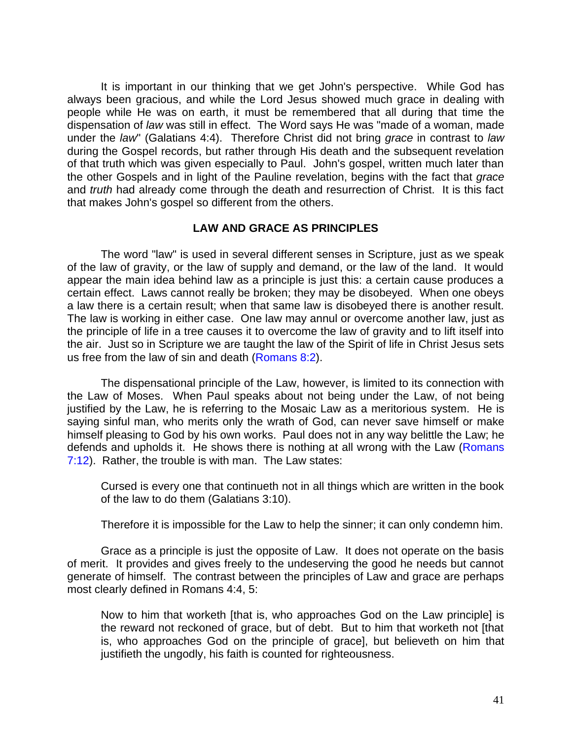It is important in our thinking that we get John's perspective. While God has always been gracious, and while the Lord Jesus showed much grace in dealing with people while He was on earth, it must be remembered that all during that time the dispensation of *law* was still in effect. The Word says He was "made of a woman, made under the *law*" (Galatians 4:4). Therefore Christ did not bring *grace* in contrast to *law* during the Gospel records, but rather through His death and the subsequent revelation of that truth which was given especially to Paul. John's gospel, written much later than the other Gospels and in light of the Pauline revelation, begins with the fact that *grace* and *truth* had already come through the death and resurrection of Christ. It is this fact that makes John's gospel so different from the others.

### LAW AND GRACE AS PRINCIPLES

The word "law" is used in several different senses in Scripture, just as we speak of the law of gravity, or the law of supply and demand, or the law of the land. It would appear the main idea behind law as a principle is just this: a certain cause produces a certain effect. Laws cannot really be broken; they may be disobeyed. When one obeys a law there is a certain result; when that same law is disobeyed there is another result. The law is working in either case. One law may annul or overcome another law, just as the principle of life in a tree causes it to overcome the law of gravity and to lift itself into the air. Just so in Scripture we are taught the law of the Spirit of life in Christ Jesus sets us free from the law of sin and death (Romans 8:2).

The dispensational principle of the Law, however, is limited to its connection with the Law of Moses. When Paul speaks about not being under the Law, of not being justified by the Law, he is referring to the Mosaic Law as a meritorious system. He is saying sinful man, who merits only the wrath of God, can never save himself or make himself pleasing to God by his own works. Paul does not in any way belittle the Law; he defends and upholds it. He shows there is nothing at all wrong with the Law (Romans 7:12). Rather, the trouble is with man. The Law states:

> Cursed is every one that continueth not in all things which are written in the book of the law to do them (Galatians 3:10).

Therefore it is impossible for the Law to help the sinner; it can only condemn him.

Grace as a principle is just the opposite of Law. It does not operate on the basis of merit. It provides and gives freely to the undeserving the good he needs but cannot generate of himself. The contrast between the principles of Law and grace are perhaps most clearly defined in Romans 4:4, 5:

> Now to him that worketh [that is, who approaches God on the Law principle] is the reward not reckoned of grace, but of debt. But to him that worketh not [that is, who approaches God on the principle of grace], but believeth on him that justifieth the ungodly, his faith is counted for righteousness.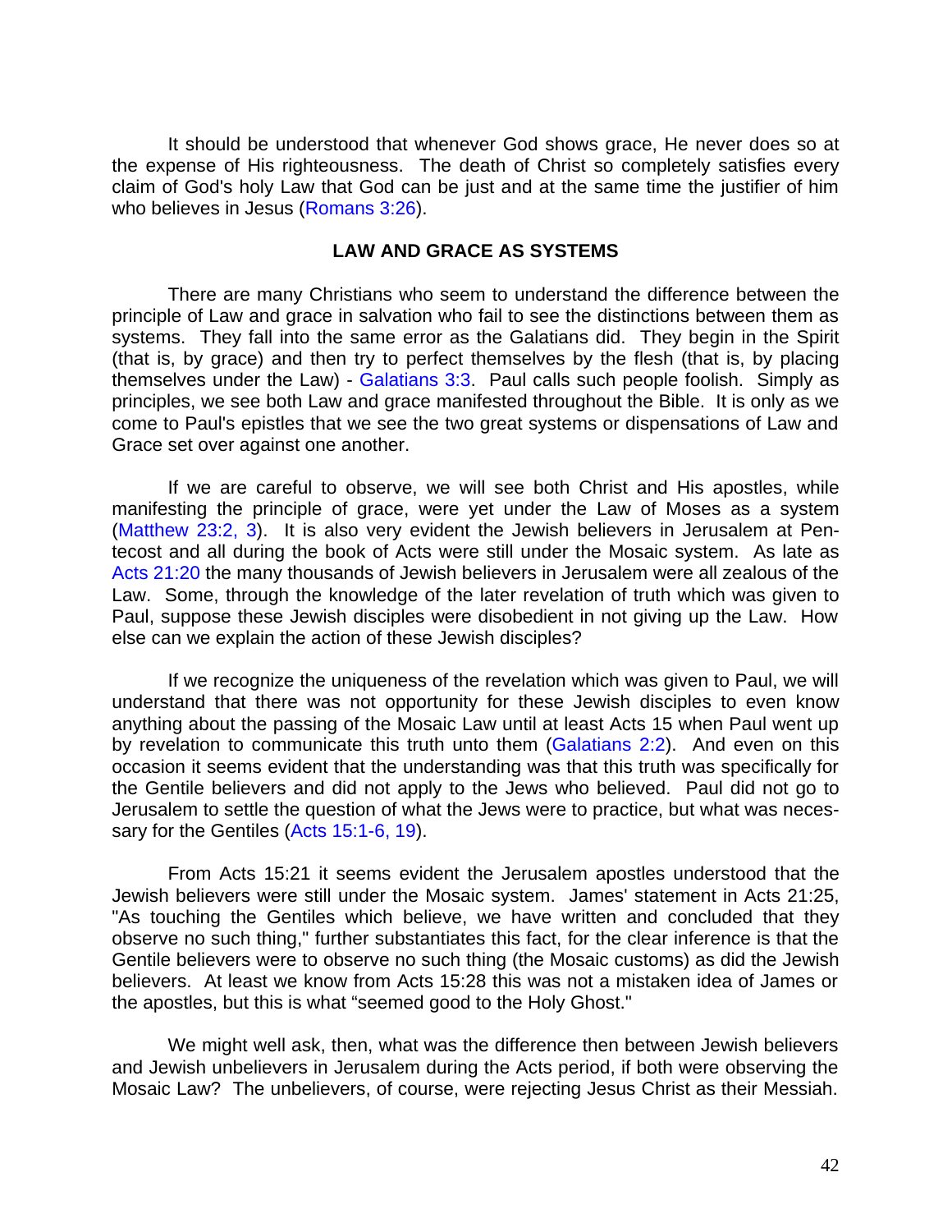It should be understood that whenever God shows grace, He never does so at the expense of His righteousness. The death of Christ so completely satisfies every claim of God's holy Law that God can be just and at the same time the justifier of him who believes in Jesus (Romans 3:26).

## LAW AND GRACE AS SYSTEMS

There are many Christians who seem to understand the difference between the principle of Law and grace in salvation who fail to see the distinctions between them as systems. They fall into the same error as the Galatians did. They begin in the Spirit (that is, by grace) and then try to perfect themselves by the flesh (that is, by placing themselves under the Law) - Galatians 3:3. Paul calls such people foolish. Simply as principles, we see both Law and grace manifested throughout the Bible. It is only as we come to Paul's epistles that we see the two great systems or dispensations of Law and Grace set over against one another.

If we are careful to observe, we will see both Christ and His apostles, while manifesting the principle of grace, were yet under the Law of Moses as a system (Matthew 23:2, 3). It is also very evident the Jewish believers in Jerusalem at Pentecost and all during the book of Acts were still under the Mosaic system. As late as Acts 21:20 the many thousands of Jewish believers in Jerusalem were all zealous of the Law. Some, through the knowledge of the later revelation of truth which was given to Paul, suppose these Jewish disciples were disobedient in not giving up the Law. How else can we explain the action of these Jewish disciples?

If we recognize the uniqueness of the revelation which was given to Paul, we will understand that there was not opportunity for these Jewish disciples to even know anything about the passing of the Mosaic Law until at least Acts 15 when Paul went up by revelation to communicate this truth unto them (Galatians 2:2). And even on this occasion it seems evident that the understanding was that this truth was specifically for the Gentile believers and did not apply to the Jews who believed. Paul did not go to Jerusalem to settle the question of what the Jews were to practice, but what was necessary for the Gentiles (Acts 15:1-6, 19).

From Acts 15:21 it seems evident the Jerusalem apostles understood that the Jewish believers were still under the Mosaic system. James' statement in Acts 21:25, "As touching the Gentiles which believe, we have written and concluded that they observe no such thing," further substantiates this fact, for the clear inference is that the Gentile believers were to observe no such thing (the Mosaic customs) as did the Jewish believers. At least we know from Acts 15:28 this was not a mistaken idea of James or the apostles, but this is what "seemed good to the Holy Ghost."

We might well ask, then, what was the difference then between Jewish believers and Jewish unbelievers in Jerusalem during the Acts period, if both were observing the Mosaic Law? The unbelievers, of course, were rejecting Jesus Christ as their Messiah.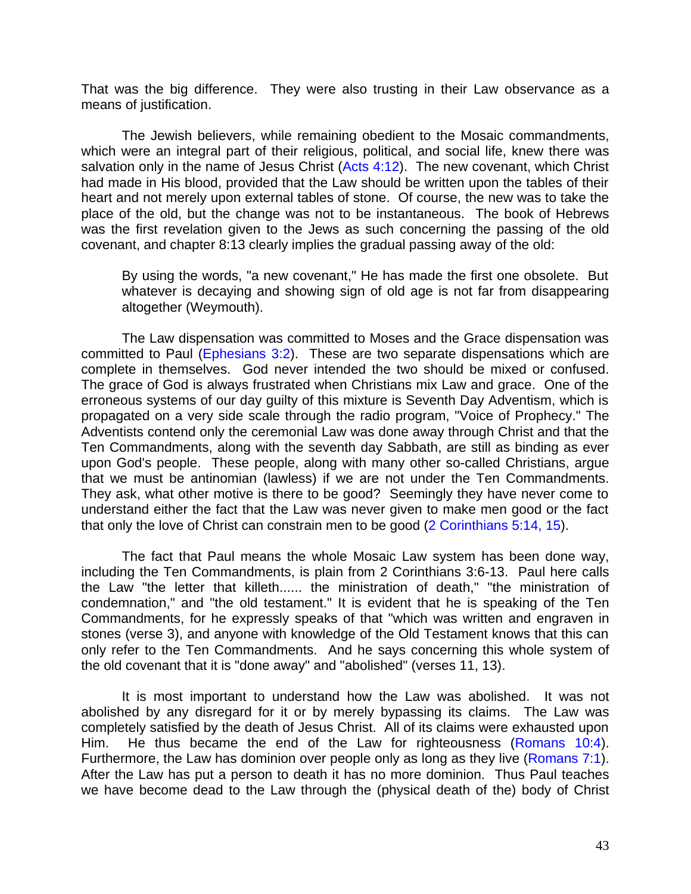That was the big difference. They were also trusting in their Law observance as a means of justification.

The Jewish believers, while remaining obedient to the Mosaic commandments, which were an integral part of their religious, political, and social life, knew there was salvation only in the name of Jesus Christ (Acts 4:12). The new covenant, which Christ had made in His blood, provided that the Law should be written upon the tables of their heart and not merely upon external tables of stone. Of course, the new was to take the place of the old, but the change was not to be instantaneous. The book of Hebrews was the first revelation given to the Jews as such concerning the passing of the old covenant, and chapter 8:13 clearly implies the gradual passing away of the old:

> By using the words, "a new covenant," He has made the first one obsolete. But whatever is decaying and showing sign of old age is not far from disappearing altogether (Weymouth).

The Law dispensation was committed to Moses and the Grace dispensation was committed to Paul (Ephesians 3:2). These are two separate dispensations which are complete in themselves. God never intended the two should be mixed or confused. The grace of God is always frustrated when Christians mix Law and grace. One of the erroneous systems of our day guilty of this mixture is Seventh Day Adventism, which is propagated on a very side scale through the radio program, "Voice of Prophecy." The Adventists contend only the ceremonial Law was done away through Christ and that the Ten Commandments, along with the seventh day Sabbath, are still as binding as ever upon God's people. These people, along with many other so-called Christians, argue that we must be antinomian (lawless) if we are not under the Ten Commandments. They ask, what other motive is there to be good? Seemingly they have never come to understand either the fact that the Law was never given to make men good or the fact that only the love of Christ can constrain men to be good (2 Corinthians 5:14, 15).

The fact that Paul means the whole Mosaic Law system has been done way, including the Ten Commandments, is plain from 2 Corinthians 3:6-13. Paul here calls the Law "the letter that killeth...... the ministration of death," "the ministration of condemnation," and "the old testament." It is evident that he is speaking of the Ten Commandments, for he expressly speaks of that "which was written and engraven in stones (verse 3), and anyone with knowledge of the Old Testament knows that this can only refer to the Ten Commandments. And he says concerning this whole system of the old covenant that it is "done away" and "abolished" (verses 11, 13).

It is most important to understand how the Law was abolished. It was not abolished by any disregard for it or by merely bypassing its claims. The Law was completely satisfied by the death of Jesus Christ. All of its claims were exhausted upon Him. He thus became the end of the Law for righteousness (Romans 10:4). Furthermore, the Law has dominion over people only as long as they live (Romans 7:1). After the Law has put a person to death it has no more dominion. Thus Paul teaches we have become dead to the Law through the (physical death of the) body of Christ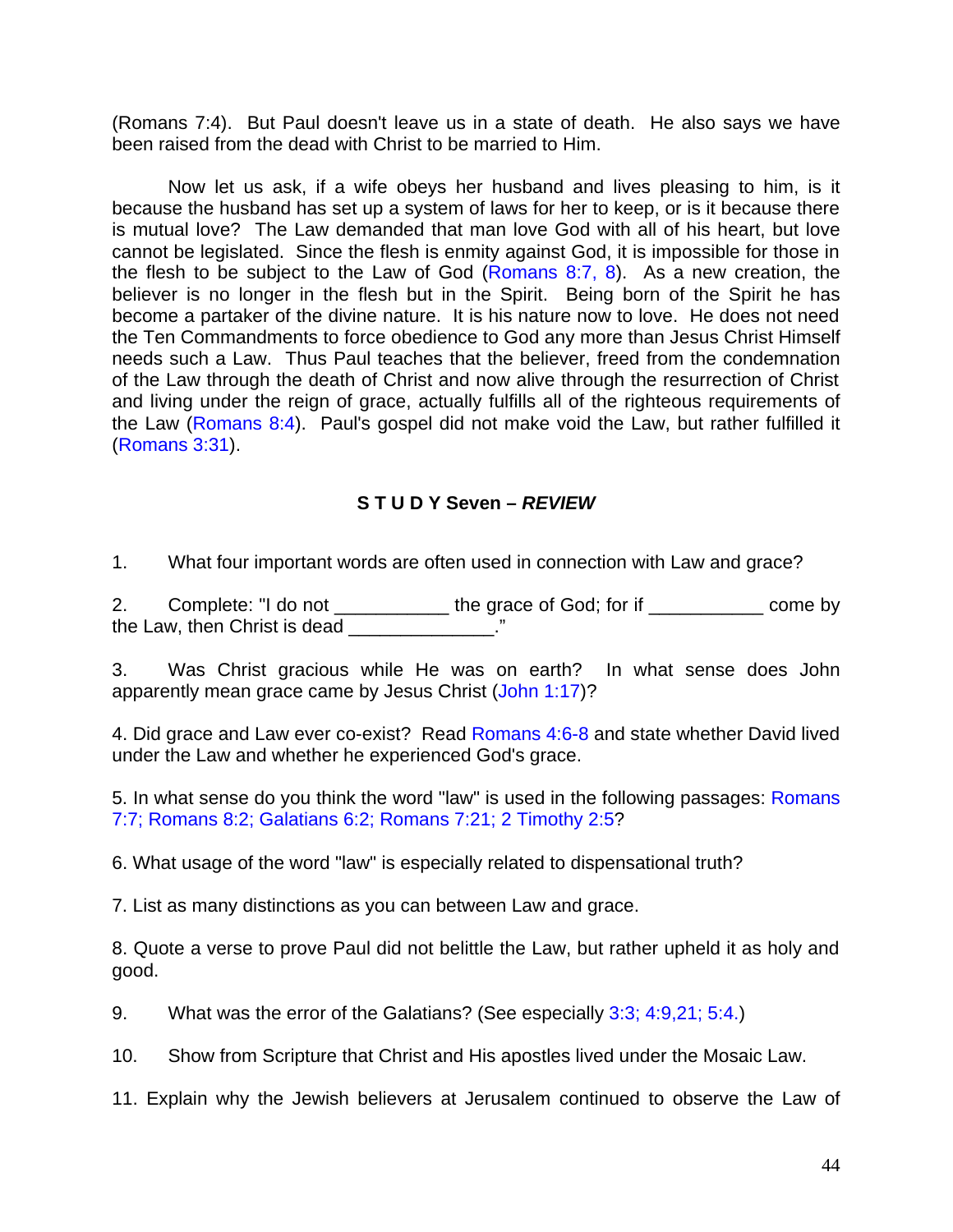(Romans 7:4). But Paul doesn't leave us in a state of death. He also says we have been raised from the dead with Christ to be married to Him.

Now let us ask, if a wife obeys her husband and lives pleasing to him, is it because the husband has set up a system of laws for her to keep, or is it because there is mutual love? The Law demanded that man love God with all of his heart, but love cannot be legislated. Since the flesh is enmity against God, it is impossible for those in the flesh to be subject to the Law of God (Romans 8:7, 8). As a new creation, the believer is no longer in the flesh but in the Spirit. Being born of the Spirit he has become a partaker of the divine nature. It is his nature now to love. He does not need the Ten Commandments to force obedience to God any more than Jesus Christ Himself needs such a Law. Thus Paul teaches that the believer, freed from the condemnation of the Law through the death of Christ and now alive through the resurrection of Christ and living under the reign of grace, actually fulfills all of the righteous requirements of the Law (Romans 8:4). Paul's gospel did not make void the Law, but rather fulfilled it (Romans 3:31).

## S T U D Y Seven – *REVIEW*

1. What four important words are often used in connection with Law and grace?

2. Complete: "I do not ___________ the grace of God; for if ___________ come by the Law, then Christ is dead ______________."

3. Was Christ gracious while He was on earth? In what sense does John apparently mean grace came by Jesus Christ (John 1:17)?

4. Did grace and Law ever co-exist? Read Romans 4:6-8 and state whether David lived under the Law and whether he experienced God's grace.

5. In what sense do you think the word "law" is used in the following passages: Romans 7:7; Romans 8:2; Galatians 6:2; Romans 7:21; 2 Timothy 2:5?

6. What usage of the word "law" is especially related to dispensational truth?

7. List as many distinctions as you can between Law and grace.

8. Quote a verse to prove Paul did not belittle the Law, but rather upheld it as holy and good.

9. What was the error of the Galatians? (See especially 3:3; 4:9,21; 5:4.)

10. Show from Scripture that Christ and His apostles lived under the Mosaic Law.

11. Explain why the Jewish believers at Jerusalem continued to observe the Law of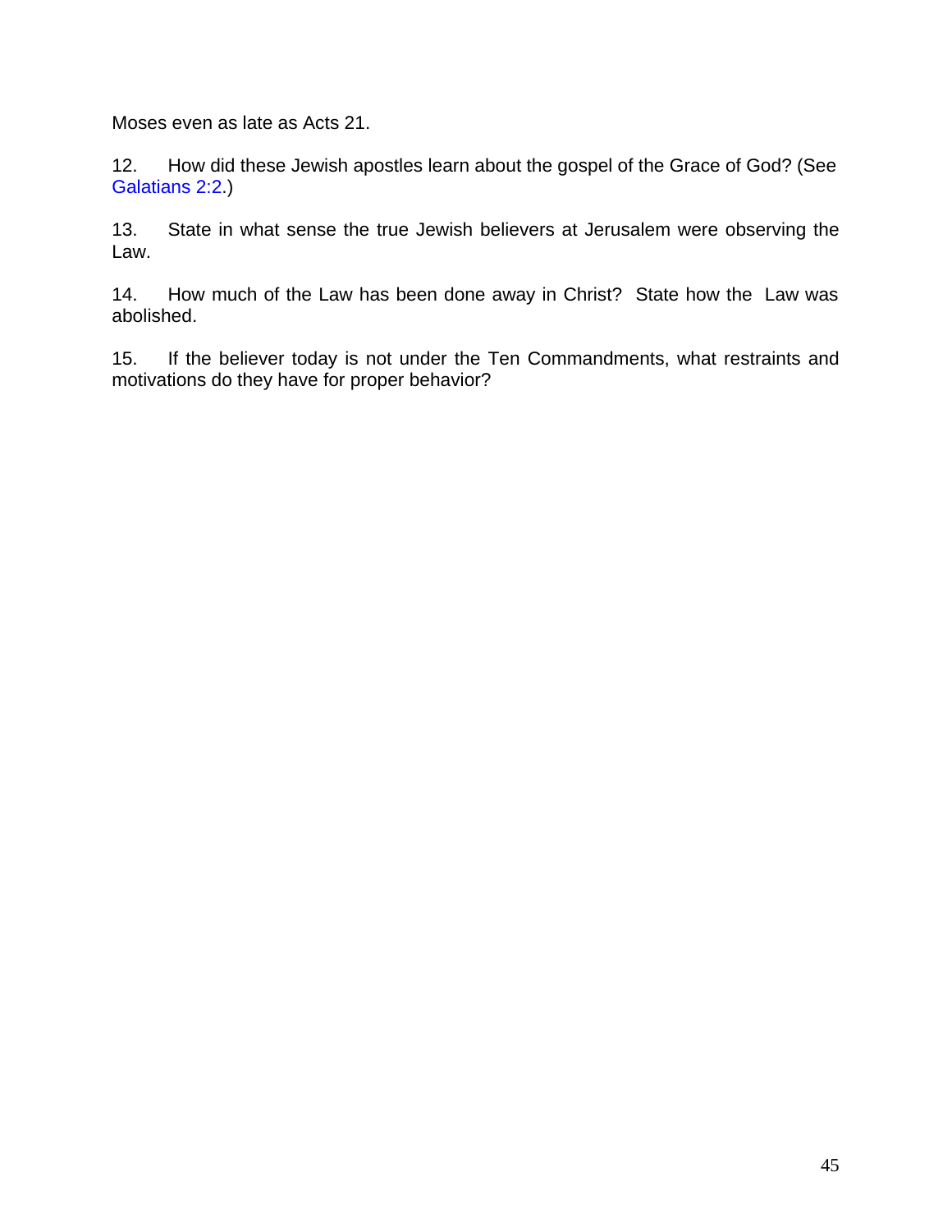Moses even as late as Acts 21.

12. How did these Jewish apostles learn about the gospel of the Grace of God? (See Galatians 2:2.)

13. State in what sense the true Jewish believers at Jerusalem were observing the Law.

14. How much of the Law has been done away in Christ? State how the Law was abolished.

15. If the believer today is not under the Ten Commandments, what restraints and motivations do they have for proper behavior?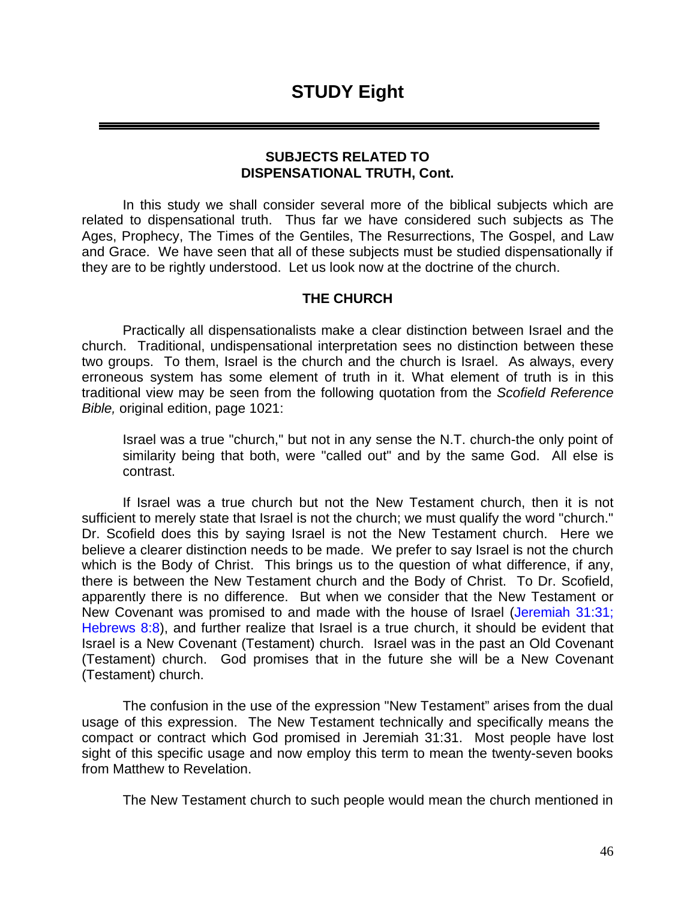# STUDY Eight

---

### SUBJECTS RELATED TO DISPENSATIONAL TRUTH, Cont.

In this study we shall consider several more of the biblical subjects which are related to dispensational truth. Thus far we have considered such subjects as The Ages, Prophecy, The Times of the Gentiles, The Resurrections, The Gospel, and Law and Grace. We have seen that all of these subjects must be studied dispensationally if they are to be rightly understood. Let us look now at the doctrine of the church.

### THE CHURCH

Practically all dispensationalists make a clear distinction between Israel and the church. Traditional, undispensational interpretation sees no distinction between these two groups. To them, Israel is the church and the church is Israel. As always, every erroneous system has some element of truth in it. What element of truth is in this traditional view may be seen from the following quotation from the *Scofield Reference Bible,* original edition, page 1021:

> Israel was a true "church," but not in any sense the N.T. church-the only point of similarity being that both, were "called out" and by the same God. All else is contrast.

If Israel was a true church but not the New Testament church, then it is not sufficient to merely state that Israel is not the church; we must qualify the word "church." Dr. Scofield does this by saying Israel is not the New Testament church. Here we believe a clearer distinction needs to be made. We prefer to say Israel is not the church which is the Body of Christ. This brings us to the question of what difference, if any, there is between the New Testament church and the Body of Christ. To Dr. Scofield, apparently there is no difference. But when we consider that the New Testament or New Covenant was promised to and made with the house of Israel (Jeremiah 31:31; Hebrews 8:8), and further realize that Israel is a true church, it should be evident that Israel is a New Covenant (Testament) church. Israel was in the past an Old Covenant (Testament) church. God promises that in the future she will be a New Covenant (Testament) church.

The confusion in the use of the expression "New Testament" arises from the dual usage of this expression. The New Testament technically and specifically means the compact or contract which God promised in Jeremiah 31:31. Most people have lost sight of this specific usage and now employ this term to mean the twenty-seven books from Matthew to Revelation.

The New Testament church to such people would mean the church mentioned in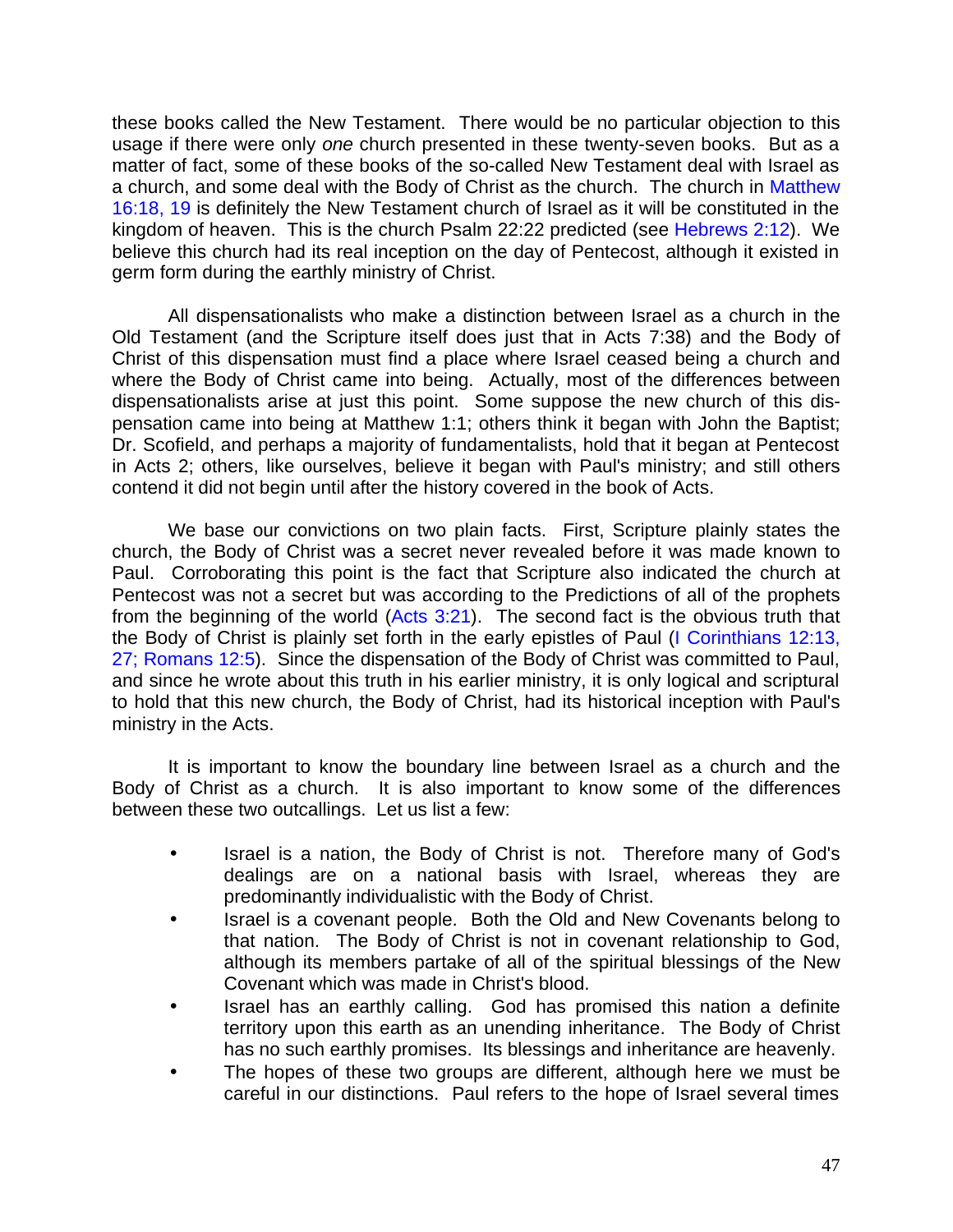these books called the New Testament. There would be no particular objection to this usage if there were only *one* church presented in these twenty-seven books. But as a matter of fact, some of these books of the so-called New Testament deal with Israel as a church, and some deal with the Body of Christ as the church. The church in Matthew 16:18, 19 is definitely the New Testament church of Israel as it will be constituted in the kingdom of heaven. This is the church Psalm 22:22 predicted (see Hebrews 2:12). We believe this church had its real inception on the day of Pentecost, although it existed in germ form during the earthly ministry of Christ.

All dispensationalists who make a distinction between Israel as a church in the Old Testament (and the Scripture itself does just that in Acts 7:38) and the Body of Christ of this dispensation must find a place where Israel ceased being a church and where the Body of Christ came into being. Actually, most of the differences between dispensationalists arise at just this point. Some suppose the new church of this dispensation came into being at Matthew 1:1; others think it began with John the Baptist; Dr. Scofield, and perhaps a majority of fundamentalists, hold that it began at Pentecost in Acts 2; others, like ourselves, believe it began with Paul's ministry; and still others contend it did not begin until after the history covered in the book of Acts.

We base our convictions on two plain facts. First, Scripture plainly states the church, the Body of Christ was a secret never revealed before it was made known to Paul. Corroborating this point is the fact that Scripture also indicated the church at Pentecost was not a secret but was according to the Predictions of all of the prophets from the beginning of the world (Acts 3:21). The second fact is the obvious truth that the Body of Christ is plainly set forth in the early epistles of Paul (I Corinthians 12:13, 27; Romans 12:5). Since the dispensation of the Body of Christ was committed to Paul, and since he wrote about this truth in his earlier ministry, it is only logical and scriptural to hold that this new church, the Body of Christ, had its historical inception with Paul's ministry in the Acts.

It is important to know the boundary line between Israel as a church and the Body of Christ as a church. It is also important to know some of the differences between these two outcallings. Let us list a few:

- Israel is a nation, the Body of Christ is not. Therefore many of God's dealings are on a national basis with Israel, whereas they are predominantly individualistic with the Body of Christ.
- Israel is a covenant people. Both the Old and New Covenants belong to that nation. The Body of Christ is not in covenant relationship to God, although its members partake of all of the spiritual blessings of the New Covenant which was made in Christ's blood.
- Israel has an earthly calling. God has promised this nation a definite territory upon this earth as an unending inheritance. The Body of Christ has no such earthly promises. Its blessings and inheritance are heavenly.
- The hopes of these two groups are different, although here we must be careful in our distinctions. Paul refers to the hope of Israel several times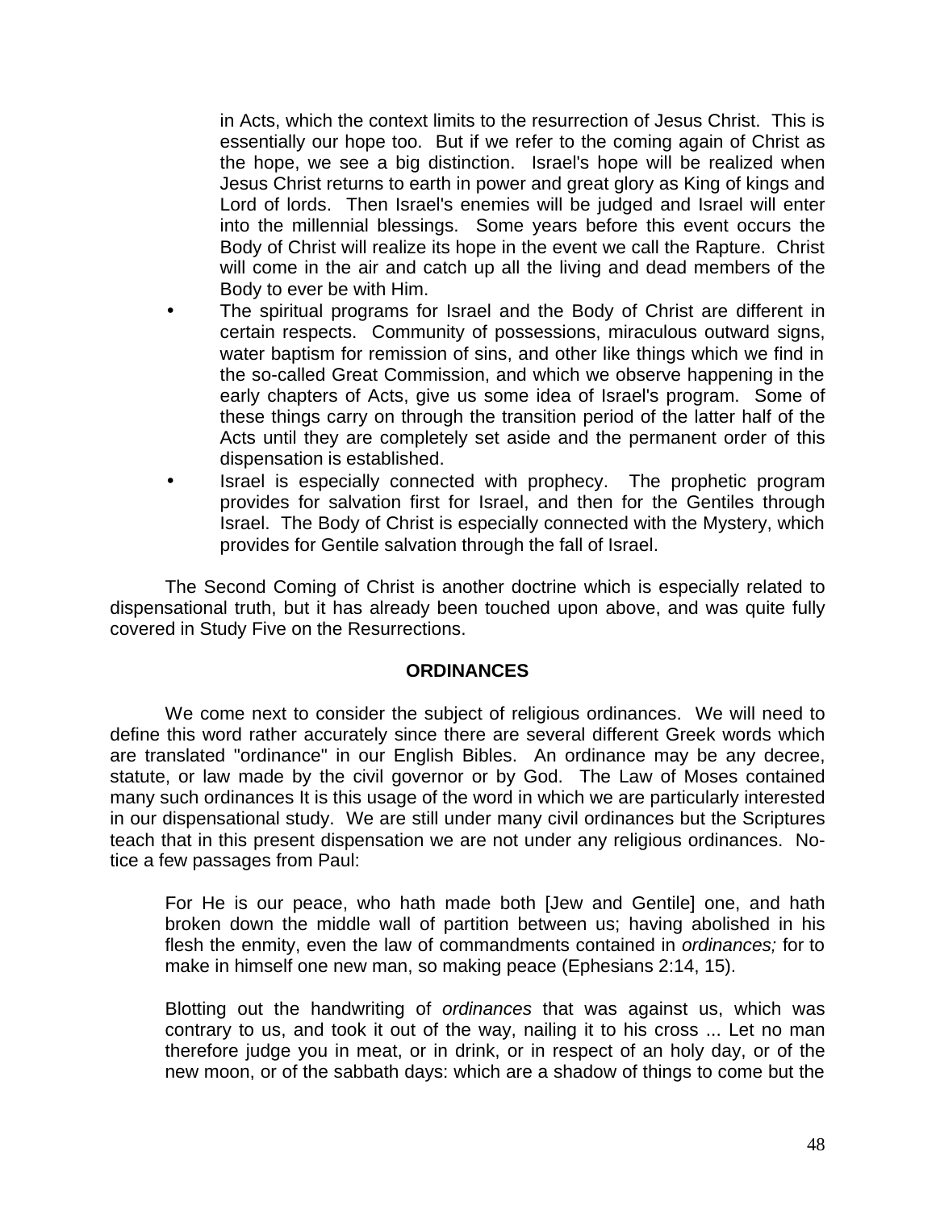in Acts, which the context limits to the resurrection of Jesus Christ. This is essentially our hope too. But if we refer to the coming again of Christ as the hope, we see a big distinction. Israel's hope will be realized when Jesus Christ returns to earth in power and great glory as King of kings and Lord of lords. Then Israel's enemies will be judged and Israel will enter into the millennial blessings. Some years before this event occurs the Body of Christ will realize its hope in the event we call the Rapture. Christ will come in the air and catch up all the living and dead members of the Body to ever be with Him.

- The spiritual programs for Israel and the Body of Christ are different in certain respects. Community of possessions, miraculous outward signs, water baptism for remission of sins, and other like things which we find in the so-called Great Commission, and which we observe happening in the early chapters of Acts, give us some idea of Israel's program. Some of these things carry on through the transition period of the latter half of the Acts until they are completely set aside and the permanent order of this dispensation is established.
- Israel is especially connected with prophecy. The prophetic program provides for salvation first for Israel, and then for the Gentiles through Israel. The Body of Christ is especially connected with the Mystery, which provides for Gentile salvation through the fall of Israel.

The Second Coming of Christ is another doctrine which is especially related to dispensational truth, but it has already been touched upon above, and was quite fully covered in Study Five on the Resurrections.

## ORDINANCES

We come next to consider the subject of religious ordinances. We will need to define this word rather accurately since there are several different Greek words which are translated "ordinance" in our English Bibles. An ordinance may be any decree, statute, or law made by the civil governor or by God. The Law of Moses contained many such ordinances It is this usage of the word in which we are particularly interested in our dispensational study. We are still under many civil ordinances but the Scriptures teach that in this present dispensation we are not under any religious ordinances. Notice a few passages from Paul:

> For He is our peace, who hath made both [Jew and Gentile] one, and hath broken down the middle wall of partition between us; having abolished in his flesh the enmity, even the law of commandments contained in *ordinances;* for to make in himself one new man, so making peace (Ephesians 2:14, 15).
>
> Blotting out the handwriting of *ordinances* that was against us, which was contrary to us, and took it out of the way, nailing it to his cross ... Let no man therefore judge you in meat, or in drink, or in respect of an holy day, or of the new moon, or of the sabbath days: which are a shadow of things to come but the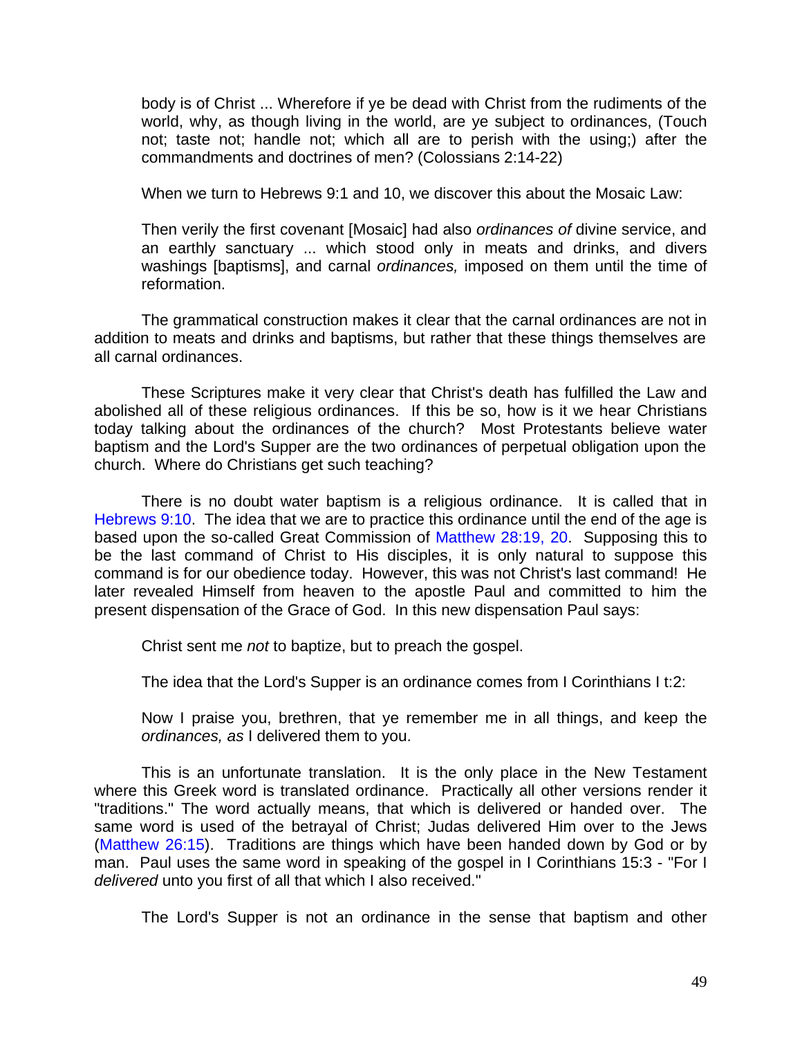body is of Christ ... Wherefore if ye be dead with Christ from the rudiments of the world, why, as though living in the world, are ye subject to ordinances, (Touch not; taste not; handle not; which all are to perish with the using;) after the commandments and doctrines of men? (Colossians 2:14-22)

When we turn to Hebrews 9:1 and 10, we discover this about the Mosaic Law:

Then verily the first covenant [Mosaic] had also *ordinances of* divine service, and an earthly sanctuary ... which stood only in meats and drinks, and divers washings [baptisms], and carnal *ordinances,* imposed on them until the time of reformation.

The grammatical construction makes it clear that the carnal ordinances are not in addition to meats and drinks and baptisms, but rather that these things themselves are all carnal ordinances.

These Scriptures make it very clear that Christ's death has fulfilled the Law and abolished all of these religious ordinances. If this be so, how is it we hear Christians today talking about the ordinances of the church? Most Protestants believe water baptism and the Lord's Supper are the two ordinances of perpetual obligation upon the church. Where do Christians get such teaching?

There is no doubt water baptism is a religious ordinance. It is called that in Hebrews 9:10. The idea that we are to practice this ordinance until the end of the age is based upon the so-called Great Commission of Matthew 28:19, 20. Supposing this to be the last command of Christ to His disciples, it is only natural to suppose this command is for our obedience today. However, this was not Christ's last command! He later revealed Himself from heaven to the apostle Paul and committed to him the present dispensation of the Grace of God. In this new dispensation Paul says:

Christ sent me *not* to baptize, but to preach the gospel.

The idea that the Lord's Supper is an ordinance comes from I Corinthians I t:2:

Now I praise you, brethren, that ye remember me in all things, and keep the *ordinances, as* I delivered them to you.

This is an unfortunate translation. It is the only place in the New Testament where this Greek word is translated ordinance. Practically all other versions render it "traditions." The word actually means, that which is delivered or handed over. The same word is used of the betrayal of Christ; Judas delivered Him over to the Jews (Matthew 26:15). Traditions are things which have been handed down by God or by man. Paul uses the same word in speaking of the gospel in I Corinthians 15:3 - "For I *delivered* unto you first of all that which I also received."

The Lord's Supper is not an ordinance in the sense that baptism and other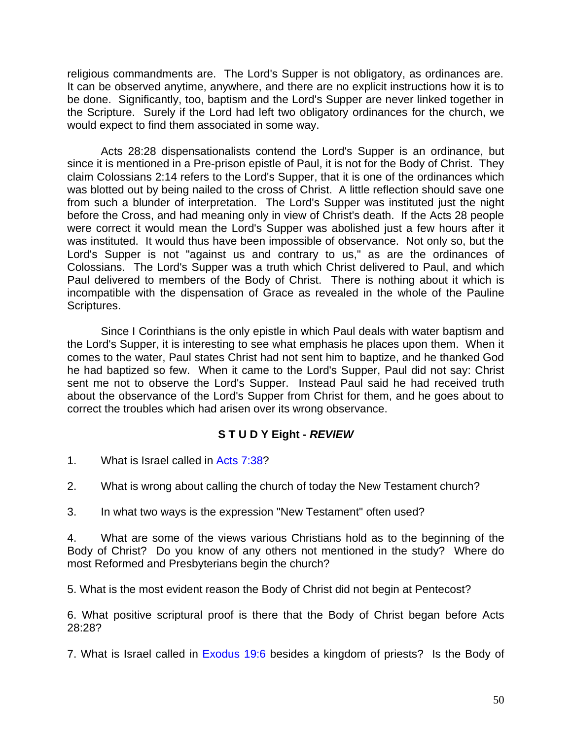religious commandments are. The Lord's Supper is not obligatory, as ordinances are. It can be observed anytime, anywhere, and there are no explicit instructions how it is to be done. Significantly, too, baptism and the Lord's Supper are never linked together in the Scripture. Surely if the Lord had left two obligatory ordinances for the church, we would expect to find them associated in some way.

Acts 28:28 dispensationalists contend the Lord's Supper is an ordinance, but since it is mentioned in a Pre-prison epistle of Paul, it is not for the Body of Christ. They claim Colossians 2:14 refers to the Lord's Supper, that it is one of the ordinances which was blotted out by being nailed to the cross of Christ. A little reflection should save one from such a blunder of interpretation. The Lord's Supper was instituted just the night before the Cross, and had meaning only in view of Christ's death. If the Acts 28 people were correct it would mean the Lord's Supper was abolished just a few hours after it was instituted. It would thus have been impossible of observance. Not only so, but the Lord's Supper is not "against us and contrary to us," as are the ordinances of Colossians. The Lord's Supper was a truth which Christ delivered to Paul, and which Paul delivered to members of the Body of Christ. There is nothing about it which is incompatible with the dispensation of Grace as revealed in the whole of the Pauline Scriptures.

Since I Corinthians is the only epistle in which Paul deals with water baptism and the Lord's Supper, it is interesting to see what emphasis he places upon them. When it comes to the water, Paul states Christ had not sent him to baptize, and he thanked God he had baptized so few. When it came to the Lord's Supper, Paul did not say: Christ sent me not to observe the Lord's Supper. Instead Paul said he had received truth about the observance of the Lord's Supper from Christ for them, and he goes about to correct the troubles which had arisen over its wrong observance.

### S T U D Y Eight - *REVIEW*

1. What is Israel called in Acts 7:38?

2. What is wrong about calling the church of today the New Testament church?

3. In what two ways is the expression "New Testament" often used?

4. What are some of the views various Christians hold as to the beginning of the Body of Christ? Do you know of any others not mentioned in the study? Where do most Reformed and Presbyterians begin the church?

5. What is the most evident reason the Body of Christ did not begin at Pentecost?

6. What positive scriptural proof is there that the Body of Christ began before Acts 28:28?

7. What is Israel called in Exodus 19:6 besides a kingdom of priests? Is the Body of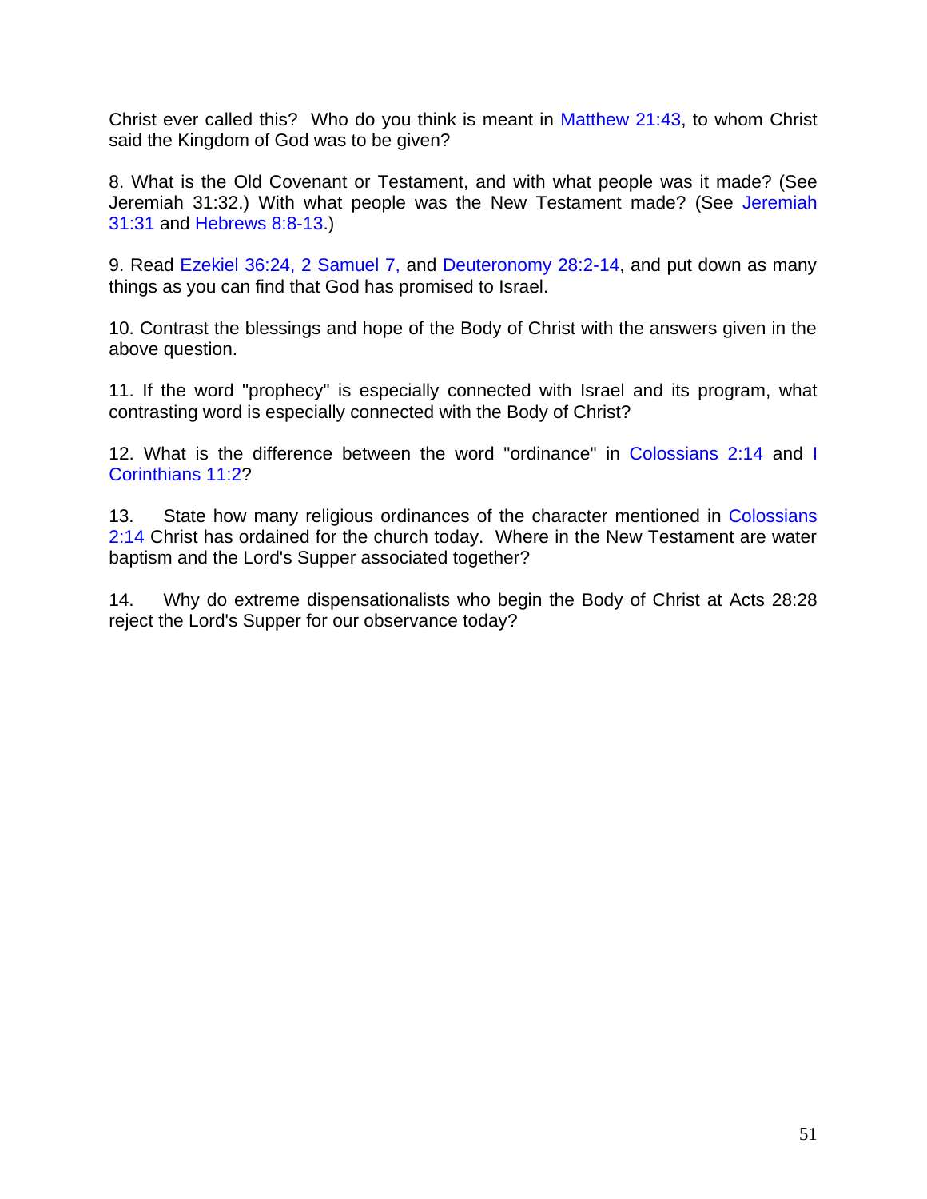Christ ever called this? Who do you think is meant in Matthew 21:43, to whom Christ said the Kingdom of God was to be given?

8. What is the Old Covenant or Testament, and with what people was it made? (See Jeremiah 31:32.) With what people was the New Testament made? (See Jeremiah 31:31 and Hebrews 8:8-13.)

9. Read Ezekiel 36:24, 2 Samuel 7, and Deuteronomy 28:2-14, and put down as many things as you can find that God has promised to Israel.

10. Contrast the blessings and hope of the Body of Christ with the answers given in the above question.

11. If the word "prophecy" is especially connected with Israel and its program, what contrasting word is especially connected with the Body of Christ?

12. What is the difference between the word "ordinance" in Colossians 2:14 and I Corinthians 11:2?

13. State how many religious ordinances of the character mentioned in Colossians 2:14 Christ has ordained for the church today. Where in the New Testament are water baptism and the Lord's Supper associated together?

14. Why do extreme dispensationalists who begin the Body of Christ at Acts 28:28 reject the Lord's Supper for our observance today?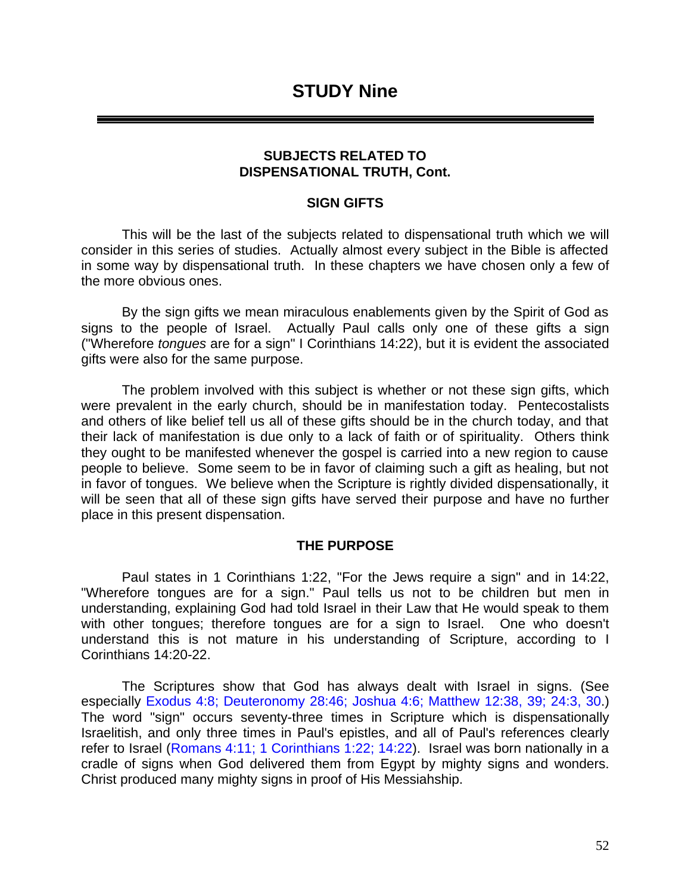# STUDY Nine

---

### SUBJECTS RELATED TO DISPENSATIONAL TRUTH, Cont.

### SIGN GIFTS

This will be the last of the subjects related to dispensational truth which we will consider in this series of studies. Actually almost every subject in the Bible is affected in some way by dispensational truth. In these chapters we have chosen only a few of the more obvious ones.

By the sign gifts we mean miraculous enablements given by the Spirit of God as signs to the people of Israel. Actually Paul calls only one of these gifts a sign ("Wherefore *tongues* are for a sign" I Corinthians 14:22), but it is evident the associated gifts were also for the same purpose.

The problem involved with this subject is whether or not these sign gifts, which were prevalent in the early church, should be in manifestation today. Pentecostalists and others of like belief tell us all of these gifts should be in the church today, and that their lack of manifestation is due only to a lack of faith or of spirituality. Others think they ought to be manifested whenever the gospel is carried into a new region to cause people to believe. Some seem to be in favor of claiming such a gift as healing, but not in favor of tongues. We believe when the Scripture is rightly divided dispensationally, it will be seen that all of these sign gifts have served their purpose and have no further place in this present dispensation.

### THE PURPOSE

Paul states in 1 Corinthians 1:22, "For the Jews require a sign" and in 14:22, "Wherefore tongues are for a sign." Paul tells us not to be children but men in understanding, explaining God had told Israel in their Law that He would speak to them with other tongues; therefore tongues are for a sign to Israel. One who doesn't understand this is not mature in his understanding of Scripture, according to I Corinthians 14:20-22.

The Scriptures show that God has always dealt with Israel in signs. (See especially Exodus 4:8; Deuteronomy 28:46; Joshua 4:6; Matthew 12:38, 39; 24:3, 30.) The word "sign" occurs seventy-three times in Scripture which is dispensationally Israelitish, and only three times in Paul's epistles, and all of Paul's references clearly refer to Israel (Romans 4:11; 1 Corinthians 1:22; 14:22). Israel was born nationally in a cradle of signs when God delivered them from Egypt by mighty signs and wonders. Christ produced many mighty signs in proof of His Messiahship.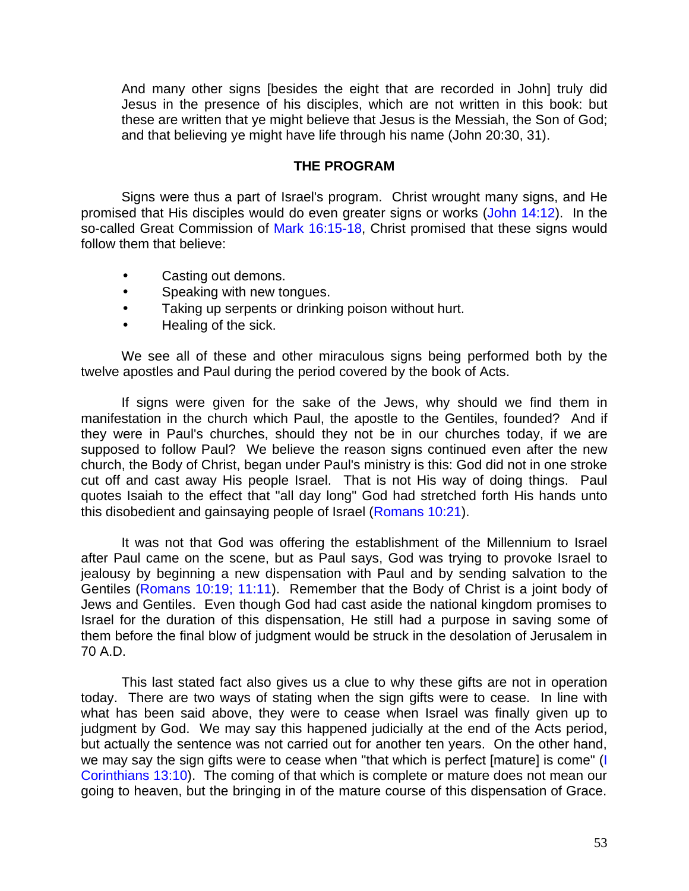And many other signs [besides the eight that are recorded in John] truly did Jesus in the presence of his disciples, which are not written in this book: but these are written that ye might believe that Jesus is the Messiah, the Son of God; and that believing ye might have life through his name (John 20:30, 31).

### THE PROGRAM

Signs were thus a part of Israel's program. Christ wrought many signs, and He promised that His disciples would do even greater signs or works (John 14:12). In the so-called Great Commission of Mark 16:15-18, Christ promised that these signs would follow them that believe:

- Casting out demons.
- Speaking with new tongues.
- Taking up serpents or drinking poison without hurt.
- Healing of the sick.

We see all of these and other miraculous signs being performed both by the twelve apostles and Paul during the period covered by the book of Acts.

If signs were given for the sake of the Jews, why should we find them in manifestation in the church which Paul, the apostle to the Gentiles, founded? And if they were in Paul's churches, should they not be in our churches today, if we are supposed to follow Paul? We believe the reason signs continued even after the new church, the Body of Christ, began under Paul's ministry is this: God did not in one stroke cut off and cast away His people Israel. That is not His way of doing things. Paul quotes Isaiah to the effect that "all day long" God had stretched forth His hands unto this disobedient and gainsaying people of Israel (Romans 10:21).

It was not that God was offering the establishment of the Millennium to Israel after Paul came on the scene, but as Paul says, God was trying to provoke Israel to jealousy by beginning a new dispensation with Paul and by sending salvation to the Gentiles (Romans 10:19; 11:11). Remember that the Body of Christ is a joint body of Jews and Gentiles. Even though God had cast aside the national kingdom promises to Israel for the duration of this dispensation, He still had a purpose in saving some of them before the final blow of judgment would be struck in the desolation of Jerusalem in 70 A.D.

This last stated fact also gives us a clue to why these gifts are not in operation today. There are two ways of stating when the sign gifts were to cease. In line with what has been said above, they were to cease when Israel was finally given up to judgment by God. We may say this happened judicially at the end of the Acts period, but actually the sentence was not carried out for another ten years. On the other hand, we may say the sign gifts were to cease when "that which is perfect [mature] is come" (I Corinthians 13:10). The coming of that which is complete or mature does not mean our going to heaven, but the bringing in of the mature course of this dispensation of Grace.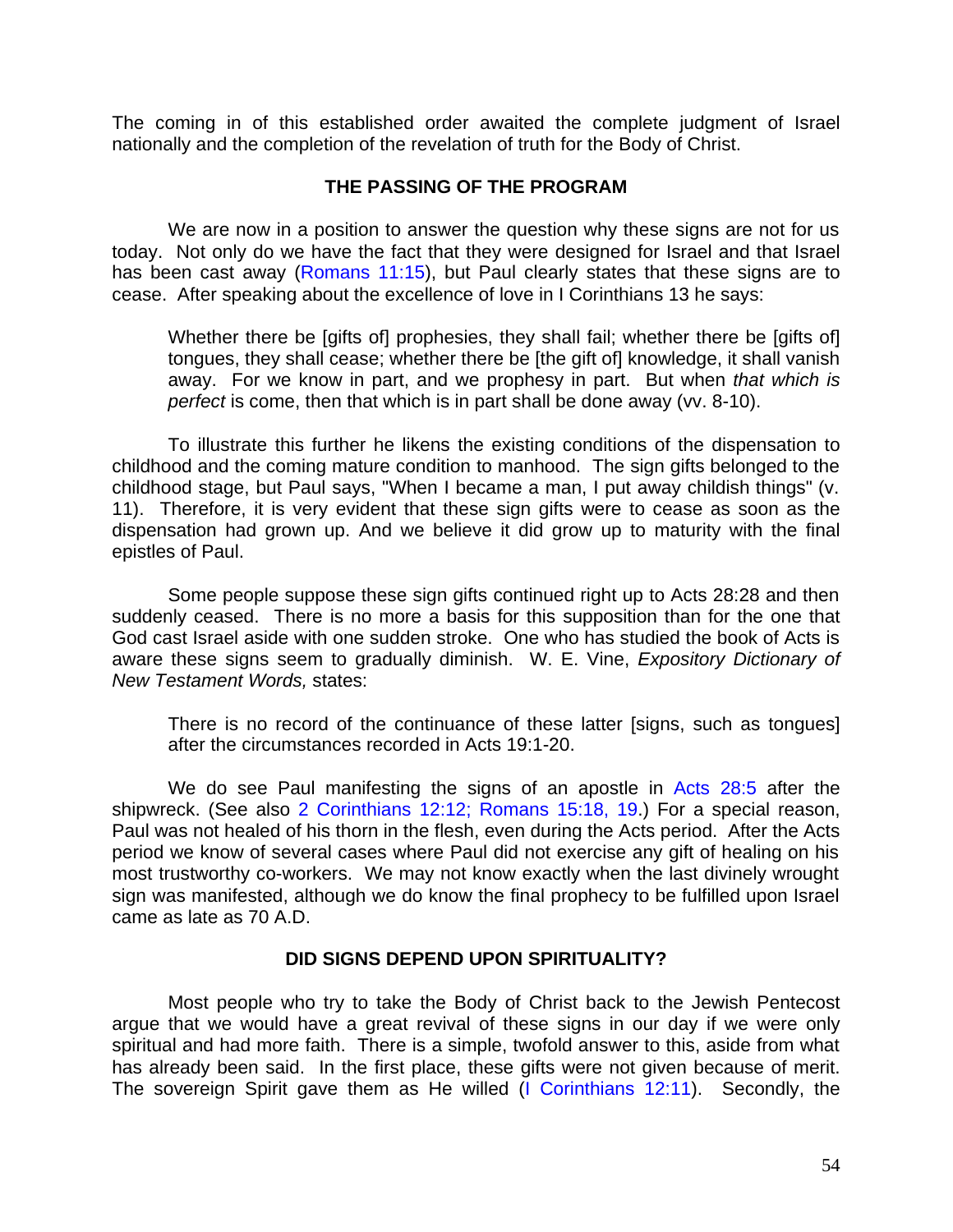The coming in of this established order awaited the complete judgment of Israel nationally and the completion of the revelation of truth for the Body of Christ.

### THE PASSING OF THE PROGRAM

We are now in a position to answer the question why these signs are not for us today. Not only do we have the fact that they were designed for Israel and that Israel has been cast away (Romans 11:15), but Paul clearly states that these signs are to cease. After speaking about the excellence of love in I Corinthians 13 he says:

> Whether there be [gifts of] prophesies, they shall fail; whether there be [gifts of] tongues, they shall cease; whether there be [the gift of] knowledge, it shall vanish away. For we know in part, and we prophesy in part. But when *that which is perfect* is come, then that which is in part shall be done away (vv. 8-10).

To illustrate this further he likens the existing conditions of the dispensation to childhood and the coming mature condition to manhood. The sign gifts belonged to the childhood stage, but Paul says, "When I became a man, I put away childish things" (v. 11). Therefore, it is very evident that these sign gifts were to cease as soon as the dispensation had grown up. And we believe it did grow up to maturity with the final epistles of Paul.

Some people suppose these sign gifts continued right up to Acts 28:28 and then suddenly ceased. There is no more a basis for this supposition than for the one that God cast Israel aside with one sudden stroke. One who has studied the book of Acts is aware these signs seem to gradually diminish. W. E. Vine, *Expository Dictionary of New Testament Words,* states:

> There is no record of the continuance of these latter [signs, such as tongues] after the circumstances recorded in Acts 19:1-20.

We do see Paul manifesting the signs of an apostle in Acts 28:5 after the shipwreck. (See also 2 Corinthians 12:12; Romans 15:18, 19.) For a special reason, Paul was not healed of his thorn in the flesh, even during the Acts period. After the Acts period we know of several cases where Paul did not exercise any gift of healing on his most trustworthy co-workers. We may not know exactly when the last divinely wrought sign was manifested, although we do know the final prophecy to be fulfilled upon Israel came as late as 70 A.D.

### DID SIGNS DEPEND UPON SPIRITUALITY?

Most people who try to take the Body of Christ back to the Jewish Pentecost argue that we would have a great revival of these signs in our day if we were only spiritual and had more faith. There is a simple, twofold answer to this, aside from what has already been said. In the first place, these gifts were not given because of merit. The sovereign Spirit gave them as He willed (I Corinthians 12:11). Secondly, the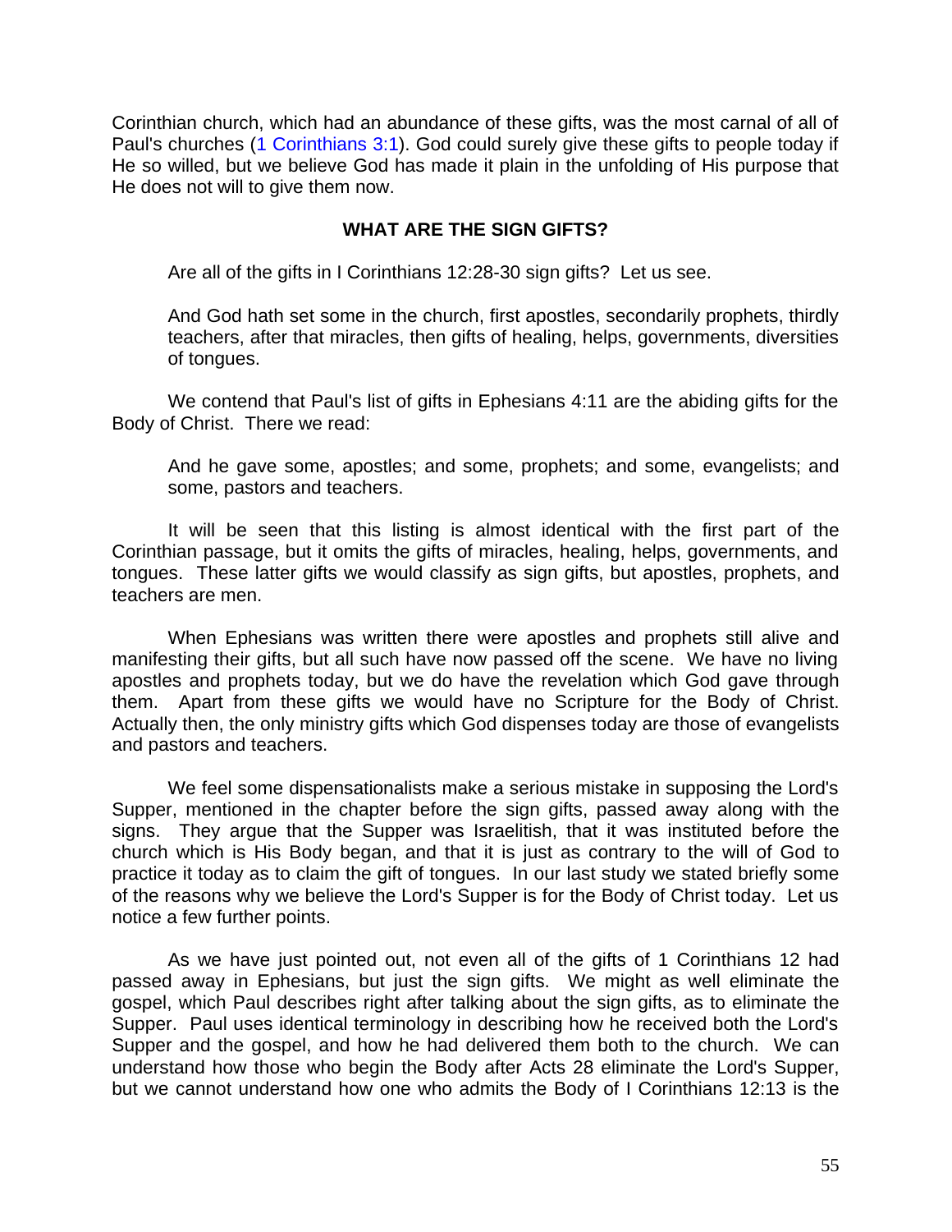Corinthian church, which had an abundance of these gifts, was the most carnal of all of Paul's churches (1 Corinthians 3:1). God could surely give these gifts to people today if He so willed, but we believe God has made it plain in the unfolding of His purpose that He does not will to give them now.

### WHAT ARE THE SIGN GIFTS?

Are all of the gifts in I Corinthians 12:28-30 sign gifts? Let us see.

> And God hath set some in the church, first apostles, secondarily prophets, thirdly teachers, after that miracles, then gifts of healing, helps, governments, diversities of tongues.

We contend that Paul's list of gifts in Ephesians 4:11 are the abiding gifts for the Body of Christ. There we read:

> And he gave some, apostles; and some, prophets; and some, evangelists; and some, pastors and teachers.

It will be seen that this listing is almost identical with the first part of the Corinthian passage, but it omits the gifts of miracles, healing, helps, governments, and tongues. These latter gifts we would classify as sign gifts, but apostles, prophets, and teachers are men.

When Ephesians was written there were apostles and prophets still alive and manifesting their gifts, but all such have now passed off the scene. We have no living apostles and prophets today, but we do have the revelation which God gave through them. Apart from these gifts we would have no Scripture for the Body of Christ. Actually then, the only ministry gifts which God dispenses today are those of evangelists and pastors and teachers.

We feel some dispensationalists make a serious mistake in supposing the Lord's Supper, mentioned in the chapter before the sign gifts, passed away along with the signs. They argue that the Supper was Israelitish, that it was instituted before the church which is His Body began, and that it is just as contrary to the will of God to practice it today as to claim the gift of tongues. In our last study we stated briefly some of the reasons why we believe the Lord's Supper is for the Body of Christ today. Let us notice a few further points.

As we have just pointed out, not even all of the gifts of 1 Corinthians 12 had passed away in Ephesians, but just the sign gifts. We might as well eliminate the gospel, which Paul describes right after talking about the sign gifts, as to eliminate the Supper. Paul uses identical terminology in describing how he received both the Lord's Supper and the gospel, and how he had delivered them both to the church. We can understand how those who begin the Body after Acts 28 eliminate the Lord's Supper, but we cannot understand how one who admits the Body of I Corinthians 12:13 is the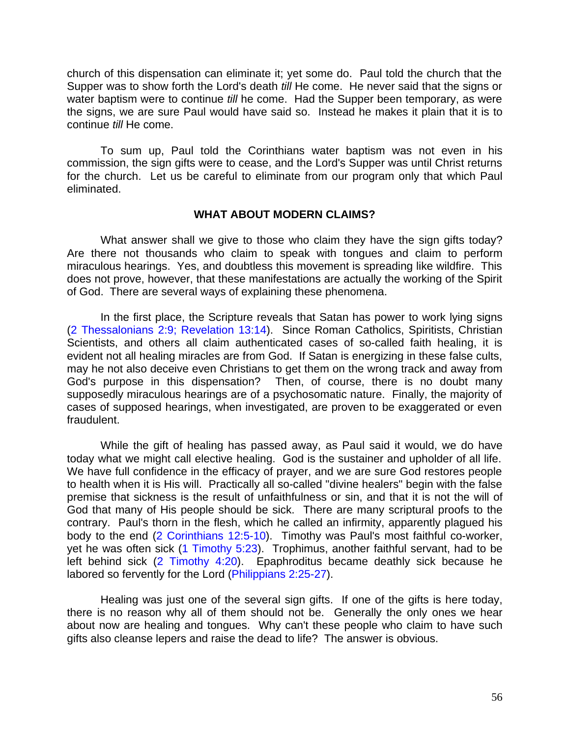church of this dispensation can eliminate it; yet some do. Paul told the church that the Supper was to show forth the Lord's death *till* He come. He never said that the signs or water baptism were to continue *till* he come. Had the Supper been temporary, as were the signs, we are sure Paul would have said so. Instead he makes it plain that it is to continue *till* He come.

To sum up, Paul told the Corinthians water baptism was not even in his commission, the sign gifts were to cease, and the Lord's Supper was until Christ returns for the church. Let us be careful to eliminate from our program only that which Paul eliminated.

## WHAT ABOUT MODERN CLAIMS?

What answer shall we give to those who claim they have the sign gifts today? Are there not thousands who claim to speak with tongues and claim to perform miraculous hearings. Yes, and doubtless this movement is spreading like wildfire. This does not prove, however, that these manifestations are actually the working of the Spirit of God. There are several ways of explaining these phenomena.

In the first place, the Scripture reveals that Satan has power to work lying signs (2 Thessalonians 2:9; Revelation 13:14). Since Roman Catholics, Spiritists, Christian Scientists, and others all claim authenticated cases of so-called faith healing, it is evident not all healing miracles are from God. If Satan is energizing in these false cults, may he not also deceive even Christians to get them on the wrong track and away from God's purpose in this dispensation? Then, of course, there is no doubt many supposedly miraculous hearings are of a psychosomatic nature. Finally, the majority of cases of supposed hearings, when investigated, are proven to be exaggerated or even fraudulent.

While the gift of healing has passed away, as Paul said it would, we do have today what we might call elective healing. God is the sustainer and upholder of all life. We have full confidence in the efficacy of prayer, and we are sure God restores people to health when it is His will. Practically all so-called "divine healers" begin with the false premise that sickness is the result of unfaithfulness or sin, and that it is not the will of God that many of His people should be sick. There are many scriptural proofs to the contrary. Paul's thorn in the flesh, which he called an infirmity, apparently plagued his body to the end (2 Corinthians 12:5-10). Timothy was Paul's most faithful co-worker, yet he was often sick (1 Timothy 5:23). Trophimus, another faithful servant, had to be left behind sick (2 Timothy 4:20). Epaphroditus became deathly sick because he labored so fervently for the Lord (Philippians 2:25-27).

Healing was just one of the several sign gifts. If one of the gifts is here today, there is no reason why all of them should not be. Generally the only ones we hear about now are healing and tongues. Why can't these people who claim to have such gifts also cleanse lepers and raise the dead to life? The answer is obvious.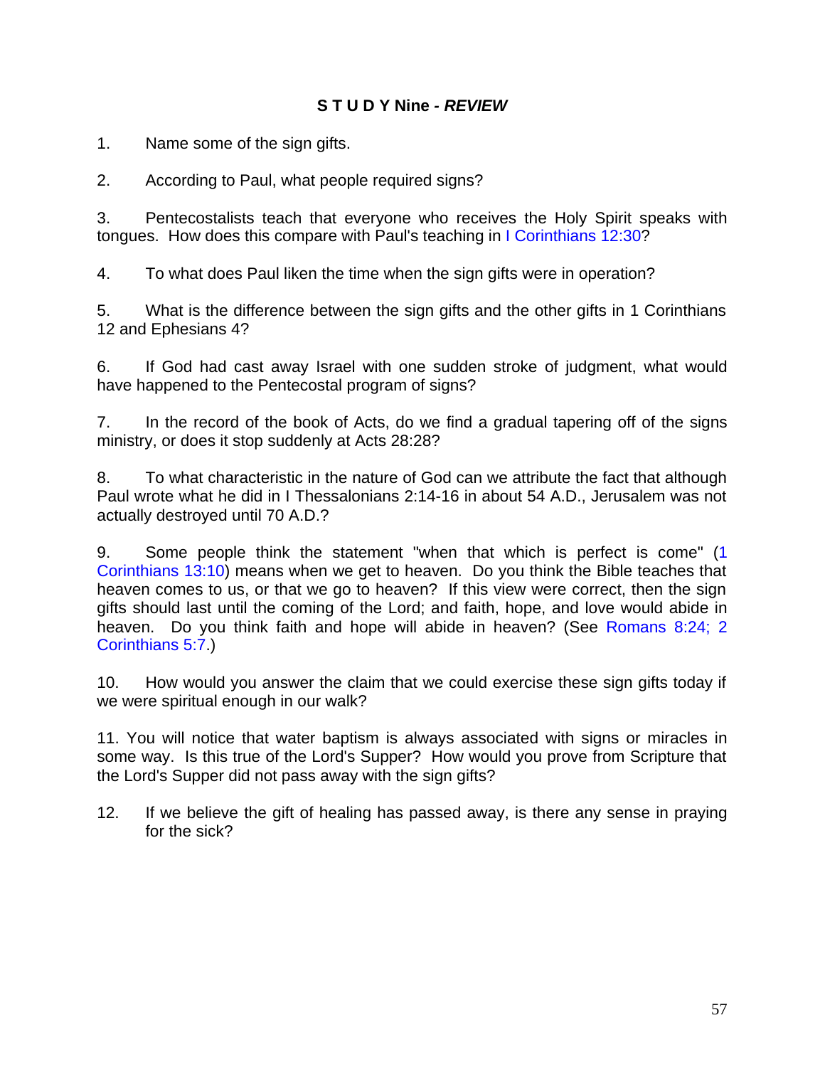## S T U D Y Nine - *REVIEW*

1. Name some of the sign gifts.

2. According to Paul, what people required signs?

3. Pentecostalists teach that everyone who receives the Holy Spirit speaks with tongues. How does this compare with Paul's teaching in I Corinthians 12:30?

4. To what does Paul liken the time when the sign gifts were in operation?

5. What is the difference between the sign gifts and the other gifts in 1 Corinthians 12 and Ephesians 4?

6. If God had cast away Israel with one sudden stroke of judgment, what would have happened to the Pentecostal program of signs?

7. In the record of the book of Acts, do we find a gradual tapering off of the signs ministry, or does it stop suddenly at Acts 28:28?

8. To what characteristic in the nature of God can we attribute the fact that although Paul wrote what he did in I Thessalonians 2:14-16 in about 54 A.D., Jerusalem was not actually destroyed until 70 A.D.?

9. Some people think the statement "when that which is perfect is come" (1 Corinthians 13:10) means when we get to heaven. Do you think the Bible teaches that heaven comes to us, or that we go to heaven? If this view were correct, then the sign gifts should last until the coming of the Lord; and faith, hope, and love would abide in heaven. Do you think faith and hope will abide in heaven? (See Romans 8:24; 2 Corinthians 5:7.)

10. How would you answer the claim that we could exercise these sign gifts today if we were spiritual enough in our walk?

11. You will notice that water baptism is always associated with signs or miracles in some way. Is this true of the Lord's Supper? How would you prove from Scripture that the Lord's Supper did not pass away with the sign gifts?

12. If we believe the gift of healing has passed away, is there any sense in praying for the sick?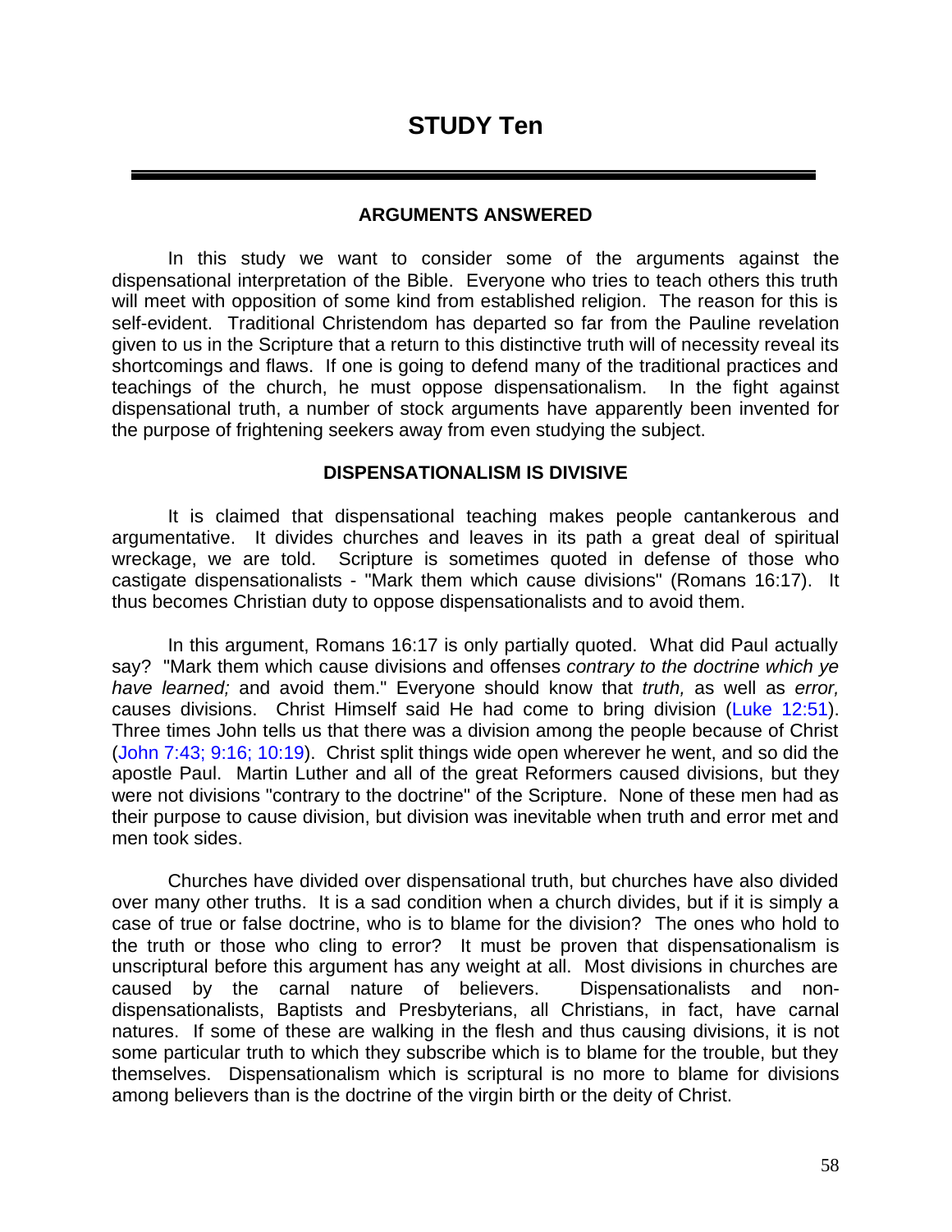# STUDY Ten

---

### ARGUMENTS ANSWERED

In this study we want to consider some of the arguments against the dispensational interpretation of the Bible. Everyone who tries to teach others this truth will meet with opposition of some kind from established religion. The reason for this is self-evident. Traditional Christendom has departed so far from the Pauline revelation given to us in the Scripture that a return to this distinctive truth will of necessity reveal its shortcomings and flaws. If one is going to defend many of the traditional practices and teachings of the church, he must oppose dispensationalism. In the fight against dispensational truth, a number of stock arguments have apparently been invented for the purpose of frightening seekers away from even studying the subject.

### DISPENSATIONALISM IS DIVISIVE

It is claimed that dispensational teaching makes people cantankerous and argumentative. It divides churches and leaves in its path a great deal of spiritual wreckage, we are told. Scripture is sometimes quoted in defense of those who castigate dispensationalists - "Mark them which cause divisions" (Romans 16:17). It thus becomes Christian duty to oppose dispensationalists and to avoid them.

In this argument, Romans 16:17 is only partially quoted. What did Paul actually say? "Mark them which cause divisions and offenses *contrary to the doctrine which ye have learned;* and avoid them." Everyone should know that *truth,* as well as *error,* causes divisions. Christ Himself said He had come to bring division (Luke 12:51). Three times John tells us that there was a division among the people because of Christ (John 7:43; 9:16; 10:19). Christ split things wide open wherever he went, and so did the apostle Paul. Martin Luther and all of the great Reformers caused divisions, but they were not divisions "contrary to the doctrine" of the Scripture. None of these men had as their purpose to cause division, but division was inevitable when truth and error met and men took sides.

Churches have divided over dispensational truth, but churches have also divided over many other truths. It is a sad condition when a church divides, but if it is simply a case of true or false doctrine, who is to blame for the division? The ones who hold to the truth or those who cling to error? It must be proven that dispensationalism is unscriptural before this argument has any weight at all. Most divisions in churches are caused by the carnal nature of believers. Dispensationalists and non-dispensationalists, Baptists and Presbyterians, all Christians, in fact, have carnal natures. If some of these are walking in the flesh and thus causing divisions, it is not some particular truth to which they subscribe which is to blame for the trouble, but they themselves. Dispensationalism which is scriptural is no more to blame for divisions among believers than is the doctrine of the virgin birth or the deity of Christ.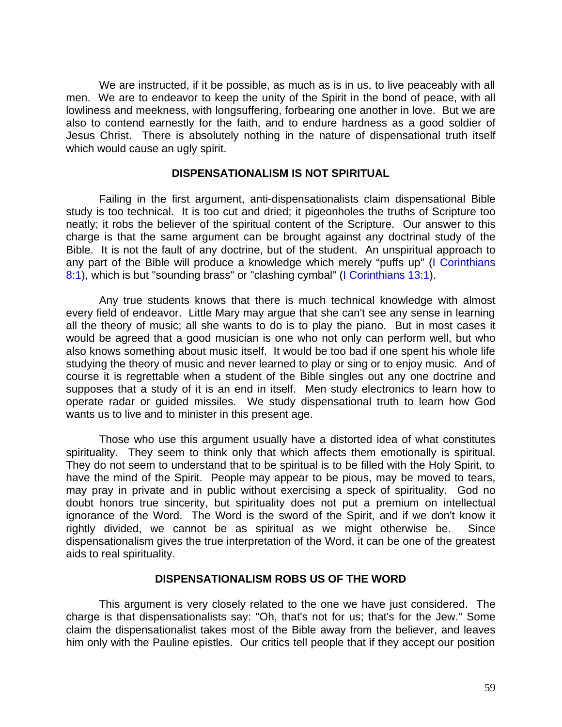We are instructed, if it be possible, as much as is in us, to live peaceably with all men. We are to endeavor to keep the unity of the Spirit in the bond of peace, with all lowliness and meekness, with longsuffering, forbearing one another in love. But we are also to contend earnestly for the faith, and to endure hardness as a good soldier of Jesus Christ. There is absolutely nothing in the nature of dispensational truth itself which would cause an ugly spirit.

## DISPENSATIONALISM IS NOT SPIRITUAL

Failing in the first argument, anti-dispensationalists claim dispensational Bible study is too technical. It is too cut and dried; it pigeonholes the truths of Scripture too neatly; it robs the believer of the spiritual content of the Scripture. Our answer to this charge is that the same argument can be brought against any doctrinal study of the Bible. It is not the fault of any doctrine, but of the student. An unspiritual approach to any part of the Bible will produce a knowledge which merely "puffs up" (I Corinthians 8:1), which is but "sounding brass" or "clashing cymbal" (I Corinthians 13:1).

Any true students knows that there is much technical knowledge with almost every field of endeavor. Little Mary may argue that she can't see any sense in learning all the theory of music; all she wants to do is to play the piano. But in most cases it would be agreed that a good musician is one who not only can perform well, but who also knows something about music itself. It would be too bad if one spent his whole life studying the theory of music and never learned to play or sing or to enjoy music. And of course it is regrettable when a student of the Bible singles out any one doctrine and supposes that a study of it is an end in itself. Men study electronics to learn how to operate radar or guided missiles. We study dispensational truth to learn how God wants us to live and to minister in this present age.

Those who use this argument usually have a distorted idea of what constitutes spirituality. They seem to think only that which affects them emotionally is spiritual. They do not seem to understand that to be spiritual is to be filled with the Holy Spirit, to have the mind of the Spirit. People may appear to be pious, may be moved to tears, may pray in private and in public without exercising a speck of spirituality. God no doubt honors true sincerity, but spirituality does not put a premium on intellectual ignorance of the Word. The Word is the sword of the Spirit, and if we don't know it rightly divided, we cannot be as spiritual as we might otherwise be. Since dispensationalism gives the true interpretation of the Word, it can be one of the greatest aids to real spirituality.

## DISPENSATIONALISM ROBS US OF THE WORD

This argument is very closely related to the one we have just considered. The charge is that dispensationalists say: "Oh, that's not for us; that's for the Jew." Some claim the dispensationalist takes most of the Bible away from the believer, and leaves him only with the Pauline epistles. Our critics tell people that if they accept our position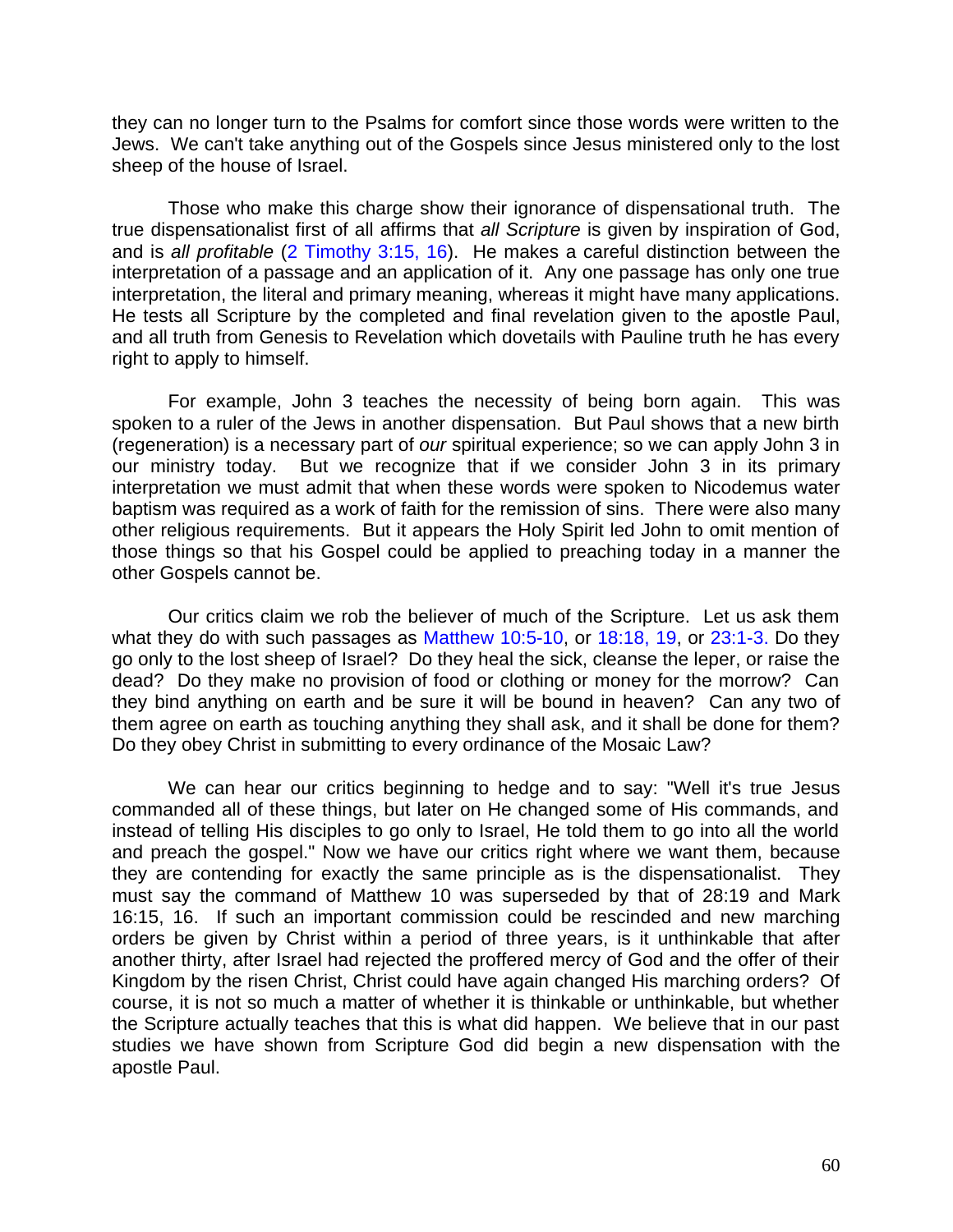they can no longer turn to the Psalms for comfort since those words were written to the Jews. We can't take anything out of the Gospels since Jesus ministered only to the lost sheep of the house of Israel.

Those who make this charge show their ignorance of dispensational truth. The true dispensationalist first of all affirms that *all Scripture* is given by inspiration of God, and is *all profitable* (2 Timothy 3:15, 16). He makes a careful distinction between the interpretation of a passage and an application of it. Any one passage has only one true interpretation, the literal and primary meaning, whereas it might have many applications. He tests all Scripture by the completed and final revelation given to the apostle Paul, and all truth from Genesis to Revelation which dovetails with Pauline truth he has every right to apply to himself.

For example, John 3 teaches the necessity of being born again. This was spoken to a ruler of the Jews in another dispensation. But Paul shows that a new birth (regeneration) is a necessary part of *our* spiritual experience; so we can apply John 3 in our ministry today. But we recognize that if we consider John 3 in its primary interpretation we must admit that when these words were spoken to Nicodemus water baptism was required as a work of faith for the remission of sins. There were also many other religious requirements. But it appears the Holy Spirit led John to omit mention of those things so that his Gospel could be applied to preaching today in a manner the other Gospels cannot be.

Our critics claim we rob the believer of much of the Scripture. Let us ask them what they do with such passages as Matthew 10:5-10, or 18:18, 19, or 23:1-3. Do they go only to the lost sheep of Israel? Do they heal the sick, cleanse the leper, or raise the dead? Do they make no provision of food or clothing or money for the morrow? Can they bind anything on earth and be sure it will be bound in heaven? Can any two of them agree on earth as touching anything they shall ask, and it shall be done for them? Do they obey Christ in submitting to every ordinance of the Mosaic Law?

We can hear our critics beginning to hedge and to say: "Well it's true Jesus commanded all of these things, but later on He changed some of His commands, and instead of telling His disciples to go only to Israel, He told them to go into all the world and preach the gospel." Now we have our critics right where we want them, because they are contending for exactly the same principle as is the dispensationalist. They must say the command of Matthew 10 was superseded by that of 28:19 and Mark 16:15, 16. If such an important commission could be rescinded and new marching orders be given by Christ within a period of three years, is it unthinkable that after another thirty, after Israel had rejected the proffered mercy of God and the offer of their Kingdom by the risen Christ, Christ could have again changed His marching orders? Of course, it is not so much a matter of whether it is thinkable or unthinkable, but whether the Scripture actually teaches that this is what did happen. We believe that in our past studies we have shown from Scripture God did begin a new dispensation with the apostle Paul.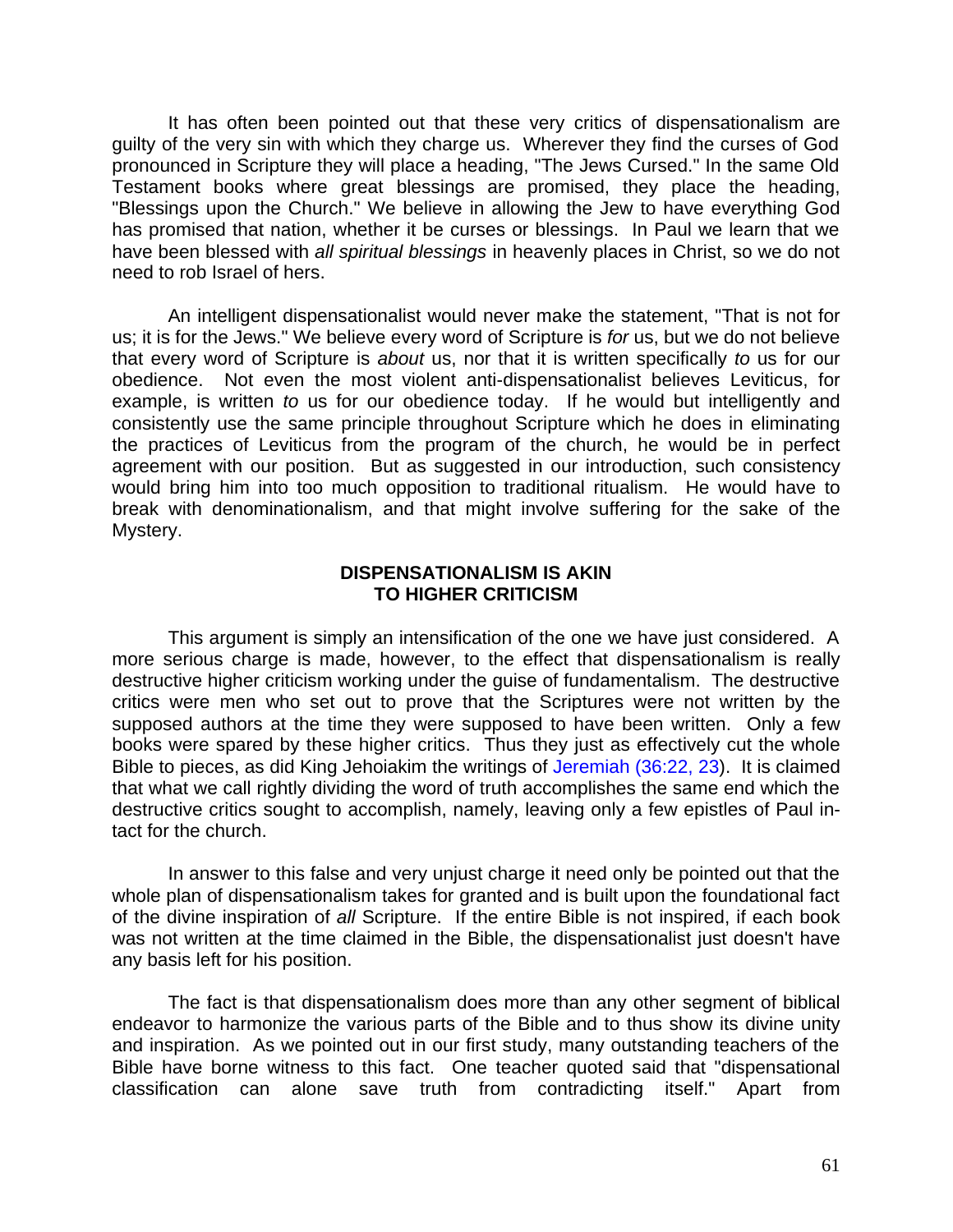It has often been pointed out that these very critics of dispensationalism are guilty of the very sin with which they charge us. Wherever they find the curses of God pronounced in Scripture they will place a heading, "The Jews Cursed." In the same Old Testament books where great blessings are promised, they place the heading, "Blessings upon the Church." We believe in allowing the Jew to have everything God has promised that nation, whether it be curses or blessings. In Paul we learn that we have been blessed with *all spiritual blessings* in heavenly places in Christ, so we do not need to rob Israel of hers.

An intelligent dispensationalist would never make the statement, "That is not for us; it is for the Jews." We believe every word of Scripture is *for* us, but we do not believe that every word of Scripture is *about* us, nor that it is written specifically *to* us for our obedience. Not even the most violent anti-dispensationalist believes Leviticus, for example, is written *to* us for our obedience today. If he would but intelligently and consistently use the same principle throughout Scripture which he does in eliminating the practices of Leviticus from the program of the church, he would be in perfect agreement with our position. But as suggested in our introduction, such consistency would bring him into too much opposition to traditional ritualism. He would have to break with denominationalism, and that might involve suffering for the sake of the Mystery.

### DISPENSATIONALISM IS AKIN TO HIGHER CRITICISM

This argument is simply an intensification of the one we have just considered. A more serious charge is made, however, to the effect that dispensationalism is really destructive higher criticism working under the guise of fundamentalism. The destructive critics were men who set out to prove that the Scriptures were not written by the supposed authors at the time they were supposed to have been written. Only a few books were spared by these higher critics. Thus they just as effectively cut the whole Bible to pieces, as did King Jehoiakim the writings of Jeremiah (36:22, 23). It is claimed that what we call rightly dividing the word of truth accomplishes the same end which the destructive critics sought to accomplish, namely, leaving only a few epistles of Paul intact for the church.

In answer to this false and very unjust charge it need only be pointed out that the whole plan of dispensationalism takes for granted and is built upon the foundational fact of the divine inspiration of *all* Scripture. If the entire Bible is not inspired, if each book was not written at the time claimed in the Bible, the dispensationalist just doesn't have any basis left for his position.

The fact is that dispensationalism does more than any other segment of biblical endeavor to harmonize the various parts of the Bible and to thus show its divine unity and inspiration. As we pointed out in our first study, many outstanding teachers of the Bible have borne witness to this fact. One teacher quoted said that "dispensational classification can alone save truth from contradicting itself." Apart from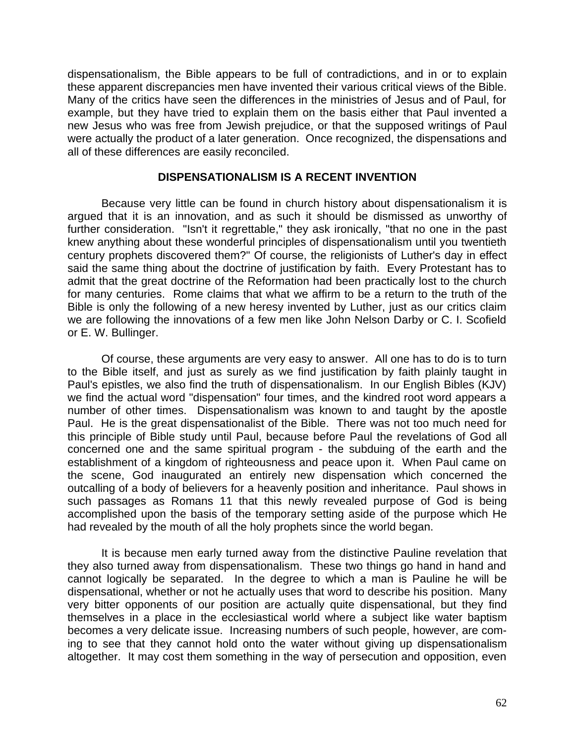dispensationalism, the Bible appears to be full of contradictions, and in or to explain these apparent discrepancies men have invented their various critical views of the Bible. Many of the critics have seen the differences in the ministries of Jesus and of Paul, for example, but they have tried to explain them on the basis either that Paul invented a new Jesus who was free from Jewish prejudice, or that the supposed writings of Paul were actually the product of a later generation. Once recognized, the dispensations and all of these differences are easily reconciled.

## DISPENSATIONALISM IS A RECENT INVENTION

Because very little can be found in church history about dispensationalism it is argued that it is an innovation, and as such it should be dismissed as unworthy of further consideration. "Isn't it regrettable," they ask ironically, "that no one in the past knew anything about these wonderful principles of dispensationalism until you twentieth century prophets discovered them?" Of course, the religionists of Luther's day in effect said the same thing about the doctrine of justification by faith. Every Protestant has to admit that the great doctrine of the Reformation had been practically lost to the church for many centuries. Rome claims that what we affirm to be a return to the truth of the Bible is only the following of a new heresy invented by Luther, just as our critics claim we are following the innovations of a few men like John Nelson Darby or C. I. Scofield or E. W. Bullinger.

Of course, these arguments are very easy to answer. All one has to do is to turn to the Bible itself, and just as surely as we find justification by faith plainly taught in Paul's epistles, we also find the truth of dispensationalism. In our English Bibles (KJV) we find the actual word "dispensation" four times, and the kindred root word appears a number of other times. Dispensationalism was known to and taught by the apostle Paul. He is the great dispensationalist of the Bible. There was not too much need for this principle of Bible study until Paul, because before Paul the revelations of God all concerned one and the same spiritual program - the subduing of the earth and the establishment of a kingdom of righteousness and peace upon it. When Paul came on the scene, God inaugurated an entirely new dispensation which concerned the outcalling of a body of believers for a heavenly position and inheritance. Paul shows in such passages as Romans 11 that this newly revealed purpose of God is being accomplished upon the basis of the temporary setting aside of the purpose which He had revealed by the mouth of all the holy prophets since the world began.

It is because men early turned away from the distinctive Pauline revelation that they also turned away from dispensationalism. These two things go hand in hand and cannot logically be separated. In the degree to which a man is Pauline he will be dispensational, whether or not he actually uses that word to describe his position. Many very bitter opponents of our position are actually quite dispensational, but they find themselves in a place in the ecclesiastical world where a subject like water baptism becomes a very delicate issue. Increasing numbers of such people, however, are coming to see that they cannot hold onto the water without giving up dispensationalism altogether. It may cost them something in the way of persecution and opposition, even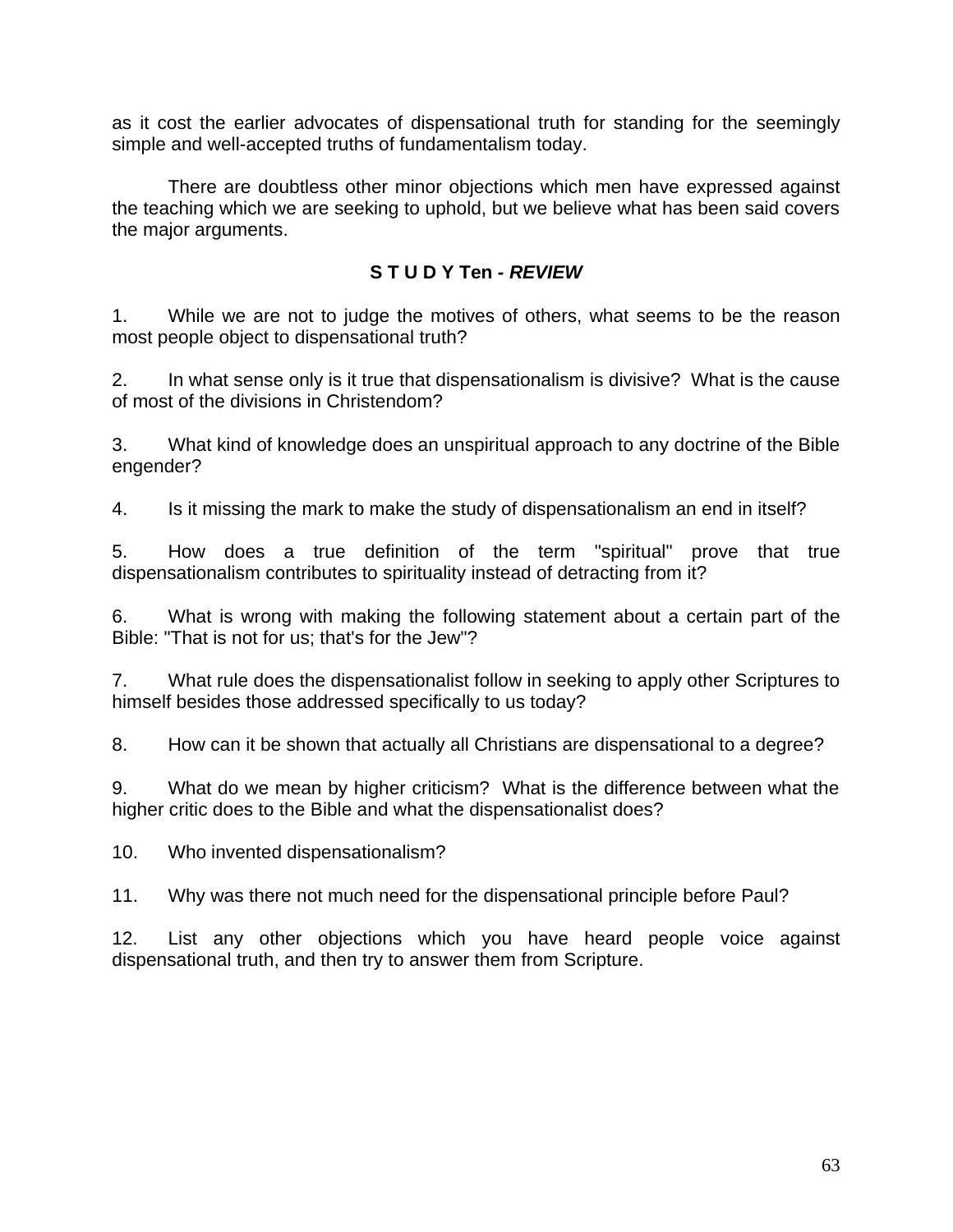as it cost the earlier advocates of dispensational truth for standing for the seemingly simple and well-accepted truths of fundamentalism today.

There are doubtless other minor objections which men have expressed against the teaching which we are seeking to uphold, but we believe what has been said covers the major arguments.

### S T U D Y Ten - *REVIEW*

1. While we are not to judge the motives of others, what seems to be the reason most people object to dispensational truth?

2. In what sense only is it true that dispensationalism is divisive? What is the cause of most of the divisions in Christendom?

3. What kind of knowledge does an unspiritual approach to any doctrine of the Bible engender?

4. Is it missing the mark to make the study of dispensationalism an end in itself?

5. How does a true definition of the term "spiritual" prove that true dispensationalism contributes to spirituality instead of detracting from it?

6. What is wrong with making the following statement about a certain part of the Bible: "That is not for us; that's for the Jew"?

7. What rule does the dispensationalist follow in seeking to apply other Scriptures to himself besides those addressed specifically to us today?

8. How can it be shown that actually all Christians are dispensational to a degree?

9. What do we mean by higher criticism? What is the difference between what the higher critic does to the Bible and what the dispensationalist does?

10. Who invented dispensationalism?

11. Why was there not much need for the dispensational principle before Paul?

12. List any other objections which you have heard people voice against dispensational truth, and then try to answer them from Scripture.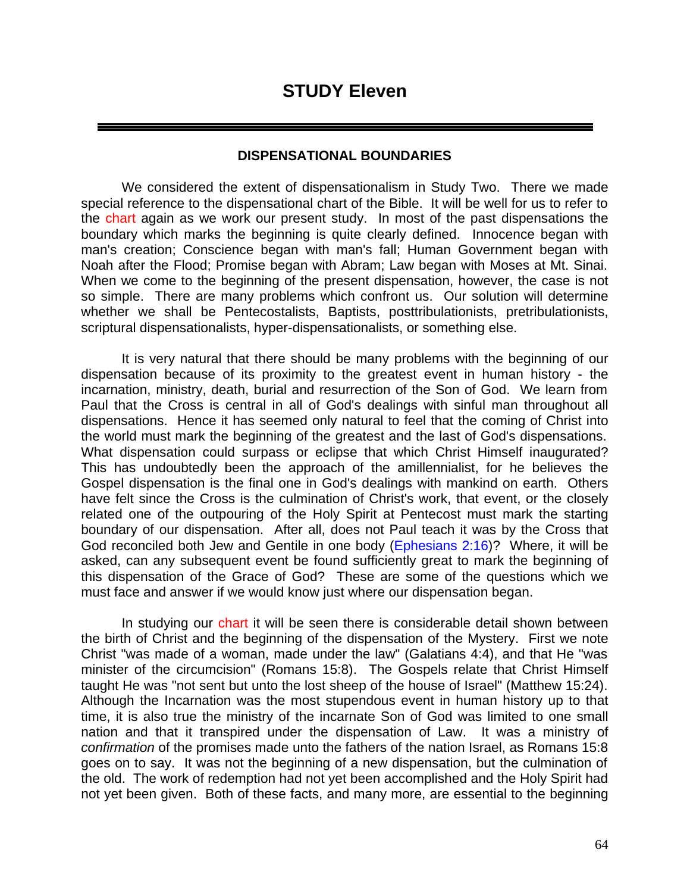# STUDY Eleven

---

### DISPENSATIONAL BOUNDARIES

We considered the extent of dispensationalism in Study Two. There we made special reference to the dispensational chart of the Bible. It will be well for us to refer to the chart again as we work our present study. In most of the past dispensations the boundary which marks the beginning is quite clearly defined. Innocence began with man's creation; Conscience began with man's fall; Human Government began with Noah after the Flood; Promise began with Abram; Law began with Moses at Mt. Sinai. When we come to the beginning of the present dispensation, however, the case is not so simple. There are many problems which confront us. Our solution will determine whether we shall be Pentecostalists, Baptists, posttribulationists, pretribulationists, scriptural dispensationalists, hyper-dispensationalists, or something else.

It is very natural that there should be many problems with the beginning of our dispensation because of its proximity to the greatest event in human history - the incarnation, ministry, death, burial and resurrection of the Son of God. We learn from Paul that the Cross is central in all of God's dealings with sinful man throughout all dispensations. Hence it has seemed only natural to feel that the coming of Christ into the world must mark the beginning of the greatest and the last of God's dispensations. What dispensation could surpass or eclipse that which Christ Himself inaugurated? This has undoubtedly been the approach of the amillennialist, for he believes the Gospel dispensation is the final one in God's dealings with mankind on earth. Others have felt since the Cross is the culmination of Christ's work, that event, or the closely related one of the outpouring of the Holy Spirit at Pentecost must mark the starting boundary of our dispensation. After all, does not Paul teach it was by the Cross that God reconciled both Jew and Gentile in one body (Ephesians 2:16)? Where, it will be asked, can any subsequent event be found sufficiently great to mark the beginning of this dispensation of the Grace of God? These are some of the questions which we must face and answer if we would know just where our dispensation began.

In studying our chart it will be seen there is considerable detail shown between the birth of Christ and the beginning of the dispensation of the Mystery. First we note Christ "was made of a woman, made under the law" (Galatians 4:4), and that He "was minister of the circumcision" (Romans 15:8). The Gospels relate that Christ Himself taught He was "not sent but unto the lost sheep of the house of Israel" (Matthew 15:24). Although the Incarnation was the most stupendous event in human history up to that time, it is also true the ministry of the incarnate Son of God was limited to one small nation and that it transpired under the dispensation of Law. It was a ministry of *confirmation* of the promises made unto the fathers of the nation Israel, as Romans 15:8 goes on to say. It was not the beginning of a new dispensation, but the culmination of the old. The work of redemption had not yet been accomplished and the Holy Spirit had not yet been given. Both of these facts, and many more, are essential to the beginning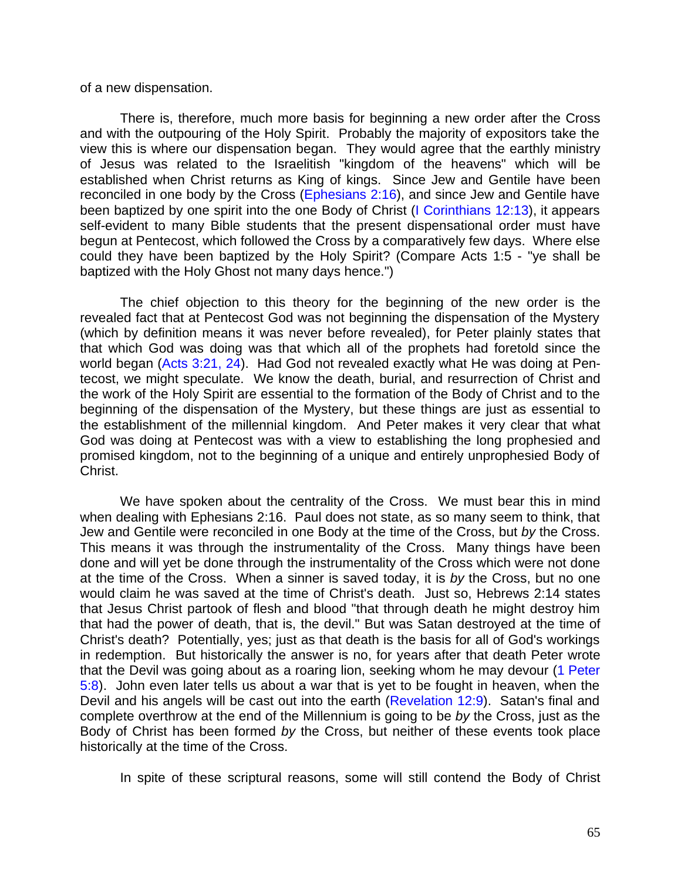of a new dispensation.

There is, therefore, much more basis for beginning a new order after the Cross and with the outpouring of the Holy Spirit. Probably the majority of expositors take the view this is where our dispensation began. They would agree that the earthly ministry of Jesus was related to the Israelitish "kingdom of the heavens" which will be established when Christ returns as King of kings. Since Jew and Gentile have been reconciled in one body by the Cross (Ephesians 2:16), and since Jew and Gentile have been baptized by one spirit into the one Body of Christ (I Corinthians 12:13), it appears self-evident to many Bible students that the present dispensational order must have begun at Pentecost, which followed the Cross by a comparatively few days. Where else could they have been baptized by the Holy Spirit? (Compare Acts 1:5 - "ye shall be baptized with the Holy Ghost not many days hence.")

The chief objection to this theory for the beginning of the new order is the revealed fact that at Pentecost God was not beginning the dispensation of the Mystery (which by definition means it was never before revealed), for Peter plainly states that that which God was doing was that which all of the prophets had foretold since the world began (Acts 3:21, 24). Had God not revealed exactly what He was doing at Pentecost, we might speculate. We know the death, burial, and resurrection of Christ and the work of the Holy Spirit are essential to the formation of the Body of Christ and to the beginning of the dispensation of the Mystery, but these things are just as essential to the establishment of the millennial kingdom. And Peter makes it very clear that what God was doing at Pentecost was with a view to establishing the long prophesied and promised kingdom, not to the beginning of a unique and entirely unprophesied Body of Christ.

We have spoken about the centrality of the Cross. We must bear this in mind when dealing with Ephesians 2:16. Paul does not state, as so many seem to think, that Jew and Gentile were reconciled in one Body at the time of the Cross, but *by* the Cross. This means it was through the instrumentality of the Cross. Many things have been done and will yet be done through the instrumentality of the Cross which were not done at the time of the Cross. When a sinner is saved today, it is *by* the Cross, but no one would claim he was saved at the time of Christ's death. Just so, Hebrews 2:14 states that Jesus Christ partook of flesh and blood "that through death he might destroy him that had the power of death, that is, the devil." But was Satan destroyed at the time of Christ's death? Potentially, yes; just as that death is the basis for all of God's workings in redemption. But historically the answer is no, for years after that death Peter wrote that the Devil was going about as a roaring lion, seeking whom he may devour (1 Peter 5:8). John even later tells us about a war that is yet to be fought in heaven, when the Devil and his angels will be cast out into the earth (Revelation 12:9). Satan's final and complete overthrow at the end of the Millennium is going to be *by* the Cross, just as the Body of Christ has been formed *by* the Cross, but neither of these events took place historically at the time of the Cross.

In spite of these scriptural reasons, some will still contend the Body of Christ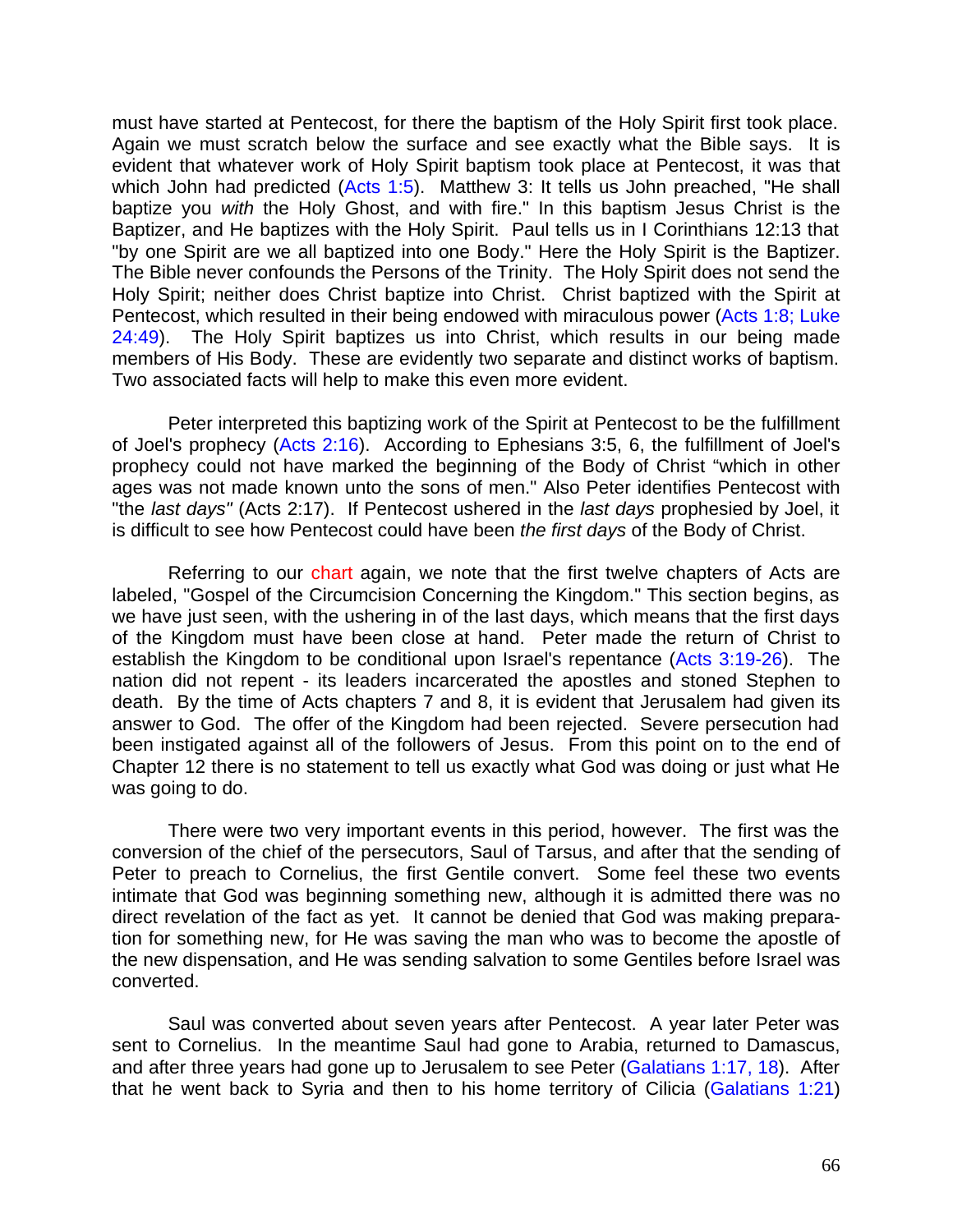must have started at Pentecost, for there the baptism of the Holy Spirit first took place. Again we must scratch below the surface and see exactly what the Bible says. It is evident that whatever work of Holy Spirit baptism took place at Pentecost, it was that which John had predicted (Acts 1:5). Matthew 3: It tells us John preached, "He shall baptize you *with* the Holy Ghost, and with fire." In this baptism Jesus Christ is the Baptizer, and He baptizes with the Holy Spirit. Paul tells us in I Corinthians 12:13 that "by one Spirit are we all baptized into one Body." Here the Holy Spirit is the Baptizer. The Bible never confounds the Persons of the Trinity. The Holy Spirit does not send the Holy Spirit; neither does Christ baptize into Christ. Christ baptized with the Spirit at Pentecost, which resulted in their being endowed with miraculous power (Acts 1:8; Luke 24:49). The Holy Spirit baptizes us into Christ, which results in our being made members of His Body. These are evidently two separate and distinct works of baptism. Two associated facts will help to make this even more evident.

Peter interpreted this baptizing work of the Spirit at Pentecost to be the fulfillment of Joel's prophecy (Acts 2:16). According to Ephesians 3:5, 6, the fulfillment of Joel's prophecy could not have marked the beginning of the Body of Christ "which in other ages was not made known unto the sons of men." Also Peter identifies Pentecost with "the *last days"* (Acts 2:17). If Pentecost ushered in the *last days* prophesied by Joel, it is difficult to see how Pentecost could have been *the first days* of the Body of Christ.

Referring to our chart again, we note that the first twelve chapters of Acts are labeled, "Gospel of the Circumcision Concerning the Kingdom." This section begins, as we have just seen, with the ushering in of the last days, which means that the first days of the Kingdom must have been close at hand. Peter made the return of Christ to establish the Kingdom to be conditional upon Israel's repentance (Acts 3:19-26). The nation did not repent - its leaders incarcerated the apostles and stoned Stephen to death. By the time of Acts chapters 7 and 8, it is evident that Jerusalem had given its answer to God. The offer of the Kingdom had been rejected. Severe persecution had been instigated against all of the followers of Jesus. From this point on to the end of Chapter 12 there is no statement to tell us exactly what God was doing or just what He was going to do.

There were two very important events in this period, however. The first was the conversion of the chief of the persecutors, Saul of Tarsus, and after that the sending of Peter to preach to Cornelius, the first Gentile convert. Some feel these two events intimate that God was beginning something new, although it is admitted there was no direct revelation of the fact as yet. It cannot be denied that God was making preparation for something new, for He was saving the man who was to become the apostle of the new dispensation, and He was sending salvation to some Gentiles before Israel was converted.

Saul was converted about seven years after Pentecost. A year later Peter was sent to Cornelius. In the meantime Saul had gone to Arabia, returned to Damascus, and after three years had gone up to Jerusalem to see Peter (Galatians 1:17, 18). After that he went back to Syria and then to his home territory of Cilicia (Galatians 1:21)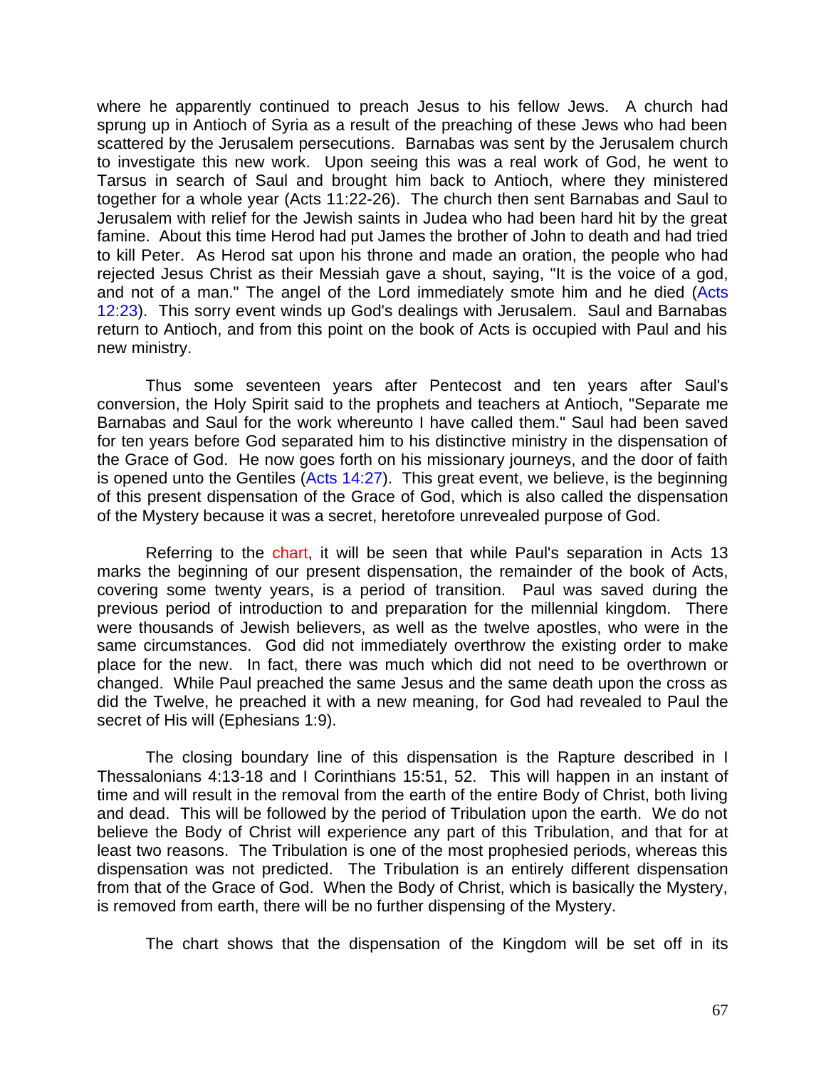where he apparently continued to preach Jesus to his fellow Jews. A church had sprung up in Antioch of Syria as a result of the preaching of these Jews who had been scattered by the Jerusalem persecutions. Barnabas was sent by the Jerusalem church to investigate this new work. Upon seeing this was a real work of God, he went to Tarsus in search of Saul and brought him back to Antioch, where they ministered together for a whole year (Acts 11:22-26). The church then sent Barnabas and Saul to Jerusalem with relief for the Jewish saints in Judea who had been hard hit by the great famine. About this time Herod had put James the brother of John to death and had tried to kill Peter. As Herod sat upon his throne and made an oration, the people who had rejected Jesus Christ as their Messiah gave a shout, saying, "It is the voice of a god, and not of a man." The angel of the Lord immediately smote him and he died (Acts 12:23). This sorry event winds up God's dealings with Jerusalem. Saul and Barnabas return to Antioch, and from this point on the book of Acts is occupied with Paul and his new ministry.

Thus some seventeen years after Pentecost and ten years after Saul's conversion, the Holy Spirit said to the prophets and teachers at Antioch, "Separate me Barnabas and Saul for the work whereunto I have called them." Saul had been saved for ten years before God separated him to his distinctive ministry in the dispensation of the Grace of God. He now goes forth on his missionary journeys, and the door of faith is opened unto the Gentiles (Acts 14:27). This great event, we believe, is the beginning of this present dispensation of the Grace of God, which is also called the dispensation of the Mystery because it was a secret, heretofore unrevealed purpose of God.

Referring to the chart, it will be seen that while Paul's separation in Acts 13 marks the beginning of our present dispensation, the remainder of the book of Acts, covering some twenty years, is a period of transition. Paul was saved during the previous period of introduction to and preparation for the millennial kingdom. There were thousands of Jewish believers, as well as the twelve apostles, who were in the same circumstances. God did not immediately overthrow the existing order to make place for the new. In fact, there was much which did not need to be overthrown or changed. While Paul preached the same Jesus and the same death upon the cross as did the Twelve, he preached it with a new meaning, for God had revealed to Paul the secret of His will (Ephesians 1:9).

The closing boundary line of this dispensation is the Rapture described in I Thessalonians 4:13-18 and I Corinthians 15:51, 52. This will happen in an instant of time and will result in the removal from the earth of the entire Body of Christ, both living and dead. This will be followed by the period of Tribulation upon the earth. We do not believe the Body of Christ will experience any part of this Tribulation, and that for at least two reasons. The Tribulation is one of the most prophesied periods, whereas this dispensation was not predicted. The Tribulation is an entirely different dispensation from that of the Grace of God. When the Body of Christ, which is basically the Mystery, is removed from earth, there will be no further dispensing of the Mystery.

The chart shows that the dispensation of the Kingdom will be set off in its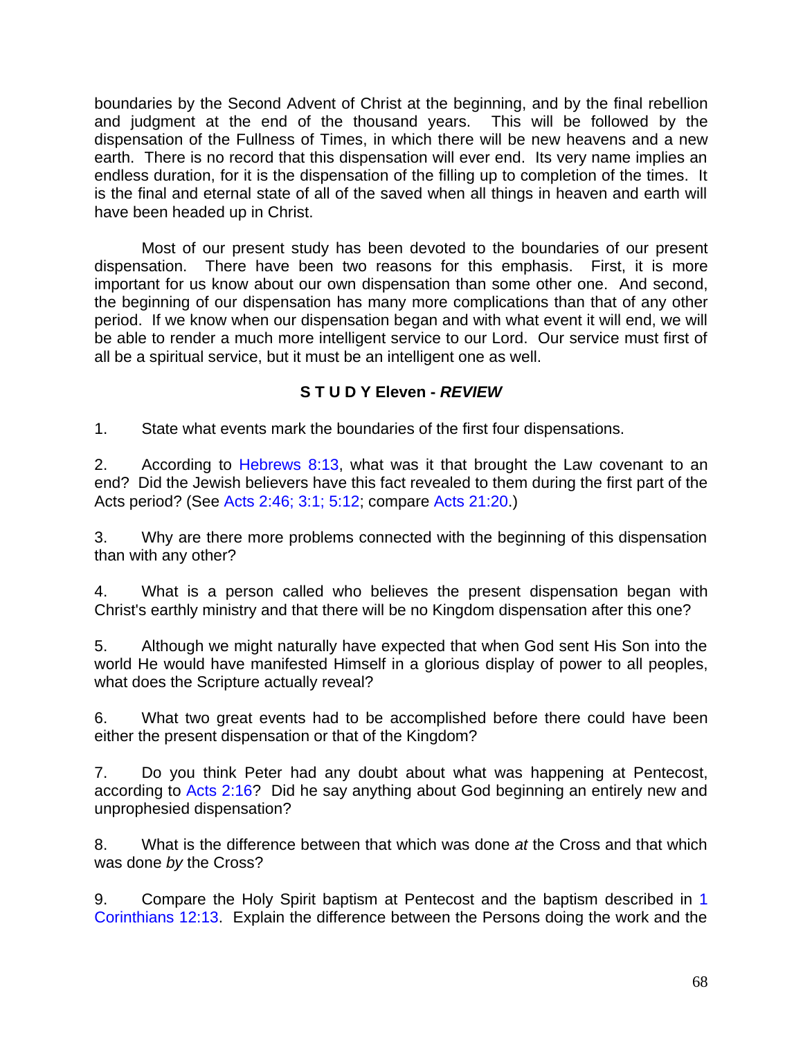boundaries by the Second Advent of Christ at the beginning, and by the final rebellion and judgment at the end of the thousand years. This will be followed by the dispensation of the Fullness of Times, in which there will be new heavens and a new earth. There is no record that this dispensation will ever end. Its very name implies an endless duration, for it is the dispensation of the filling up to completion of the times. It is the final and eternal state of all of the saved when all things in heaven and earth will have been headed up in Christ.

Most of our present study has been devoted to the boundaries of our present dispensation. There have been two reasons for this emphasis. First, it is more important for us know about our own dispensation than some other one. And second, the beginning of our dispensation has many more complications than that of any other period. If we know when our dispensation began and with what event it will end, we will be able to render a much more intelligent service to our Lord. Our service must first of all be a spiritual service, but it must be an intelligent one as well.

### S T U D Y Eleven - *REVIEW*

1. State what events mark the boundaries of the first four dispensations.

2. According to Hebrews 8:13, what was it that brought the Law covenant to an end? Did the Jewish believers have this fact revealed to them during the first part of the Acts period? (See Acts 2:46; 3:1; 5:12; compare Acts 21:20.)

3. Why are there more problems connected with the beginning of this dispensation than with any other?

4. What is a person called who believes the present dispensation began with Christ's earthly ministry and that there will be no Kingdom dispensation after this one?

5. Although we might naturally have expected that when God sent His Son into the world He would have manifested Himself in a glorious display of power to all peoples, what does the Scripture actually reveal?

6. What two great events had to be accomplished before there could have been either the present dispensation or that of the Kingdom?

7. Do you think Peter had any doubt about what was happening at Pentecost, according to Acts 2:16? Did he say anything about God beginning an entirely new and unprophesied dispensation?

8. What is the difference between that which was done *at* the Cross and that which was done *by* the Cross?

9. Compare the Holy Spirit baptism at Pentecost and the baptism described in 1 Corinthians 12:13. Explain the difference between the Persons doing the work and the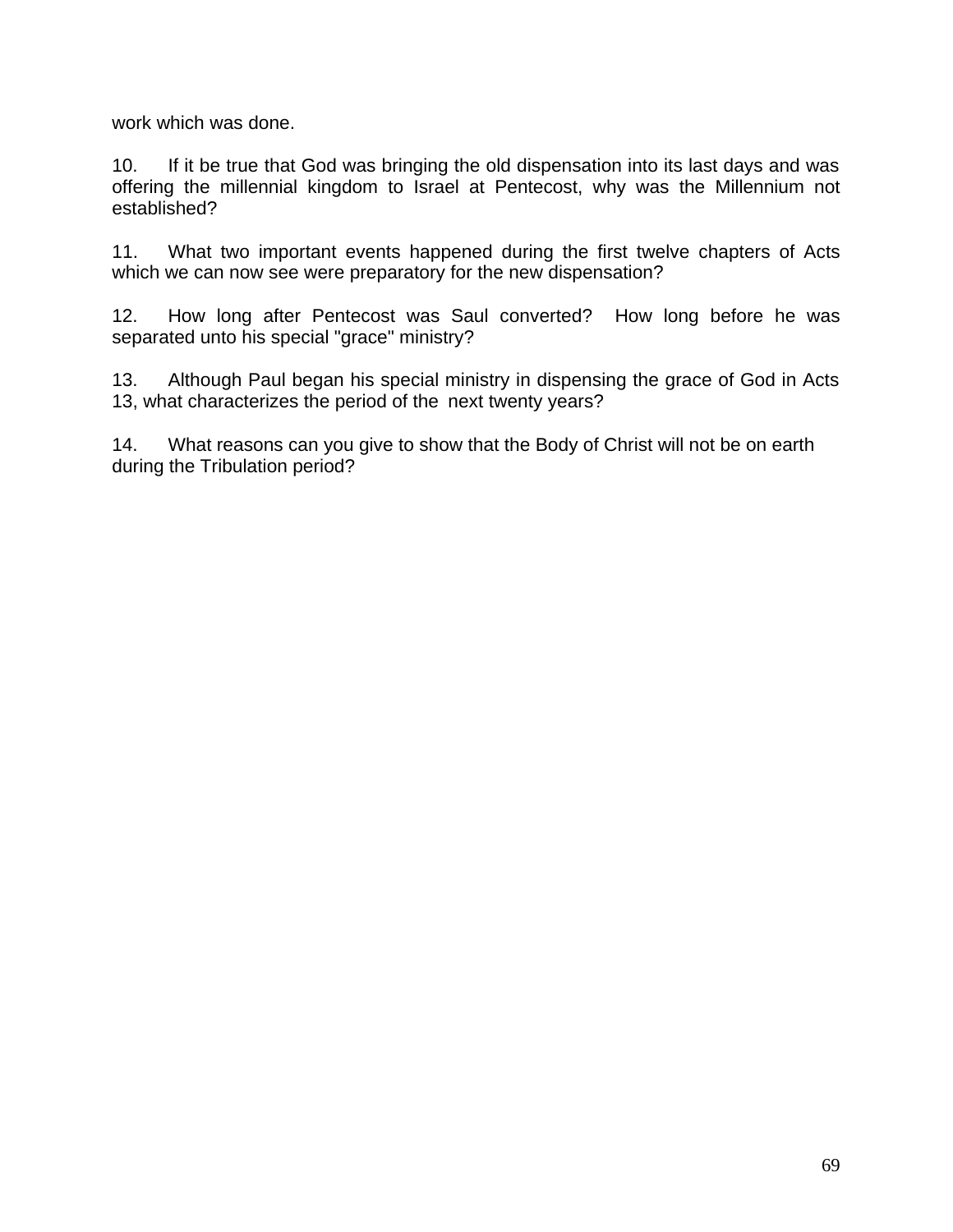work which was done.

10. If it be true that God was bringing the old dispensation into its last days and was offering the millennial kingdom to Israel at Pentecost, why was the Millennium not established?

11. What two important events happened during the first twelve chapters of Acts which we can now see were preparatory for the new dispensation?

12. How long after Pentecost was Saul converted? How long before he was separated unto his special "grace" ministry?

13. Although Paul began his special ministry in dispensing the grace of God in Acts 13, what characterizes the period of the next twenty years?

14. What reasons can you give to show that the Body of Christ will not be on earth during the Tribulation period?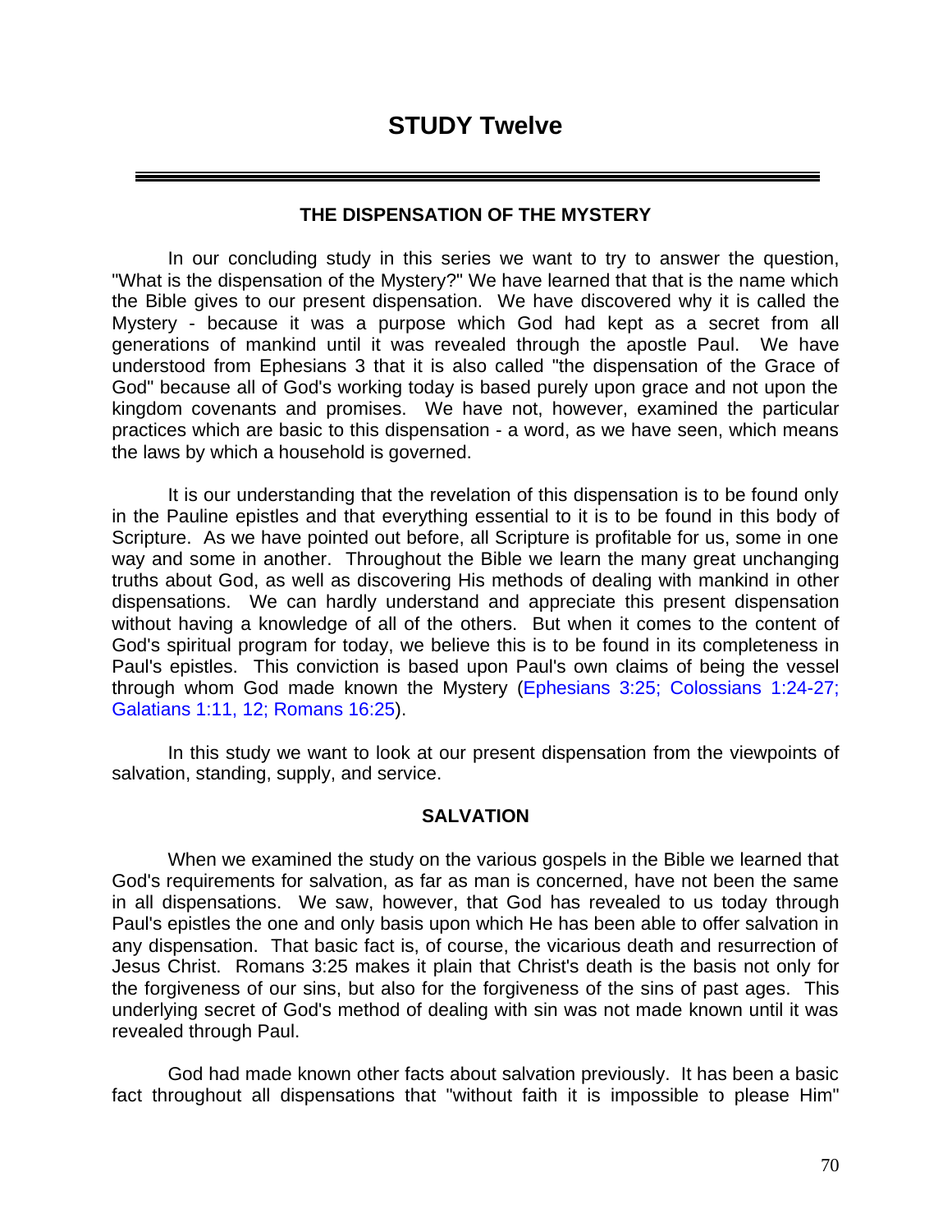# STUDY Twelve

## THE DISPENSATION OF THE MYSTERY

In our concluding study in this series we want to try to answer the question, "What is the dispensation of the Mystery?" We have learned that that is the name which the Bible gives to our present dispensation. We have discovered why it is called the Mystery - because it was a purpose which God had kept as a secret from all generations of mankind until it was revealed through the apostle Paul. We have understood from Ephesians 3 that it is also called "the dispensation of the Grace of God" because all of God's working today is based purely upon grace and not upon the kingdom covenants and promises. We have not, however, examined the particular practices which are basic to this dispensation - a word, as we have seen, which means the laws by which a household is governed.

It is our understanding that the revelation of this dispensation is to be found only in the Pauline epistles and that everything essential to it is to be found in this body of Scripture. As we have pointed out before, all Scripture is profitable for us, some in one way and some in another. Throughout the Bible we learn the many great unchanging truths about God, as well as discovering His methods of dealing with mankind in other dispensations. We can hardly understand and appreciate this present dispensation without having a knowledge of all of the others. But when it comes to the content of God's spiritual program for today, we believe this is to be found in its completeness in Paul's epistles. This conviction is based upon Paul's own claims of being the vessel through whom God made known the Mystery (Ephesians 3:25; Colossians 1:24-27; Galatians 1:11, 12; Romans 16:25).

In this study we want to look at our present dispensation from the viewpoints of salvation, standing, supply, and service.

### SALVATION

When we examined the study on the various gospels in the Bible we learned that God's requirements for salvation, as far as man is concerned, have not been the same in all dispensations. We saw, however, that God has revealed to us today through Paul's epistles the one and only basis upon which He has been able to offer salvation in any dispensation. That basic fact is, of course, the vicarious death and resurrection of Jesus Christ. Romans 3:25 makes it plain that Christ's death is the basis not only for the forgiveness of our sins, but also for the forgiveness of the sins of past ages. This underlying secret of God's method of dealing with sin was not made known until it was revealed through Paul.

God had made known other facts about salvation previously. It has been a basic fact throughout all dispensations that "without faith it is impossible to please Him"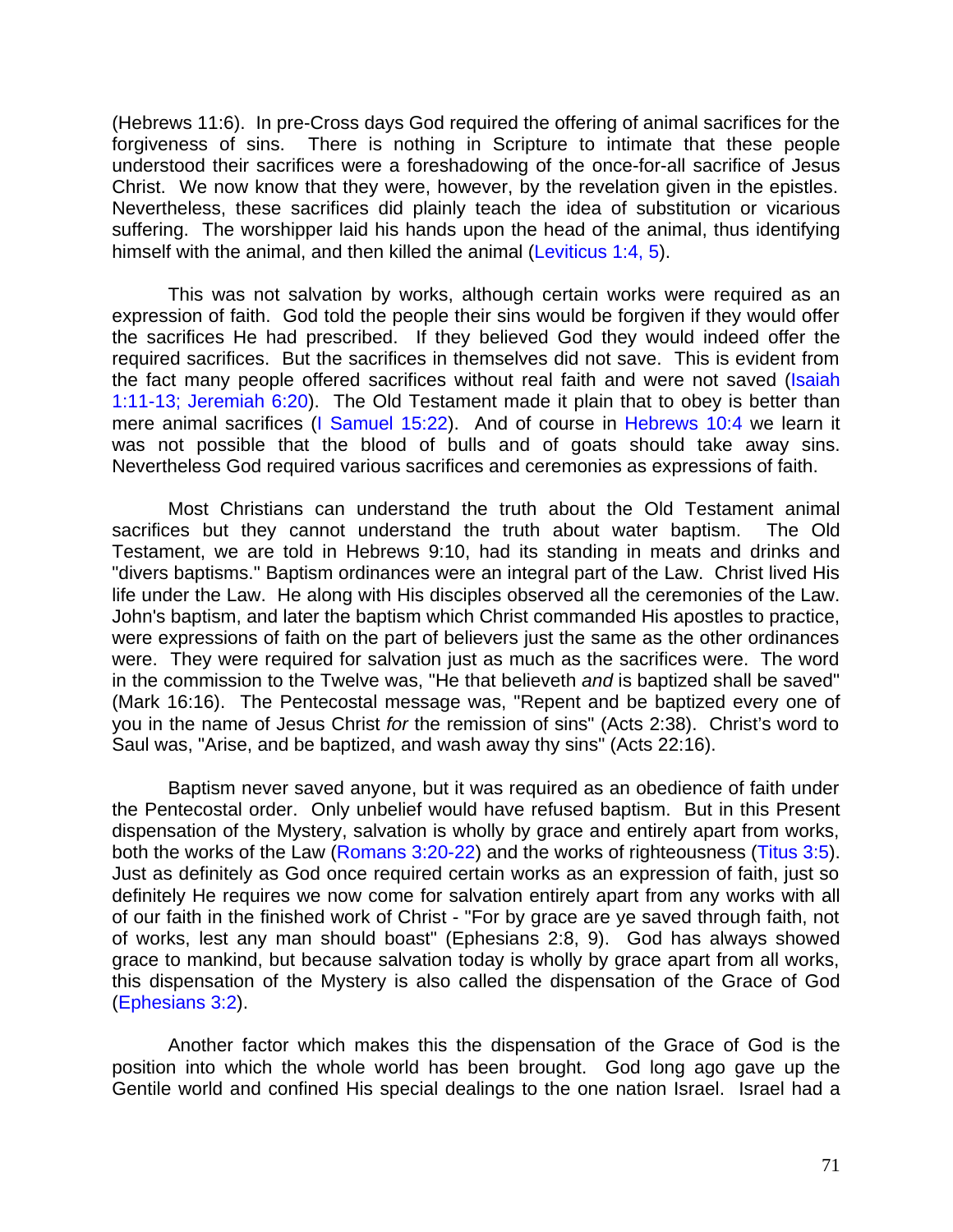(Hebrews 11:6). In pre-Cross days God required the offering of animal sacrifices for the forgiveness of sins. There is nothing in Scripture to intimate that these people understood their sacrifices were a foreshadowing of the once-for-all sacrifice of Jesus Christ. We now know that they were, however, by the revelation given in the epistles. Nevertheless, these sacrifices did plainly teach the idea of substitution or vicarious suffering. The worshipper laid his hands upon the head of the animal, thus identifying himself with the animal, and then killed the animal (Leviticus 1:4, 5).

This was not salvation by works, although certain works were required as an expression of faith. God told the people their sins would be forgiven if they would offer the sacrifices He had prescribed. If they believed God they would indeed offer the required sacrifices. But the sacrifices in themselves did not save. This is evident from the fact many people offered sacrifices without real faith and were not saved (Isaiah 1:11-13; Jeremiah 6:20). The Old Testament made it plain that to obey is better than mere animal sacrifices (I Samuel 15:22). And of course in Hebrews 10:4 we learn it was not possible that the blood of bulls and of goats should take away sins. Nevertheless God required various sacrifices and ceremonies as expressions of faith.

Most Christians can understand the truth about the Old Testament animal sacrifices but they cannot understand the truth about water baptism. The Old Testament, we are told in Hebrews 9:10, had its standing in meats and drinks and "divers baptisms." Baptism ordinances were an integral part of the Law. Christ lived His life under the Law. He along with His disciples observed all the ceremonies of the Law. John's baptism, and later the baptism which Christ commanded His apostles to practice, were expressions of faith on the part of believers just the same as the other ordinances were. They were required for salvation just as much as the sacrifices were. The word in the commission to the Twelve was, "He that believeth *and* is baptized shall be saved" (Mark 16:16). The Pentecostal message was, "Repent and be baptized every one of you in the name of Jesus Christ *for* the remission of sins" (Acts 2:38). Christ's word to Saul was, "Arise, and be baptized, and wash away thy sins" (Acts 22:16).

Baptism never saved anyone, but it was required as an obedience of faith under the Pentecostal order. Only unbelief would have refused baptism. But in this Present dispensation of the Mystery, salvation is wholly by grace and entirely apart from works, both the works of the Law (Romans 3:20-22) and the works of righteousness (Titus 3:5). Just as definitely as God once required certain works as an expression of faith, just so definitely He requires we now come for salvation entirely apart from any works with all of our faith in the finished work of Christ - "For by grace are ye saved through faith, not of works, lest any man should boast" (Ephesians 2:8, 9). God has always showed grace to mankind, but because salvation today is wholly by grace apart from all works, this dispensation of the Mystery is also called the dispensation of the Grace of God (Ephesians 3:2).

Another factor which makes this the dispensation of the Grace of God is the position into which the whole world has been brought. God long ago gave up the Gentile world and confined His special dealings to the one nation Israel. Israel had a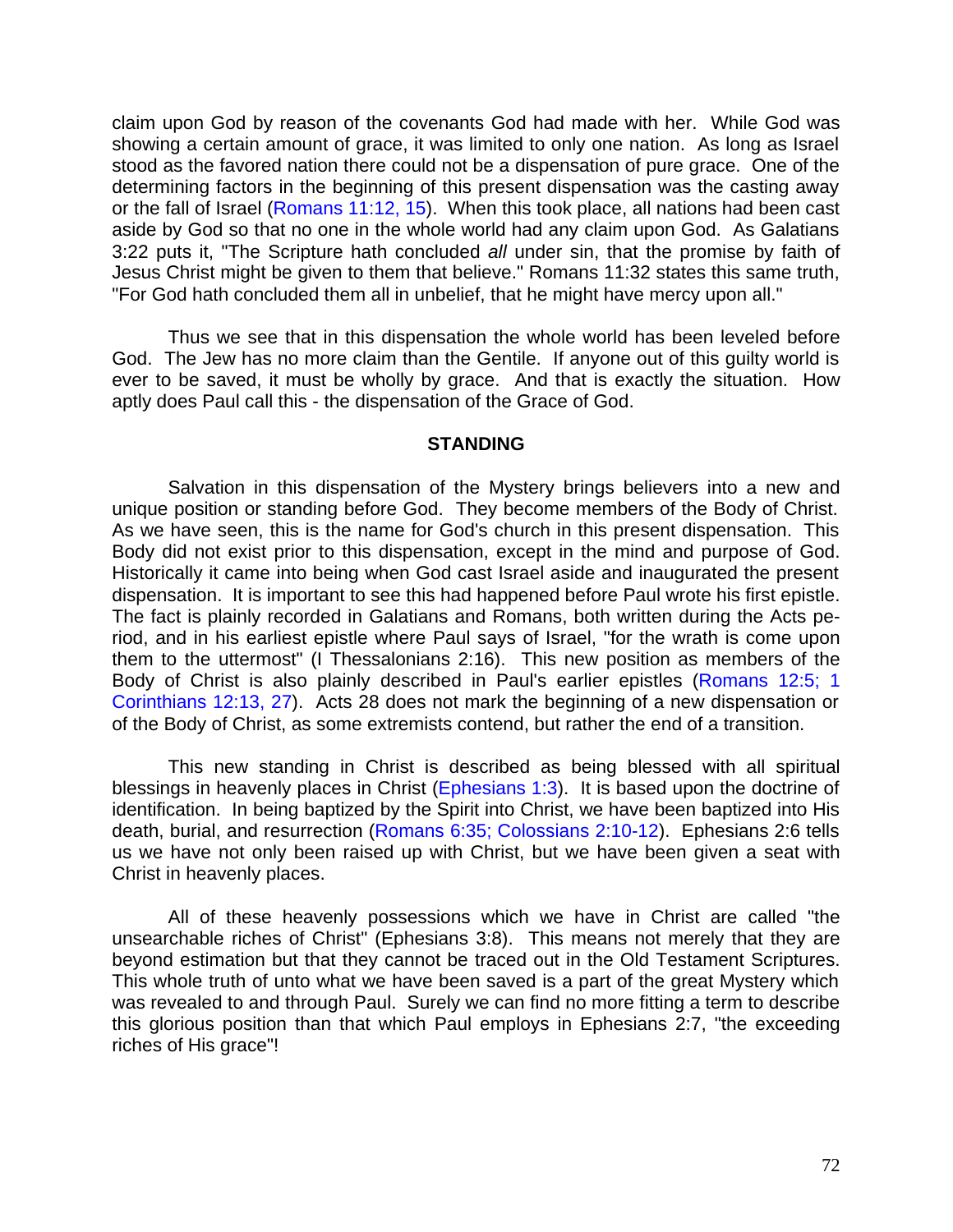claim upon God by reason of the covenants God had made with her. While God was showing a certain amount of grace, it was limited to only one nation. As long as Israel stood as the favored nation there could not be a dispensation of pure grace. One of the determining factors in the beginning of this present dispensation was the casting away or the fall of Israel (Romans 11:12, 15). When this took place, all nations had been cast aside by God so that no one in the whole world had any claim upon God. As Galatians 3:22 puts it, "The Scripture hath concluded *all* under sin, that the promise by faith of Jesus Christ might be given to them that believe." Romans 11:32 states this same truth, "For God hath concluded them all in unbelief, that he might have mercy upon all."

Thus we see that in this dispensation the whole world has been leveled before God. The Jew has no more claim than the Gentile. If anyone out of this guilty world is ever to be saved, it must be wholly by grace. And that is exactly the situation. How aptly does Paul call this - the dispensation of the Grace of God.

## STANDING

Salvation in this dispensation of the Mystery brings believers into a new and unique position or standing before God. They become members of the Body of Christ. As we have seen, this is the name for God's church in this present dispensation. This Body did not exist prior to this dispensation, except in the mind and purpose of God. Historically it came into being when God cast Israel aside and inaugurated the present dispensation. It is important to see this had happened before Paul wrote his first epistle. The fact is plainly recorded in Galatians and Romans, both written during the Acts period, and in his earliest epistle where Paul says of Israel, "for the wrath is come upon them to the uttermost" (I Thessalonians 2:16). This new position as members of the Body of Christ is also plainly described in Paul's earlier epistles (Romans 12:5; 1 Corinthians 12:13, 27). Acts 28 does not mark the beginning of a new dispensation or of the Body of Christ, as some extremists contend, but rather the end of a transition.

This new standing in Christ is described as being blessed with all spiritual blessings in heavenly places in Christ (Ephesians 1:3). It is based upon the doctrine of identification. In being baptized by the Spirit into Christ, we have been baptized into His death, burial, and resurrection (Romans 6:35; Colossians 2:10-12). Ephesians 2:6 tells us we have not only been raised up with Christ, but we have been given a seat with Christ in heavenly places.

All of these heavenly possessions which we have in Christ are called "the unsearchable riches of Christ" (Ephesians 3:8). This means not merely that they are beyond estimation but that they cannot be traced out in the Old Testament Scriptures. This whole truth of unto what we have been saved is a part of the great Mystery which was revealed to and through Paul. Surely we can find no more fitting a term to describe this glorious position than that which Paul employs in Ephesians 2:7, "the exceeding riches of His grace"!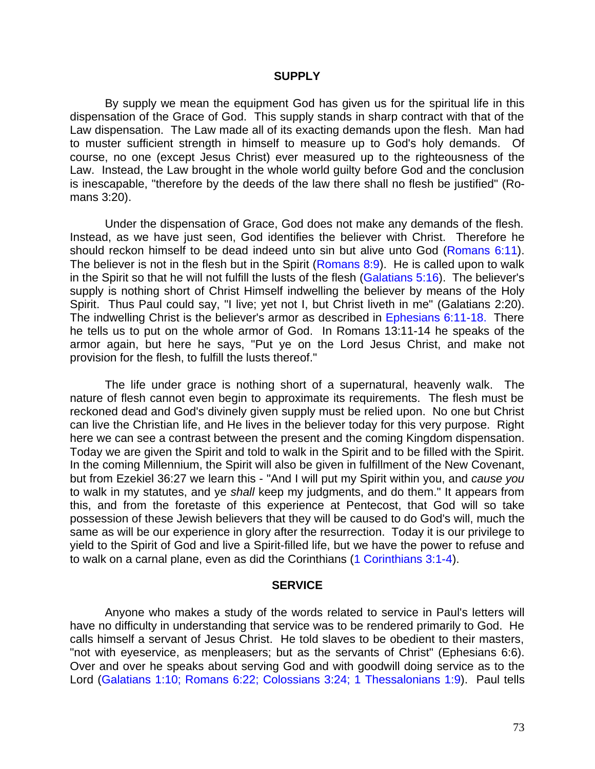## SUPPLY

By supply we mean the equipment God has given us for the spiritual life in this dispensation of the Grace of God. This supply stands in sharp contract with that of the Law dispensation. The Law made all of its exacting demands upon the flesh. Man had to muster sufficient strength in himself to measure up to God's holy demands. Of course, no one (except Jesus Christ) ever measured up to the righteousness of the Law. Instead, the Law brought in the whole world guilty before God and the conclusion is inescapable, "therefore by the deeds of the law there shall no flesh be justified" (Romans 3:20).

Under the dispensation of Grace, God does not make any demands of the flesh. Instead, as we have just seen, God identifies the believer with Christ. Therefore he should reckon himself to be dead indeed unto sin but alive unto God (Romans 6:11). The believer is not in the flesh but in the Spirit (Romans 8:9). He is called upon to walk in the Spirit so that he will not fulfill the lusts of the flesh (Galatians 5:16). The believer's supply is nothing short of Christ Himself indwelling the believer by means of the Holy Spirit. Thus Paul could say, "I live; yet not I, but Christ liveth in me" (Galatians 2:20). The indwelling Christ is the believer's armor as described in Ephesians 6:11-18. There he tells us to put on the whole armor of God. In Romans 13:11-14 he speaks of the armor again, but here he says, "Put ye on the Lord Jesus Christ, and make not provision for the flesh, to fulfill the lusts thereof."

The life under grace is nothing short of a supernatural, heavenly walk. The nature of flesh cannot even begin to approximate its requirements. The flesh must be reckoned dead and God's divinely given supply must be relied upon. No one but Christ can live the Christian life, and He lives in the believer today for this very purpose. Right here we can see a contrast between the present and the coming Kingdom dispensation. Today we are given the Spirit and told to walk in the Spirit and to be filled with the Spirit. In the coming Millennium, the Spirit will also be given in fulfillment of the New Covenant, but from Ezekiel 36:27 we learn this - "And I will put my Spirit within you, and *cause you* to walk in my statutes, and ye *shall* keep my judgments, and do them." It appears from this, and from the foretaste of this experience at Pentecost, that God will so take possession of these Jewish believers that they will be caused to do God's will, much the same as will be our experience in glory after the resurrection. Today it is our privilege to yield to the Spirit of God and live a Spirit-filled life, but we have the power to refuse and to walk on a carnal plane, even as did the Corinthians (1 Corinthians 3:1-4).

## SERVICE

Anyone who makes a study of the words related to service in Paul's letters will have no difficulty in understanding that service was to be rendered primarily to God. He calls himself a servant of Jesus Christ. He told slaves to be obedient to their masters, "not with eyeservice, as menpleasers; but as the servants of Christ" (Ephesians 6:6). Over and over he speaks about serving God and with goodwill doing service as to the Lord (Galatians 1:10; Romans 6:22; Colossians 3:24; 1 Thessalonians 1:9). Paul tells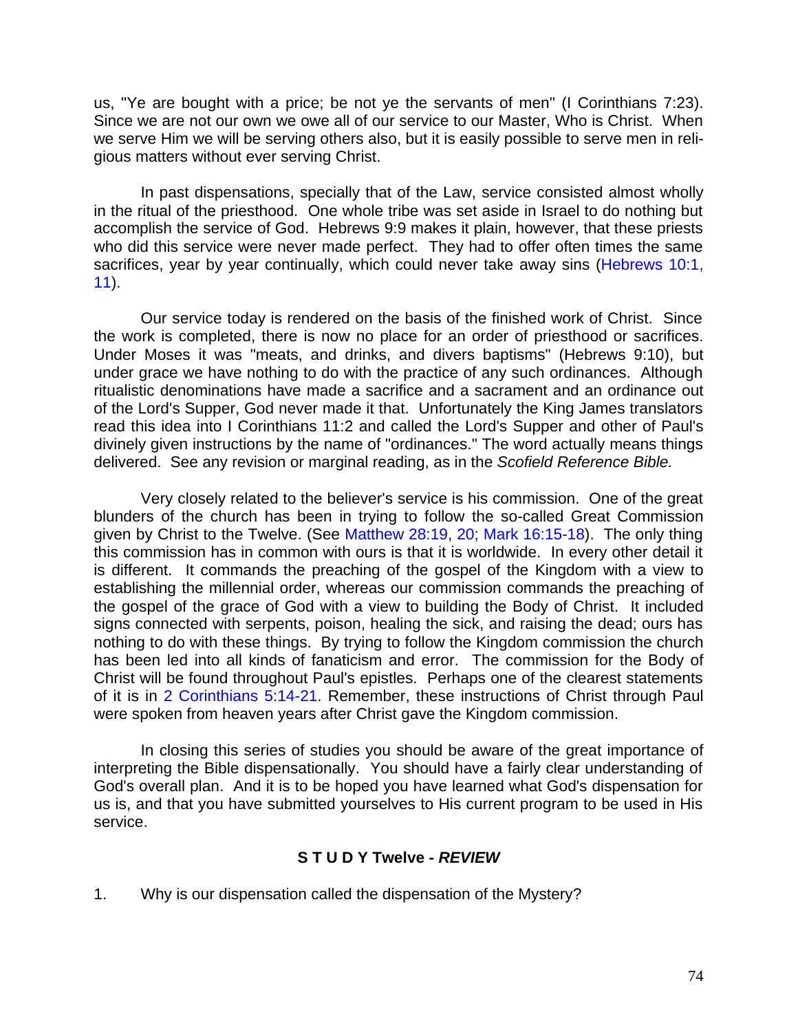us, "Ye are bought with a price; be not ye the servants of men" (I Corinthians 7:23). Since we are not our own we owe all of our service to our Master, Who is Christ. When we serve Him we will be serving others also, but it is easily possible to serve men in religious matters without ever serving Christ.

In past dispensations, specially that of the Law, service consisted almost wholly in the ritual of the priesthood. One whole tribe was set aside in Israel to do nothing but accomplish the service of God. Hebrews 9:9 makes it plain, however, that these priests who did this service were never made perfect. They had to offer often times the same sacrifices, year by year continually, which could never take away sins (Hebrews 10:1, 11).

Our service today is rendered on the basis of the finished work of Christ. Since the work is completed, there is now no place for an order of priesthood or sacrifices. Under Moses it was "meats, and drinks, and divers baptisms" (Hebrews 9:10), but under grace we have nothing to do with the practice of any such ordinances. Although ritualistic denominations have made a sacrifice and a sacrament and an ordinance out of the Lord's Supper, God never made it that. Unfortunately the King James translators read this idea into I Corinthians 11:2 and called the Lord's Supper and other of Paul's divinely given instructions by the name of "ordinances." The word actually means things delivered. See any revision or marginal reading, as in the *Scofield Reference Bible.*

Very closely related to the believer's service is his commission. One of the great blunders of the church has been in trying to follow the so-called Great Commission given by Christ to the Twelve. (See Matthew 28:19, 20; Mark 16:15-18). The only thing this commission has in common with ours is that it is worldwide. In every other detail it is different. It commands the preaching of the gospel of the Kingdom with a view to establishing the millennial order, whereas our commission commands the preaching of the gospel of the grace of God with a view to building the Body of Christ. It included signs connected with serpents, poison, healing the sick, and raising the dead; ours has nothing to do with these things. By trying to follow the Kingdom commission the church has been led into all kinds of fanaticism and error. The commission for the Body of Christ will be found throughout Paul's epistles. Perhaps one of the clearest statements of it is in 2 Corinthians 5:14-21. Remember, these instructions of Christ through Paul were spoken from heaven years after Christ gave the Kingdom commission.

In closing this series of studies you should be aware of the great importance of interpreting the Bible dispensationally. You should have a fairly clear understanding of God's overall plan. And it is to be hoped you have learned what God's dispensation for us is, and that you have submitted yourselves to His current program to be used in His service.

## S T U D Y Twelve - *REVIEW*

1. Why is our dispensation called the dispensation of the Mystery?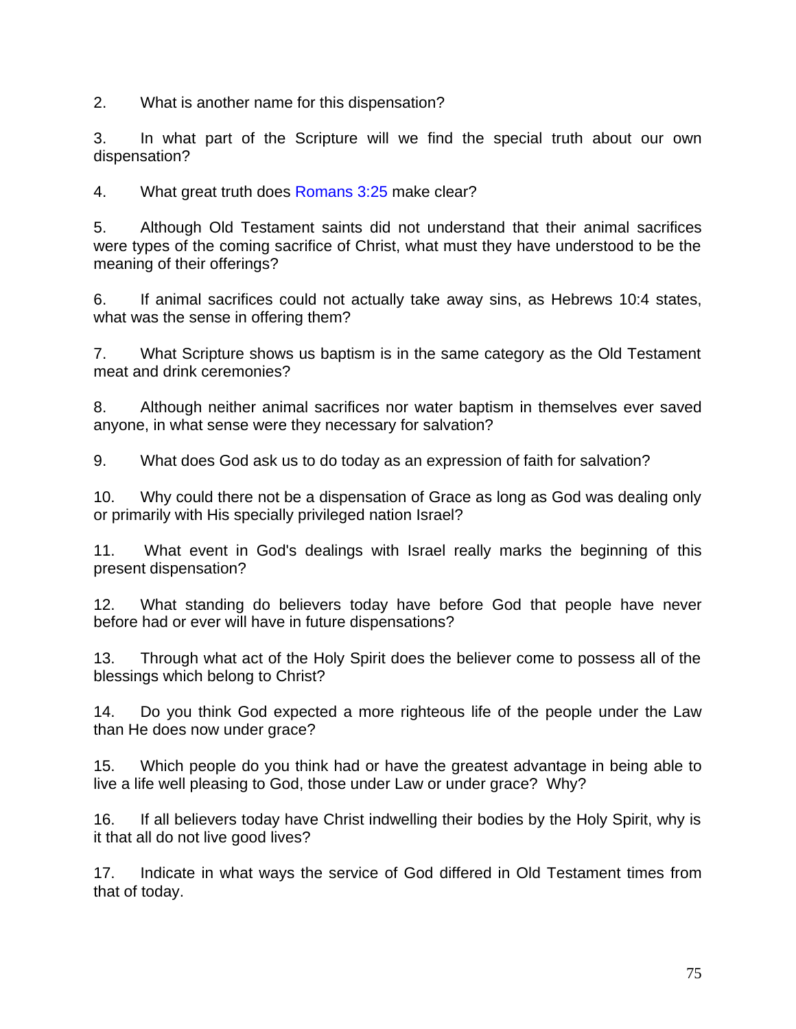2. What is another name for this dispensation?

3. In what part of the Scripture will we find the special truth about our own dispensation?

4. What great truth does Romans 3:25 make clear?

5. Although Old Testament saints did not understand that their animal sacrifices were types of the coming sacrifice of Christ, what must they have understood to be the meaning of their offerings?

6. If animal sacrifices could not actually take away sins, as Hebrews 10:4 states, what was the sense in offering them?

7. What Scripture shows us baptism is in the same category as the Old Testament meat and drink ceremonies?

8. Although neither animal sacrifices nor water baptism in themselves ever saved anyone, in what sense were they necessary for salvation?

9. What does God ask us to do today as an expression of faith for salvation?

10. Why could there not be a dispensation of Grace as long as God was dealing only or primarily with His specially privileged nation Israel?

11. What event in God's dealings with Israel really marks the beginning of this present dispensation?

12. What standing do believers today have before God that people have never before had or ever will have in future dispensations?

13. Through what act of the Holy Spirit does the believer come to possess all of the blessings which belong to Christ?

14. Do you think God expected a more righteous life of the people under the Law than He does now under grace?

15. Which people do you think had or have the greatest advantage in being able to live a life well pleasing to God, those under Law or under grace? Why?

16. If all believers today have Christ indwelling their bodies by the Holy Spirit, why is it that all do not live good lives?

17. Indicate in what ways the service of God differed in Old Testament times from that of today.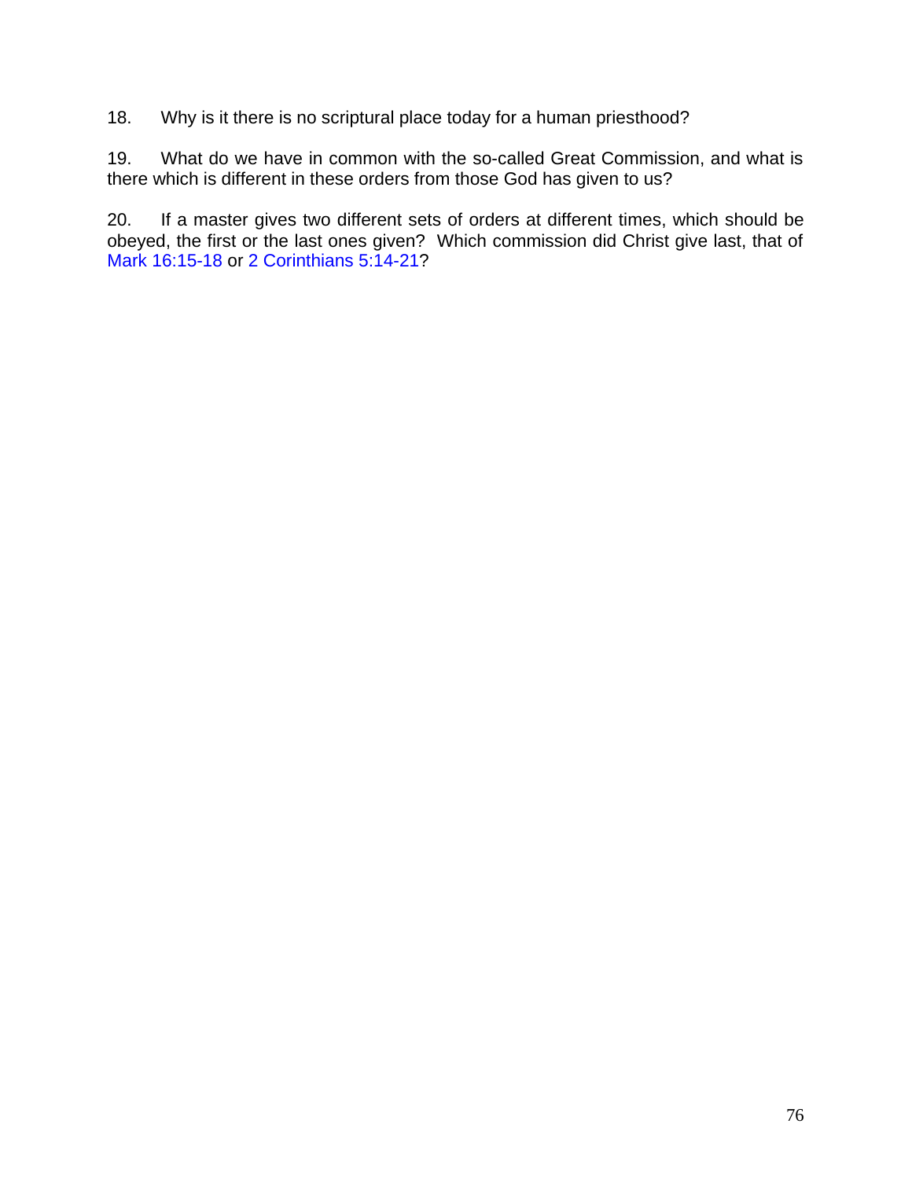18. Why is it there is no scriptural place today for a human priesthood?

19. What do we have in common with the so-called Great Commission, and what is there which is different in these orders from those God has given to us?

20. If a master gives two different sets of orders at different times, which should be obeyed, the first or the last ones given? Which commission did Christ give last, that of Mark 16:15-18 or 2 Corinthians 5:14-21?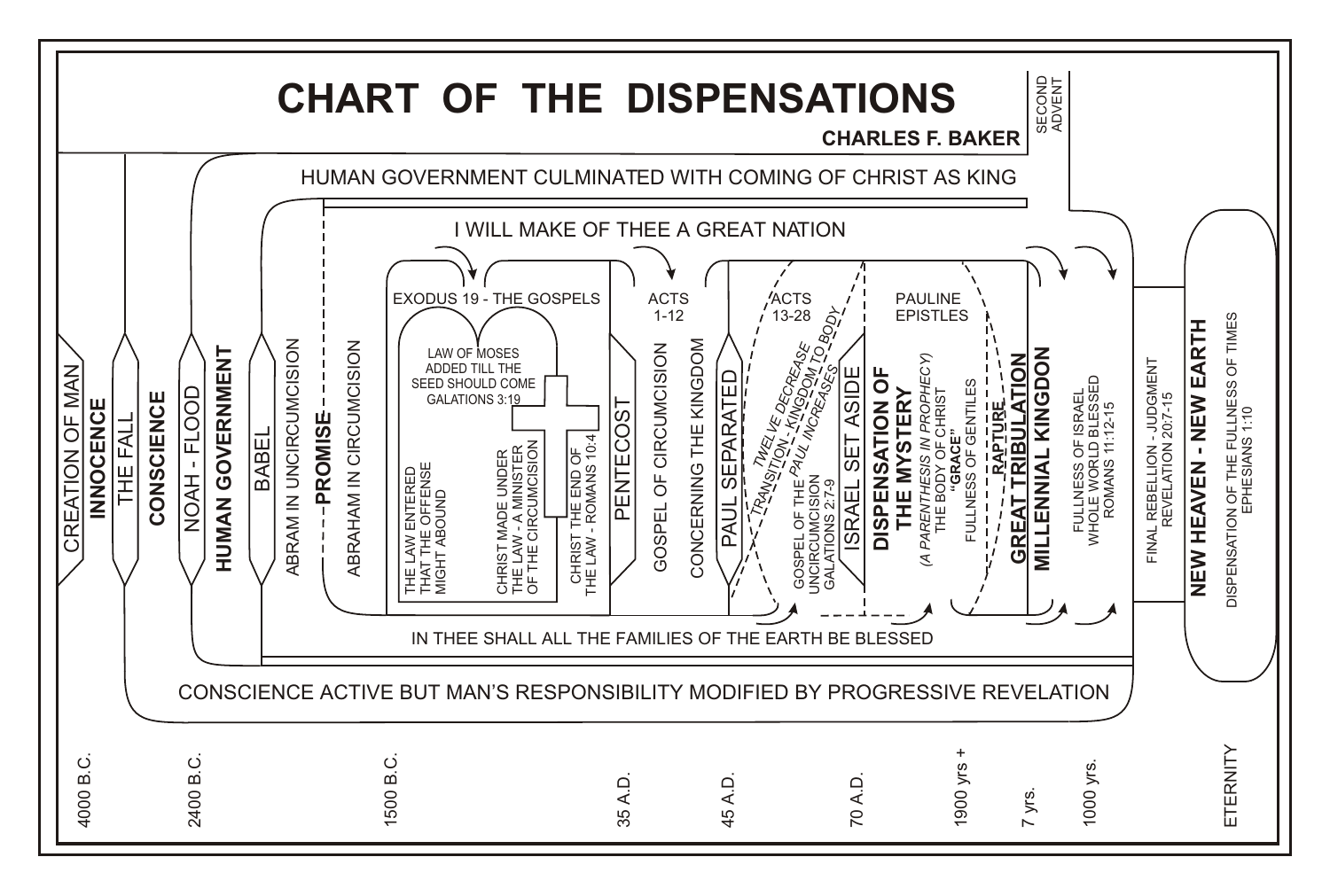# CHART OF THE DISPENSATIONS

**CHARLES F. BAKER**

SECOND ADVENT

HUMAN GOVERNMENT CULMINATED WITH COMING OF CHRIST AS KING

I WILL MAKE OF THEE A GREAT NATION

CREATION OF MAN
**INNOCENCE**
THE FALL
**CONSCIENCE**
NOAH - FLOOD
**HUMAN GOVERNMENT**
BABEL
ABRAM IN UNCIRCUMCISION
**PROMISE**
ABRAHAM IN CIRCUMCISION

EXODUS 19 - THE GOSPELS

LAW OF MOSES ADDED TILL THE SEED SHOULD COME GALATIONS 3:19

THE LAW ENTERED THAT THE OFFENSE MIGHT ABOUND

CHRIST MADE UNDER THE LAW - A MINISTER OF THE CIRCUMCISION

CHRIST THE END OF THE LAW - ROMANS 10:4

PENTECOST

ACTS 1-12

GOSPEL OF CIRCUMCISION

CONCERNING THE KINGDOM

PAUL SEPARATED

ACTS 13-28

*TWELVE DECREASE*
*TRANSITION - KINGDOM TO BODY*
*PAUL INCREASES*

GOSPEL OF THE UNCIRCUMCISION GALATIONS 2:7-9

ISRAEL SET ASIDE

PAULINE EPISTLES

**DISPENSATION OF THE MYSTERY**
*(A PARENTHESIS IN PROPHECY)*
THE BODY OF CHRIST
**"GRACE"**
FULLNESS OF GENTILES

**RAPTURE**
**GREAT TRIBULATION**
**MILLENNIAL KINGDON**

FULLNESS OF ISRAEL
WHOLE WORLD BLESSED
ROMANS 11:12-15

FINAL REBELLION - JUDGMENT
REVELATION 20:7-15

**NEW HEAVEN - NEW EARTH**
DISPENSATION OF THE FULLNESS OF TIMES
EPHESIANS 1:10

IN THEE SHALL ALL THE FAMILIES OF THE EARTH BE BLESSED

CONSCIENCE ACTIVE BUT MAN'S RESPONSIBILITY MODIFIED BY PROGRESSIVE REVELATION

4000 B.C.
2400 B.C.
1500 B.C.
35 A.D.
45 A.D.
70 A.D.
1900 yrs +
7 yrs.
1000 yrs.
ETERNITY